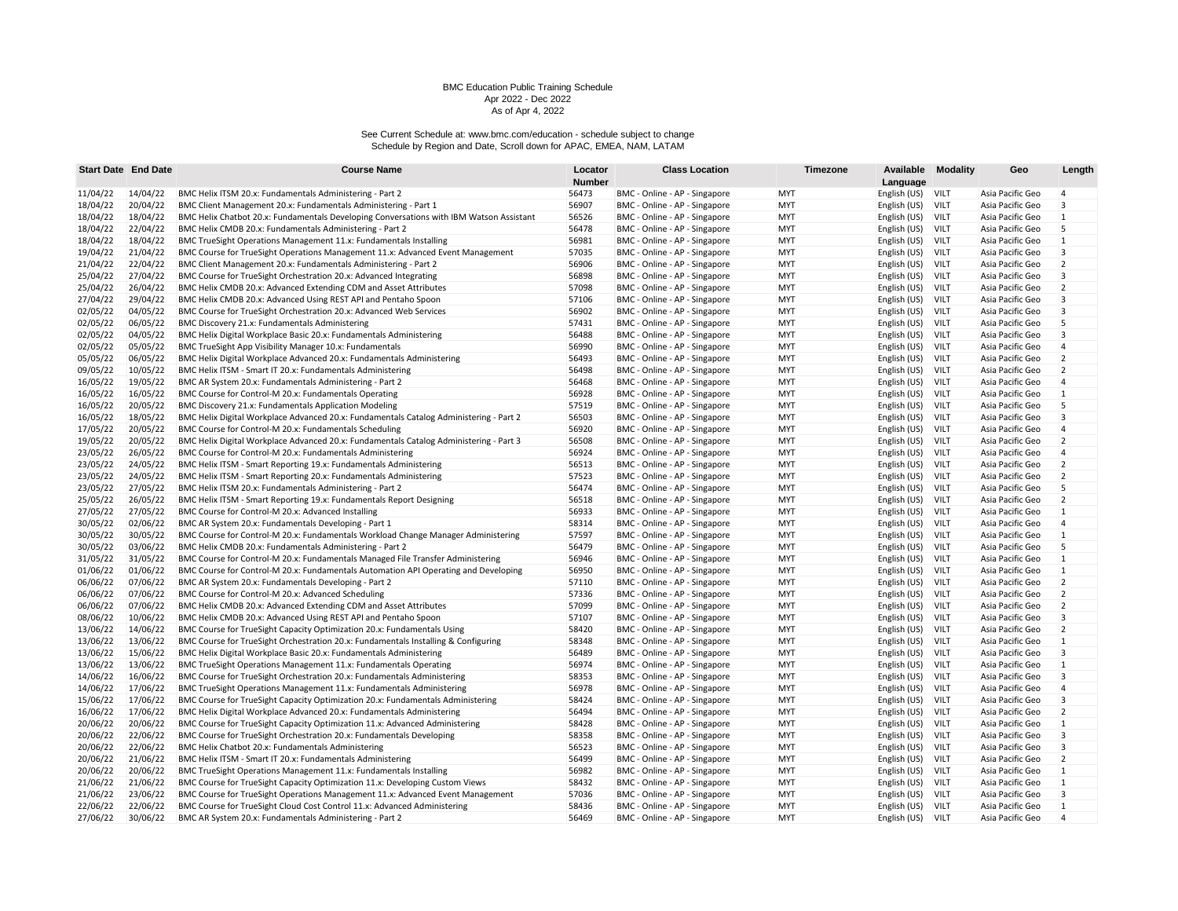BMC Education Public Training Schedule
Apr 2022 - Dec 2022
As of Apr 4, 2022

See Current Schedule at: www.bmc.com/education - schedule subject to change
Schedule by Region and Date, Scroll down for APAC, EMEA, NAM, LATAM

| Start Date | End Date | Course Name | Locator Number | Class Location | Timezone | Available Language | Modality | Geo | Length |
|---|---|---|---|---|---|---|---|---|---|
| 11/04/22 | 14/04/22 | BMC Helix ITSM 20.x: Fundamentals Administering - Part 2 | 56473 | BMC - Online - AP - Singapore | MYT | English (US) | VILT | Asia Pacific Geo | 4 |
| 18/04/22 | 20/04/22 | BMC Client Management 20.x: Fundamentals Administering - Part 1 | 56907 | BMC - Online - AP - Singapore | MYT | English (US) | VILT | Asia Pacific Geo | 3 |
| 18/04/22 | 18/04/22 | BMC Helix Chatbot 20.x: Fundamentals Developing Conversations with IBM Watson Assistant | 56526 | BMC - Online - AP - Singapore | MYT | English (US) | VILT | Asia Pacific Geo | 1 |
| 18/04/22 | 22/04/22 | BMC Helix CMDB 20.x: Fundamentals Administering - Part 2 | 56478 | BMC - Online - AP - Singapore | MYT | English (US) | VILT | Asia Pacific Geo | 5 |
| 18/04/22 | 18/04/22 | BMC TrueSight Operations Management 11.x: Fundamentals Installing | 56981 | BMC - Online - AP - Singapore | MYT | English (US) | VILT | Asia Pacific Geo | 1 |
| 19/04/22 | 21/04/22 | BMC Course for TrueSight Operations Management 11.x: Advanced Event Management | 57035 | BMC - Online - AP - Singapore | MYT | English (US) | VILT | Asia Pacific Geo | 3 |
| 21/04/22 | 22/04/22 | BMC Client Management 20.x: Fundamentals Administering - Part 2 | 56906 | BMC - Online - AP - Singapore | MYT | English (US) | VILT | Asia Pacific Geo | 2 |
| 25/04/22 | 27/04/22 | BMC Course for TrueSight Orchestration 20.x: Advanced Integrating | 56898 | BMC - Online - AP - Singapore | MYT | English (US) | VILT | Asia Pacific Geo | 3 |
| 25/04/22 | 26/04/22 | BMC Helix CMDB 20.x: Advanced Extending CDM and Asset Attributes | 57098 | BMC - Online - AP - Singapore | MYT | English (US) | VILT | Asia Pacific Geo | 2 |
| 27/04/22 | 29/04/22 | BMC Helix CMDB 20.x: Advanced Using REST API and Pentaho Spoon | 57106 | BMC - Online - AP - Singapore | MYT | English (US) | VILT | Asia Pacific Geo | 3 |
| 02/05/22 | 04/05/22 | BMC Course for TrueSight Orchestration 20.x: Advanced Web Services | 56902 | BMC - Online - AP - Singapore | MYT | English (US) | VILT | Asia Pacific Geo | 3 |
| 02/05/22 | 06/05/22 | BMC Discovery 21.x: Fundamentals Administering | 57431 | BMC - Online - AP - Singapore | MYT | English (US) | VILT | Asia Pacific Geo | 5 |
| 02/05/22 | 04/05/22 | BMC Helix Digital Workplace Basic 20.x: Fundamentals Administering | 56488 | BMC - Online - AP - Singapore | MYT | English (US) | VILT | Asia Pacific Geo | 3 |
| 02/05/22 | 05/05/22 | BMC TrueSight App Visibility Manager 10.x: Fundamentals | 56990 | BMC - Online - AP - Singapore | MYT | English (US) | VILT | Asia Pacific Geo | 4 |
| 05/05/22 | 06/05/22 | BMC Helix Digital Workplace Advanced 20.x: Fundamentals Administering | 56493 | BMC - Online - AP - Singapore | MYT | English (US) | VILT | Asia Pacific Geo | 2 |
| 09/05/22 | 10/05/22 | BMC Helix ITSM - Smart IT 20.x: Fundamentals Administering | 56498 | BMC - Online - AP - Singapore | MYT | English (US) | VILT | Asia Pacific Geo | 2 |
| 16/05/22 | 19/05/22 | BMC AR System 20.x: Fundamentals Administering - Part 2 | 56468 | BMC - Online - AP - Singapore | MYT | English (US) | VILT | Asia Pacific Geo | 4 |
| 16/05/22 | 16/05/22 | BMC Course for Control-M 20.x: Fundamentals Operating | 56928 | BMC - Online - AP - Singapore | MYT | English (US) | VILT | Asia Pacific Geo | 1 |
| 16/05/22 | 20/05/22 | BMC Discovery 21.x: Fundamentals Application Modeling | 57519 | BMC - Online - AP - Singapore | MYT | English (US) | VILT | Asia Pacific Geo | 5 |
| 16/05/22 | 18/05/22 | BMC Helix Digital Workplace Advanced 20.x: Fundamentals Catalog Administering - Part 2 | 56503 | BMC - Online - AP - Singapore | MYT | English (US) | VILT | Asia Pacific Geo | 3 |
| 17/05/22 | 20/05/22 | BMC Course for Control-M 20.x: Fundamentals Scheduling | 56920 | BMC - Online - AP - Singapore | MYT | English (US) | VILT | Asia Pacific Geo | 4 |
| 19/05/22 | 20/05/22 | BMC Helix Digital Workplace Advanced 20.x: Fundamentals Catalog Administering - Part 3 | 56508 | BMC - Online - AP - Singapore | MYT | English (US) | VILT | Asia Pacific Geo | 2 |
| 23/05/22 | 26/05/22 | BMC Course for Control-M 20.x: Fundamentals Administering | 56924 | BMC - Online - AP - Singapore | MYT | English (US) | VILT | Asia Pacific Geo | 4 |
| 23/05/22 | 24/05/22 | BMC Helix ITSM - Smart Reporting 19.x: Fundamentals Administering | 56513 | BMC - Online - AP - Singapore | MYT | English (US) | VILT | Asia Pacific Geo | 2 |
| 23/05/22 | 24/05/22 | BMC Helix ITSM - Smart Reporting 20.x: Fundamentals Administering | 57523 | BMC - Online - AP - Singapore | MYT | English (US) | VILT | Asia Pacific Geo | 2 |
| 23/05/22 | 27/05/22 | BMC Helix ITSM 20.x: Fundamentals Administering - Part 2 | 56474 | BMC - Online - AP - Singapore | MYT | English (US) | VILT | Asia Pacific Geo | 5 |
| 25/05/22 | 26/05/22 | BMC Helix ITSM - Smart Reporting 19.x: Fundamentals Report Designing | 56518 | BMC - Online - AP - Singapore | MYT | English (US) | VILT | Asia Pacific Geo | 2 |
| 27/05/22 | 27/05/22 | BMC Course for Control-M 20.x: Advanced Installing | 56933 | BMC - Online - AP - Singapore | MYT | English (US) | VILT | Asia Pacific Geo | 1 |
| 30/05/22 | 02/06/22 | BMC AR System 20.x: Fundamentals Developing - Part 1 | 58314 | BMC - Online - AP - Singapore | MYT | English (US) | VILT | Asia Pacific Geo | 4 |
| 30/05/22 | 30/05/22 | BMC Course for Control-M 20.x: Fundamentals Workload Change Manager Administering | 57597 | BMC - Online - AP - Singapore | MYT | English (US) | VILT | Asia Pacific Geo | 1 |
| 30/05/22 | 03/06/22 | BMC Helix CMDB 20.x: Fundamentals Administering - Part 2 | 56479 | BMC - Online - AP - Singapore | MYT | English (US) | VILT | Asia Pacific Geo | 5 |
| 31/05/22 | 31/05/22 | BMC Course for Control-M 20.x: Fundamentals Managed File Transfer Administering | 56946 | BMC - Online - AP - Singapore | MYT | English (US) | VILT | Asia Pacific Geo | 1 |
| 01/06/22 | 01/06/22 | BMC Course for Control-M 20.x: Fundamentals Automation API Operating and Developing | 56950 | BMC - Online - AP - Singapore | MYT | English (US) | VILT | Asia Pacific Geo | 1 |
| 06/06/22 | 07/06/22 | BMC AR System 20.x: Fundamentals Developing - Part 2 | 57110 | BMC - Online - AP - Singapore | MYT | English (US) | VILT | Asia Pacific Geo | 2 |
| 06/06/22 | 07/06/22 | BMC Course for Control-M 20.x: Advanced Scheduling | 57336 | BMC - Online - AP - Singapore | MYT | English (US) | VILT | Asia Pacific Geo | 2 |
| 06/06/22 | 07/06/22 | BMC Helix CMDB 20.x: Advanced Extending CDM and Asset Attributes | 57099 | BMC - Online - AP - Singapore | MYT | English (US) | VILT | Asia Pacific Geo | 2 |
| 08/06/22 | 10/06/22 | BMC Helix CMDB 20.x: Advanced Using REST API and Pentaho Spoon | 57107 | BMC - Online - AP - Singapore | MYT | English (US) | VILT | Asia Pacific Geo | 3 |
| 13/06/22 | 14/06/22 | BMC Course for TrueSight Capacity Optimization 20.x: Fundamentals Using | 58420 | BMC - Online - AP - Singapore | MYT | English (US) | VILT | Asia Pacific Geo | 2 |
| 13/06/22 | 13/06/22 | BMC Course for TrueSight Orchestration 20.x: Fundamentals Installing & Configuring | 58348 | BMC - Online - AP - Singapore | MYT | English (US) | VILT | Asia Pacific Geo | 1 |
| 13/06/22 | 15/06/22 | BMC Helix Digital Workplace Basic 20.x: Fundamentals Administering | 56489 | BMC - Online - AP - Singapore | MYT | English (US) | VILT | Asia Pacific Geo | 3 |
| 13/06/22 | 13/06/22 | BMC TrueSight Operations Management 11.x: Fundamentals Operating | 56974 | BMC - Online - AP - Singapore | MYT | English (US) | VILT | Asia Pacific Geo | 1 |
| 14/06/22 | 16/06/22 | BMC Course for TrueSight Orchestration 20.x: Fundamentals Administering | 58353 | BMC - Online - AP - Singapore | MYT | English (US) | VILT | Asia Pacific Geo | 3 |
| 14/06/22 | 17/06/22 | BMC TrueSight Operations Management 11.x: Fundamentals Administering | 56978 | BMC - Online - AP - Singapore | MYT | English (US) | VILT | Asia Pacific Geo | 4 |
| 15/06/22 | 17/06/22 | BMC Course for TrueSight Capacity Optimization 20.x: Fundamentals Administering | 58424 | BMC - Online - AP - Singapore | MYT | English (US) | VILT | Asia Pacific Geo | 3 |
| 16/06/22 | 17/06/22 | BMC Helix Digital Workplace Advanced 20.x: Fundamentals Administering | 56494 | BMC - Online - AP - Singapore | MYT | English (US) | VILT | Asia Pacific Geo | 2 |
| 20/06/22 | 20/06/22 | BMC Course for TrueSight Capacity Optimization 11.x: Advanced Administering | 58428 | BMC - Online - AP - Singapore | MYT | English (US) | VILT | Asia Pacific Geo | 1 |
| 20/06/22 | 22/06/22 | BMC Course for TrueSight Orchestration 20.x: Fundamentals Developing | 58358 | BMC - Online - AP - Singapore | MYT | English (US) | VILT | Asia Pacific Geo | 3 |
| 20/06/22 | 22/06/22 | BMC Helix Chatbot 20.x: Fundamentals Administering | 56523 | BMC - Online - AP - Singapore | MYT | English (US) | VILT | Asia Pacific Geo | 3 |
| 20/06/22 | 21/06/22 | BMC Helix ITSM - Smart IT 20.x: Fundamentals Administering | 56499 | BMC - Online - AP - Singapore | MYT | English (US) | VILT | Asia Pacific Geo | 2 |
| 20/06/22 | 20/06/22 | BMC TrueSight Operations Management 11.x: Fundamentals Installing | 56982 | BMC - Online - AP - Singapore | MYT | English (US) | VILT | Asia Pacific Geo | 1 |
| 21/06/22 | 21/06/22 | BMC Course for TrueSight Capacity Optimization 11.x: Developing Custom Views | 58432 | BMC - Online - AP - Singapore | MYT | English (US) | VILT | Asia Pacific Geo | 1 |
| 21/06/22 | 23/06/22 | BMC Course for TrueSight Operations Management 11.x: Advanced Event Management | 57036 | BMC - Online - AP - Singapore | MYT | English (US) | VILT | Asia Pacific Geo | 3 |
| 22/06/22 | 22/06/22 | BMC Course for TrueSight Cloud Cost Control 11.x: Advanced Administering | 58436 | BMC - Online - AP - Singapore | MYT | English (US) | VILT | Asia Pacific Geo | 1 |
| 27/06/22 | 30/06/22 | BMC AR System 20.x: Fundamentals Administering - Part 2 | 56469 | BMC - Online - AP - Singapore | MYT | English (US) | VILT | Asia Pacific Geo | 4 |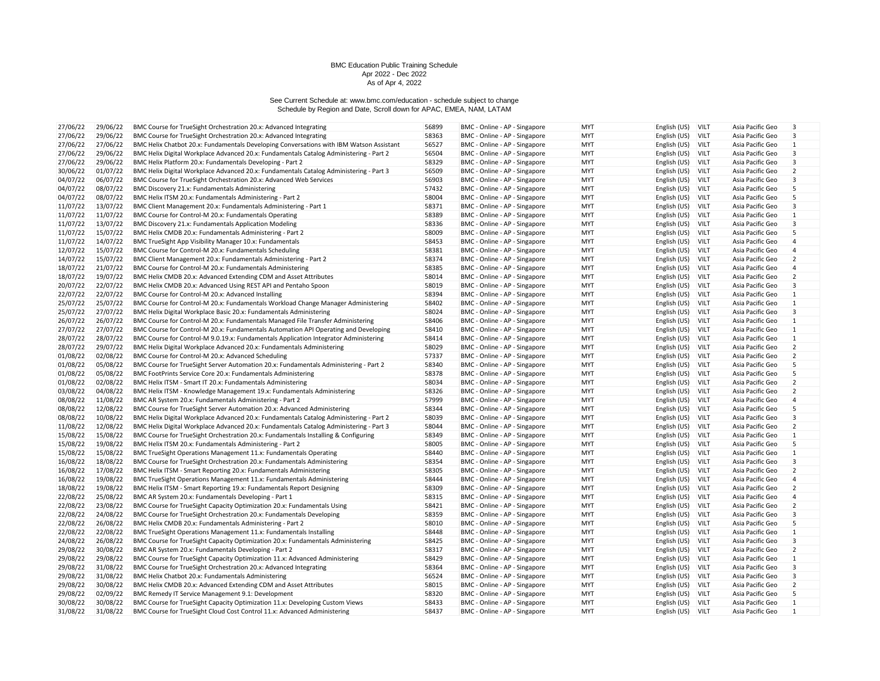BMC Education Public Training Schedule
Apr 2022 - Dec 2022
As of Apr 4, 2022

See Current Schedule at: www.bmc.com/education - schedule subject to change
Schedule by Region and Date, Scroll down for APAC, EMEA, NAM, LATAM

| | | | | | | | | | |
|---|---|---|---|---|---|---|---|---|---|
| 27/06/22 | 29/06/22 | BMC Course for TrueSight Orchestration 20.x: Advanced Integrating | 56899 | BMC - Online - AP - Singapore | MYT | English (US) | VILT | Asia Pacific Geo | 3 |
| 27/06/22 | 29/06/22 | BMC Course for TrueSight Orchestration 20.x: Advanced Integrating | 58363 | BMC - Online - AP - Singapore | MYT | English (US) | VILT | Asia Pacific Geo | 3 |
| 27/06/22 | 27/06/22 | BMC Helix Chatbot 20.x: Fundamentals Developing Conversations with IBM Watson Assistant | 56527 | BMC - Online - AP - Singapore | MYT | English (US) | VILT | Asia Pacific Geo | 1 |
| 27/06/22 | 29/06/22 | BMC Helix Digital Workplace Advanced 20.x: Fundamentals Catalog Administering - Part 2 | 56504 | BMC - Online - AP - Singapore | MYT | English (US) | VILT | Asia Pacific Geo | 3 |
| 27/06/22 | 29/06/22 | BMC Helix Platform 20.x: Fundamentals Developing - Part 2 | 58329 | BMC - Online - AP - Singapore | MYT | English (US) | VILT | Asia Pacific Geo | 3 |
| 30/06/22 | 01/07/22 | BMC Helix Digital Workplace Advanced 20.x: Fundamentals Catalog Administering - Part 3 | 56509 | BMC - Online - AP - Singapore | MYT | English (US) | VILT | Asia Pacific Geo | 2 |
| 04/07/22 | 06/07/22 | BMC Course for TrueSight Orchestration 20.x: Advanced Web Services | 56903 | BMC - Online - AP - Singapore | MYT | English (US) | VILT | Asia Pacific Geo | 3 |
| 04/07/22 | 08/07/22 | BMC Discovery 21.x: Fundamentals Administering | 57432 | BMC - Online - AP - Singapore | MYT | English (US) | VILT | Asia Pacific Geo | 5 |
| 04/07/22 | 08/07/22 | BMC Helix ITSM 20.x: Fundamentals Administering - Part 2 | 58004 | BMC - Online - AP - Singapore | MYT | English (US) | VILT | Asia Pacific Geo | 5 |
| 11/07/22 | 13/07/22 | BMC Client Management 20.x: Fundamentals Administering - Part 1 | 58371 | BMC - Online - AP - Singapore | MYT | English (US) | VILT | Asia Pacific Geo | 3 |
| 11/07/22 | 11/07/22 | BMC Course for Control-M 20.x: Fundamentals Operating | 58389 | BMC - Online - AP - Singapore | MYT | English (US) | VILT | Asia Pacific Geo | 1 |
| 11/07/22 | 13/07/22 | BMC Discovery 21.x: Fundamentals Application Modeling | 58336 | BMC - Online - AP - Singapore | MYT | English (US) | VILT | Asia Pacific Geo | 3 |
| 11/07/22 | 15/07/22 | BMC Helix CMDB 20.x: Fundamentals Administering - Part 2 | 58009 | BMC - Online - AP - Singapore | MYT | English (US) | VILT | Asia Pacific Geo | 5 |
| 11/07/22 | 14/07/22 | BMC TrueSight App Visibility Manager 10.x: Fundamentals | 58453 | BMC - Online - AP - Singapore | MYT | English (US) | VILT | Asia Pacific Geo | 4 |
| 12/07/22 | 15/07/22 | BMC Course for Control-M 20.x: Fundamentals Scheduling | 58381 | BMC - Online - AP - Singapore | MYT | English (US) | VILT | Asia Pacific Geo | 4 |
| 14/07/22 | 15/07/22 | BMC Client Management 20.x: Fundamentals Administering - Part 2 | 58374 | BMC - Online - AP - Singapore | MYT | English (US) | VILT | Asia Pacific Geo | 2 |
| 18/07/22 | 21/07/22 | BMC Course for Control-M 20.x: Fundamentals Administering | 58385 | BMC - Online - AP - Singapore | MYT | English (US) | VILT | Asia Pacific Geo | 4 |
| 18/07/22 | 19/07/22 | BMC Helix CMDB 20.x: Advanced Extending CDM and Asset Attributes | 58014 | BMC - Online - AP - Singapore | MYT | English (US) | VILT | Asia Pacific Geo | 2 |
| 20/07/22 | 22/07/22 | BMC Helix CMDB 20.x: Advanced Using REST API and Pentaho Spoon | 58019 | BMC - Online - AP - Singapore | MYT | English (US) | VILT | Asia Pacific Geo | 3 |
| 22/07/22 | 22/07/22 | BMC Course for Control-M 20.x: Advanced Installing | 58394 | BMC - Online - AP - Singapore | MYT | English (US) | VILT | Asia Pacific Geo | 1 |
| 25/07/22 | 25/07/22 | BMC Course for Control-M 20.x: Fundamentals Workload Change Manager Administering | 58402 | BMC - Online - AP - Singapore | MYT | English (US) | VILT | Asia Pacific Geo | 1 |
| 25/07/22 | 27/07/22 | BMC Helix Digital Workplace Basic 20.x: Fundamentals Administering | 58024 | BMC - Online - AP - Singapore | MYT | English (US) | VILT | Asia Pacific Geo | 3 |
| 26/07/22 | 26/07/22 | BMC Course for Control-M 20.x: Fundamentals Managed File Transfer Administering | 58406 | BMC - Online - AP - Singapore | MYT | English (US) | VILT | Asia Pacific Geo | 1 |
| 27/07/22 | 27/07/22 | BMC Course for Control-M 20.x: Fundamentals Automation API Operating and Developing | 58410 | BMC - Online - AP - Singapore | MYT | English (US) | VILT | Asia Pacific Geo | 1 |
| 28/07/22 | 28/07/22 | BMC Course for Control-M 9.0.19.x: Fundamentals Application Integrator Administering | 58414 | BMC - Online - AP - Singapore | MYT | English (US) | VILT | Asia Pacific Geo | 1 |
| 28/07/22 | 29/07/22 | BMC Helix Digital Workplace Advanced 20.x: Fundamentals Administering | 58029 | BMC - Online - AP - Singapore | MYT | English (US) | VILT | Asia Pacific Geo | 2 |
| 01/08/22 | 02/08/22 | BMC Course for Control-M 20.x: Advanced Scheduling | 57337 | BMC - Online - AP - Singapore | MYT | English (US) | VILT | Asia Pacific Geo | 2 |
| 01/08/22 | 05/08/22 | BMC Course for TrueSight Server Automation 20.x: Fundamentals Administering - Part 2 | 58340 | BMC - Online - AP - Singapore | MYT | English (US) | VILT | Asia Pacific Geo | 5 |
| 01/08/22 | 05/08/22 | BMC FootPrints Service Core 20.x: Fundamentals Administering | 58378 | BMC - Online - AP - Singapore | MYT | English (US) | VILT | Asia Pacific Geo | 5 |
| 01/08/22 | 02/08/22 | BMC Helix ITSM - Smart IT 20.x: Fundamentals Administering | 58034 | BMC - Online - AP - Singapore | MYT | English (US) | VILT | Asia Pacific Geo | 2 |
| 03/08/22 | 04/08/22 | BMC Helix ITSM - Knowledge Management 19.x: Fundamentals Administering | 58326 | BMC - Online - AP - Singapore | MYT | English (US) | VILT | Asia Pacific Geo | 2 |
| 08/08/22 | 11/08/22 | BMC AR System 20.x: Fundamentals Administering - Part 2 | 57999 | BMC - Online - AP - Singapore | MYT | English (US) | VILT | Asia Pacific Geo | 4 |
| 08/08/22 | 12/08/22 | BMC Course for TrueSight Server Automation 20.x: Advanced Administering | 58344 | BMC - Online - AP - Singapore | MYT | English (US) | VILT | Asia Pacific Geo | 5 |
| 08/08/22 | 10/08/22 | BMC Helix Digital Workplace Advanced 20.x: Fundamentals Catalog Administering - Part 2 | 58039 | BMC - Online - AP - Singapore | MYT | English (US) | VILT | Asia Pacific Geo | 3 |
| 11/08/22 | 12/08/22 | BMC Helix Digital Workplace Advanced 20.x: Fundamentals Catalog Administering - Part 3 | 58044 | BMC - Online - AP - Singapore | MYT | English (US) | VILT | Asia Pacific Geo | 2 |
| 15/08/22 | 15/08/22 | BMC Course for TrueSight Orchestration 20.x: Fundamentals Installing & Configuring | 58349 | BMC - Online - AP - Singapore | MYT | English (US) | VILT | Asia Pacific Geo | 1 |
| 15/08/22 | 19/08/22 | BMC Helix ITSM 20.x: Fundamentals Administering - Part 2 | 58005 | BMC - Online - AP - Singapore | MYT | English (US) | VILT | Asia Pacific Geo | 5 |
| 15/08/22 | 15/08/22 | BMC TrueSight Operations Management 11.x: Fundamentals Operating | 58440 | BMC - Online - AP - Singapore | MYT | English (US) | VILT | Asia Pacific Geo | 1 |
| 16/08/22 | 18/08/22 | BMC Course for TrueSight Orchestration 20.x: Fundamentals Administering | 58354 | BMC - Online - AP - Singapore | MYT | English (US) | VILT | Asia Pacific Geo | 3 |
| 16/08/22 | 17/08/22 | BMC Helix ITSM - Smart Reporting 20.x: Fundamentals Administering | 58305 | BMC - Online - AP - Singapore | MYT | English (US) | VILT | Asia Pacific Geo | 2 |
| 16/08/22 | 19/08/22 | BMC TrueSight Operations Management 11.x: Fundamentals Administering | 58444 | BMC - Online - AP - Singapore | MYT | English (US) | VILT | Asia Pacific Geo | 4 |
| 18/08/22 | 19/08/22 | BMC Helix ITSM - Smart Reporting 19.x: Fundamentals Report Designing | 58309 | BMC - Online - AP - Singapore | MYT | English (US) | VILT | Asia Pacific Geo | 2 |
| 22/08/22 | 25/08/22 | BMC AR System 20.x: Fundamentals Developing - Part 1 | 58315 | BMC - Online - AP - Singapore | MYT | English (US) | VILT | Asia Pacific Geo | 4 |
| 22/08/22 | 23/08/22 | BMC Course for TrueSight Capacity Optimization 20.x: Fundamentals Using | 58421 | BMC - Online - AP - Singapore | MYT | English (US) | VILT | Asia Pacific Geo | 2 |
| 22/08/22 | 24/08/22 | BMC Course for TrueSight Orchestration 20.x: Fundamentals Developing | 58359 | BMC - Online - AP - Singapore | MYT | English (US) | VILT | Asia Pacific Geo | 3 |
| 22/08/22 | 26/08/22 | BMC Helix CMDB 20.x: Fundamentals Administering - Part 2 | 58010 | BMC - Online - AP - Singapore | MYT | English (US) | VILT | Asia Pacific Geo | 5 |
| 22/08/22 | 22/08/22 | BMC TrueSight Operations Management 11.x: Fundamentals Installing | 58448 | BMC - Online - AP - Singapore | MYT | English (US) | VILT | Asia Pacific Geo | 1 |
| 24/08/22 | 26/08/22 | BMC Course for TrueSight Capacity Optimization 20.x: Fundamentals Administering | 58425 | BMC - Online - AP - Singapore | MYT | English (US) | VILT | Asia Pacific Geo | 3 |
| 29/08/22 | 30/08/22 | BMC AR System 20.x: Fundamentals Developing - Part 2 | 58317 | BMC - Online - AP - Singapore | MYT | English (US) | VILT | Asia Pacific Geo | 2 |
| 29/08/22 | 29/08/22 | BMC Course for TrueSight Capacity Optimization 11.x: Advanced Administering | 58429 | BMC - Online - AP - Singapore | MYT | English (US) | VILT | Asia Pacific Geo | 1 |
| 29/08/22 | 31/08/22 | BMC Course for TrueSight Orchestration 20.x: Advanced Integrating | 58364 | BMC - Online - AP - Singapore | MYT | English (US) | VILT | Asia Pacific Geo | 3 |
| 29/08/22 | 31/08/22 | BMC Helix Chatbot 20.x: Fundamentals Administering | 56524 | BMC - Online - AP - Singapore | MYT | English (US) | VILT | Asia Pacific Geo | 3 |
| 29/08/22 | 30/08/22 | BMC Helix CMDB 20.x: Advanced Extending CDM and Asset Attributes | 58015 | BMC - Online - AP - Singapore | MYT | English (US) | VILT | Asia Pacific Geo | 2 |
| 29/08/22 | 02/09/22 | BMC Remedy IT Service Management 9.1: Development | 58320 | BMC - Online - AP - Singapore | MYT | English (US) | VILT | Asia Pacific Geo | 5 |
| 30/08/22 | 30/08/22 | BMC Course for TrueSight Capacity Optimization 11.x: Developing Custom Views | 58433 | BMC - Online - AP - Singapore | MYT | English (US) | VILT | Asia Pacific Geo | 1 |
| 31/08/22 | 31/08/22 | BMC Course for TrueSight Cloud Cost Control 11.x: Advanced Administering | 58437 | BMC - Online - AP - Singapore | MYT | English (US) | VILT | Asia Pacific Geo | 1 |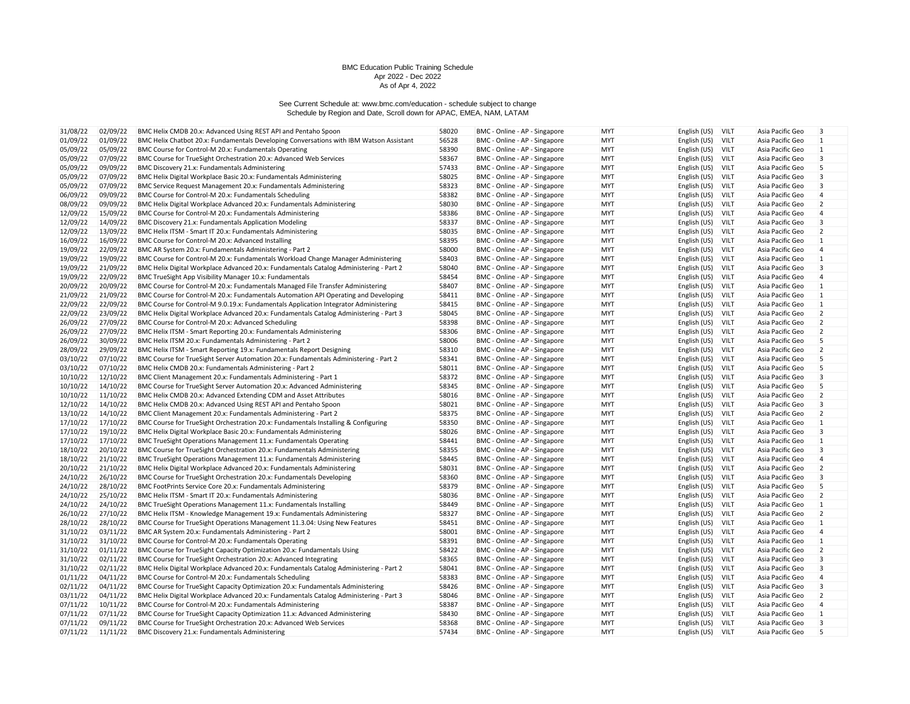BMC Education Public Training Schedule
Apr 2022 - Dec 2022
As of Apr 4, 2022

See Current Schedule at: www.bmc.com/education - schedule subject to change
Schedule by Region and Date, Scroll down for APAC, EMEA, NAM, LATAM

| | | | | | | | | | |
|---|---|---|---|---|---|---|---|---|---|
| 31/08/22 | 02/09/22 | BMC Helix CMDB 20.x: Advanced Using REST API and Pentaho Spoon | 58020 | BMC - Online - AP - Singapore | MYT | English (US) | VILT | Asia Pacific Geo | 3 |
| 01/09/22 | 01/09/22 | BMC Helix Chatbot 20.x: Fundamentals Developing Conversations with IBM Watson Assistant | 56528 | BMC - Online - AP - Singapore | MYT | English (US) | VILT | Asia Pacific Geo | 1 |
| 05/09/22 | 05/09/22 | BMC Course for Control-M 20.x: Fundamentals Operating | 58390 | BMC - Online - AP - Singapore | MYT | English (US) | VILT | Asia Pacific Geo | 1 |
| 05/09/22 | 07/09/22 | BMC Course for TrueSight Orchestration 20.x: Advanced Web Services | 58367 | BMC - Online - AP - Singapore | MYT | English (US) | VILT | Asia Pacific Geo | 3 |
| 05/09/22 | 09/09/22 | BMC Discovery 21.x: Fundamentals Administering | 57433 | BMC - Online - AP - Singapore | MYT | English (US) | VILT | Asia Pacific Geo | 5 |
| 05/09/22 | 07/09/22 | BMC Helix Digital Workplace Basic 20.x: Fundamentals Administering | 58025 | BMC - Online - AP - Singapore | MYT | English (US) | VILT | Asia Pacific Geo | 3 |
| 05/09/22 | 07/09/22 | BMC Service Request Management 20.x: Fundamentals Administering | 58323 | BMC - Online - AP - Singapore | MYT | English (US) | VILT | Asia Pacific Geo | 3 |
| 06/09/22 | 09/09/22 | BMC Course for Control-M 20.x: Fundamentals Scheduling | 58382 | BMC - Online - AP - Singapore | MYT | English (US) | VILT | Asia Pacific Geo | 4 |
| 08/09/22 | 09/09/22 | BMC Helix Digital Workplace Advanced 20.x: Fundamentals Administering | 58030 | BMC - Online - AP - Singapore | MYT | English (US) | VILT | Asia Pacific Geo | 2 |
| 12/09/22 | 15/09/22 | BMC Course for Control-M 20.x: Fundamentals Administering | 58386 | BMC - Online - AP - Singapore | MYT | English (US) | VILT | Asia Pacific Geo | 4 |
| 12/09/22 | 14/09/22 | BMC Discovery 21.x: Fundamentals Application Modeling | 58337 | BMC - Online - AP - Singapore | MYT | English (US) | VILT | Asia Pacific Geo | 3 |
| 12/09/22 | 13/09/22 | BMC Helix ITSM - Smart IT 20.x: Fundamentals Administering | 58035 | BMC - Online - AP - Singapore | MYT | English (US) | VILT | Asia Pacific Geo | 2 |
| 16/09/22 | 16/09/22 | BMC Course for Control-M 20.x: Advanced Installing | 58395 | BMC - Online - AP - Singapore | MYT | English (US) | VILT | Asia Pacific Geo | 1 |
| 19/09/22 | 22/09/22 | BMC AR System 20.x: Fundamentals Administering - Part 2 | 58000 | BMC - Online - AP - Singapore | MYT | English (US) | VILT | Asia Pacific Geo | 4 |
| 19/09/22 | 19/09/22 | BMC Course for Control-M 20.x: Fundamentals Workload Change Manager Administering | 58403 | BMC - Online - AP - Singapore | MYT | English (US) | VILT | Asia Pacific Geo | 1 |
| 19/09/22 | 21/09/22 | BMC Helix Digital Workplace Advanced 20.x: Fundamentals Catalog Administering - Part 2 | 58040 | BMC - Online - AP - Singapore | MYT | English (US) | VILT | Asia Pacific Geo | 3 |
| 19/09/22 | 22/09/22 | BMC TrueSight App Visibility Manager 10.x: Fundamentals | 58454 | BMC - Online - AP - Singapore | MYT | English (US) | VILT | Asia Pacific Geo | 4 |
| 20/09/22 | 20/09/22 | BMC Course for Control-M 20.x: Fundamentals Managed File Transfer Administering | 58407 | BMC - Online - AP - Singapore | MYT | English (US) | VILT | Asia Pacific Geo | 1 |
| 21/09/22 | 21/09/22 | BMC Course for Control-M 20.x: Fundamentals Automation API Operating and Developing | 58411 | BMC - Online - AP - Singapore | MYT | English (US) | VILT | Asia Pacific Geo | 1 |
| 22/09/22 | 22/09/22 | BMC Course for Control-M 9.0.19.x: Fundamentals Application Integrator Administering | 58415 | BMC - Online - AP - Singapore | MYT | English (US) | VILT | Asia Pacific Geo | 1 |
| 22/09/22 | 23/09/22 | BMC Helix Digital Workplace Advanced 20.x: Fundamentals Catalog Administering - Part 3 | 58045 | BMC - Online - AP - Singapore | MYT | English (US) | VILT | Asia Pacific Geo | 2 |
| 26/09/22 | 27/09/22 | BMC Course for Control-M 20.x: Advanced Scheduling | 58398 | BMC - Online - AP - Singapore | MYT | English (US) | VILT | Asia Pacific Geo | 2 |
| 26/09/22 | 27/09/22 | BMC Helix ITSM - Smart Reporting 20.x: Fundamentals Administering | 58306 | BMC - Online - AP - Singapore | MYT | English (US) | VILT | Asia Pacific Geo | 2 |
| 26/09/22 | 30/09/22 | BMC Helix ITSM 20.x: Fundamentals Administering - Part 2 | 58006 | BMC - Online - AP - Singapore | MYT | English (US) | VILT | Asia Pacific Geo | 5 |
| 28/09/22 | 29/09/22 | BMC Helix ITSM - Smart Reporting 19.x: Fundamentals Report Designing | 58310 | BMC - Online - AP - Singapore | MYT | English (US) | VILT | Asia Pacific Geo | 2 |
| 03/10/22 | 07/10/22 | BMC Course for TrueSight Server Automation 20.x: Fundamentals Administering - Part 2 | 58341 | BMC - Online - AP - Singapore | MYT | English (US) | VILT | Asia Pacific Geo | 5 |
| 03/10/22 | 07/10/22 | BMC Helix CMDB 20.x: Fundamentals Administering - Part 2 | 58011 | BMC - Online - AP - Singapore | MYT | English (US) | VILT | Asia Pacific Geo | 5 |
| 10/10/22 | 12/10/22 | BMC Client Management 20.x: Fundamentals Administering - Part 1 | 58372 | BMC - Online - AP - Singapore | MYT | English (US) | VILT | Asia Pacific Geo | 3 |
| 10/10/22 | 14/10/22 | BMC Course for TrueSight Server Automation 20.x: Advanced Administering | 58345 | BMC - Online - AP - Singapore | MYT | English (US) | VILT | Asia Pacific Geo | 5 |
| 10/10/22 | 11/10/22 | BMC Helix CMDB 20.x: Advanced Extending CDM and Asset Attributes | 58016 | BMC - Online - AP - Singapore | MYT | English (US) | VILT | Asia Pacific Geo | 2 |
| 12/10/22 | 14/10/22 | BMC Helix CMDB 20.x: Advanced Using REST API and Pentaho Spoon | 58021 | BMC - Online - AP - Singapore | MYT | English (US) | VILT | Asia Pacific Geo | 3 |
| 13/10/22 | 14/10/22 | BMC Client Management 20.x: Fundamentals Administering - Part 2 | 58375 | BMC - Online - AP - Singapore | MYT | English (US) | VILT | Asia Pacific Geo | 2 |
| 17/10/22 | 17/10/22 | BMC Course for TrueSight Orchestration 20.x: Fundamentals Installing & Configuring | 58350 | BMC - Online - AP - Singapore | MYT | English (US) | VILT | Asia Pacific Geo | 1 |
| 17/10/22 | 19/10/22 | BMC Helix Digital Workplace Basic 20.x: Fundamentals Administering | 58026 | BMC - Online - AP - Singapore | MYT | English (US) | VILT | Asia Pacific Geo | 3 |
| 17/10/22 | 17/10/22 | BMC TrueSight Operations Management 11.x: Fundamentals Operating | 58441 | BMC - Online - AP - Singapore | MYT | English (US) | VILT | Asia Pacific Geo | 1 |
| 18/10/22 | 20/10/22 | BMC Course for TrueSight Orchestration 20.x: Fundamentals Administering | 58355 | BMC - Online - AP - Singapore | MYT | English (US) | VILT | Asia Pacific Geo | 3 |
| 18/10/22 | 21/10/22 | BMC TrueSight Operations Management 11.x: Fundamentals Administering | 58445 | BMC - Online - AP - Singapore | MYT | English (US) | VILT | Asia Pacific Geo | 4 |
| 20/10/22 | 21/10/22 | BMC Helix Digital Workplace Advanced 20.x: Fundamentals Administering | 58031 | BMC - Online - AP - Singapore | MYT | English (US) | VILT | Asia Pacific Geo | 2 |
| 24/10/22 | 26/10/22 | BMC Course for TrueSight Orchestration 20.x: Fundamentals Developing | 58360 | BMC - Online - AP - Singapore | MYT | English (US) | VILT | Asia Pacific Geo | 3 |
| 24/10/22 | 28/10/22 | BMC FootPrints Service Core 20.x: Fundamentals Administering | 58379 | BMC - Online - AP - Singapore | MYT | English (US) | VILT | Asia Pacific Geo | 5 |
| 24/10/22 | 25/10/22 | BMC Helix ITSM - Smart IT 20.x: Fundamentals Administering | 58036 | BMC - Online - AP - Singapore | MYT | English (US) | VILT | Asia Pacific Geo | 2 |
| 24/10/22 | 24/10/22 | BMC TrueSight Operations Management 11.x: Fundamentals Installing | 58449 | BMC - Online - AP - Singapore | MYT | English (US) | VILT | Asia Pacific Geo | 1 |
| 26/10/22 | 27/10/22 | BMC Helix ITSM - Knowledge Management 19.x: Fundamentals Administering | 58327 | BMC - Online - AP - Singapore | MYT | English (US) | VILT | Asia Pacific Geo | 2 |
| 28/10/22 | 28/10/22 | BMC Course for TrueSight Operations Management 11.3.04: Using New Features | 58451 | BMC - Online - AP - Singapore | MYT | English (US) | VILT | Asia Pacific Geo | 1 |
| 31/10/22 | 03/11/22 | BMC AR System 20.x: Fundamentals Administering - Part 2 | 58001 | BMC - Online - AP - Singapore | MYT | English (US) | VILT | Asia Pacific Geo | 4 |
| 31/10/22 | 31/10/22 | BMC Course for Control-M 20.x: Fundamentals Operating | 58391 | BMC - Online - AP - Singapore | MYT | English (US) | VILT | Asia Pacific Geo | 1 |
| 31/10/22 | 01/11/22 | BMC Course for TrueSight Capacity Optimization 20.x: Fundamentals Using | 58422 | BMC - Online - AP - Singapore | MYT | English (US) | VILT | Asia Pacific Geo | 2 |
| 31/10/22 | 02/11/22 | BMC Course for TrueSight Orchestration 20.x: Advanced Integrating | 58365 | BMC - Online - AP - Singapore | MYT | English (US) | VILT | Asia Pacific Geo | 3 |
| 31/10/22 | 02/11/22 | BMC Helix Digital Workplace Advanced 20.x: Fundamentals Catalog Administering - Part 2 | 58041 | BMC - Online - AP - Singapore | MYT | English (US) | VILT | Asia Pacific Geo | 3 |
| 01/11/22 | 04/11/22 | BMC Course for Control-M 20.x: Fundamentals Scheduling | 58383 | BMC - Online - AP - Singapore | MYT | English (US) | VILT | Asia Pacific Geo | 4 |
| 02/11/22 | 04/11/22 | BMC Course for TrueSight Capacity Optimization 20.x: Fundamentals Administering | 58426 | BMC - Online - AP - Singapore | MYT | English (US) | VILT | Asia Pacific Geo | 3 |
| 03/11/22 | 04/11/22 | BMC Helix Digital Workplace Advanced 20.x: Fundamentals Catalog Administering - Part 3 | 58046 | BMC - Online - AP - Singapore | MYT | English (US) | VILT | Asia Pacific Geo | 2 |
| 07/11/22 | 10/11/22 | BMC Course for Control-M 20.x: Fundamentals Administering | 58387 | BMC - Online - AP - Singapore | MYT | English (US) | VILT | Asia Pacific Geo | 4 |
| 07/11/22 | 07/11/22 | BMC Course for TrueSight Capacity Optimization 11.x: Advanced Administering | 58430 | BMC - Online - AP - Singapore | MYT | English (US) | VILT | Asia Pacific Geo | 1 |
| 07/11/22 | 09/11/22 | BMC Course for TrueSight Orchestration 20.x: Advanced Web Services | 58368 | BMC - Online - AP - Singapore | MYT | English (US) | VILT | Asia Pacific Geo | 3 |
| 07/11/22 | 11/11/22 | BMC Discovery 21.x: Fundamentals Administering | 57434 | BMC - Online - AP - Singapore | MYT | English (US) | VILT | Asia Pacific Geo | 5 |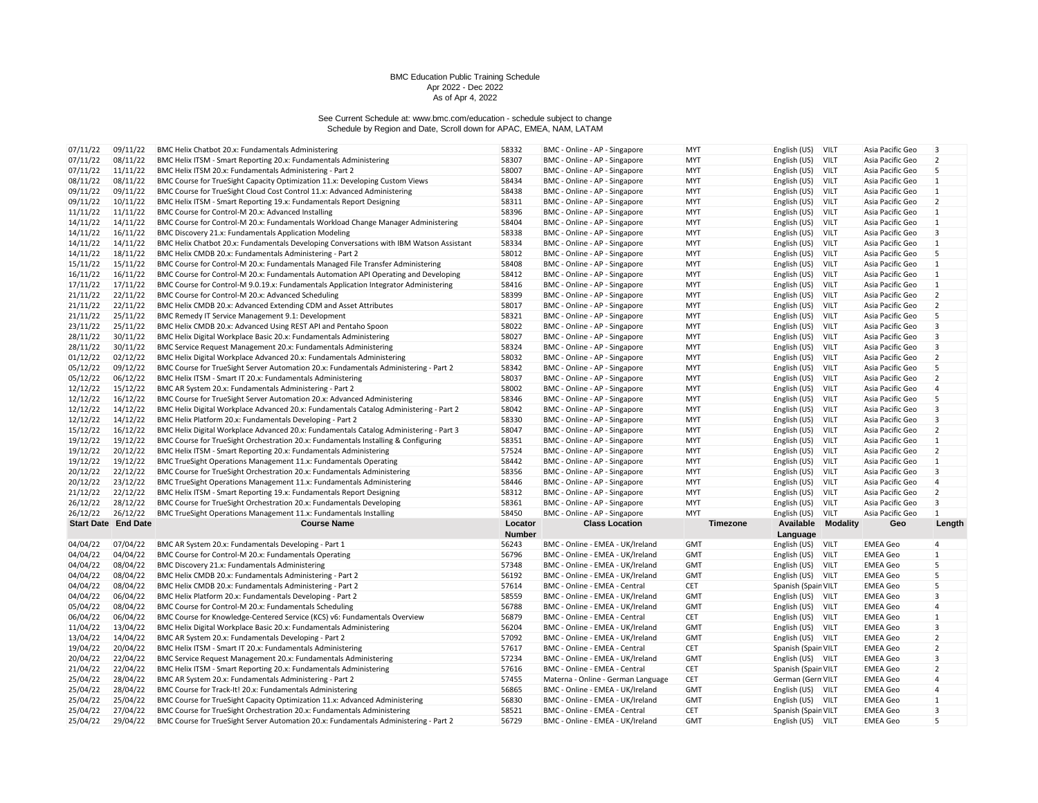BMC Education Public Training Schedule
Apr 2022 - Dec 2022
As of Apr 4, 2022

See Current Schedule at: www.bmc.com/education - schedule subject to change
Schedule by Region and Date, Scroll down for APAC, EMEA, NAM, LATAM

| Start Date | End Date | Course Name | Locator Number | Class Location | Timezone | Available Language | Modality | Geo | Length |
|---|---|---|---|---|---|---|---|---|---|
| 07/11/22 | 09/11/22 | BMC Helix Chatbot 20.x: Fundamentals Administering | 58332 | BMC - Online - AP - Singapore | MYT | English (US) | VILT | Asia Pacific Geo | 3 |
| 07/11/22 | 08/11/22 | BMC Helix ITSM - Smart Reporting 20.x: Fundamentals Administering | 58307 | BMC - Online - AP - Singapore | MYT | English (US) | VILT | Asia Pacific Geo | 2 |
| 07/11/22 | 11/11/22 | BMC Helix ITSM 20.x: Fundamentals Administering - Part 2 | 58007 | BMC - Online - AP - Singapore | MYT | English (US) | VILT | Asia Pacific Geo | 5 |
| 08/11/22 | 08/11/22 | BMC Course for TrueSight Capacity Optimization 11.x: Developing Custom Views | 58434 | BMC - Online - AP - Singapore | MYT | English (US) | VILT | Asia Pacific Geo | 1 |
| 09/11/22 | 09/11/22 | BMC Course for TrueSight Cloud Cost Control 11.x: Advanced Administering | 58438 | BMC - Online - AP - Singapore | MYT | English (US) | VILT | Asia Pacific Geo | 1 |
| 09/11/22 | 10/11/22 | BMC Helix ITSM - Smart Reporting 19.x: Fundamentals Report Designing | 58311 | BMC - Online - AP - Singapore | MYT | English (US) | VILT | Asia Pacific Geo | 2 |
| 11/11/22 | 11/11/22 | BMC Course for Control-M 20.x: Advanced Installing | 58396 | BMC - Online - AP - Singapore | MYT | English (US) | VILT | Asia Pacific Geo | 1 |
| 14/11/22 | 14/11/22 | BMC Course for Control-M 20.x: Fundamentals Workload Change Manager Administering | 58404 | BMC - Online - AP - Singapore | MYT | English (US) | VILT | Asia Pacific Geo | 1 |
| 14/11/22 | 16/11/22 | BMC Discovery 21.x: Fundamentals Application Modeling | 58338 | BMC - Online - AP - Singapore | MYT | English (US) | VILT | Asia Pacific Geo | 3 |
| 14/11/22 | 14/11/22 | BMC Helix Chatbot 20.x: Fundamentals Developing Conversations with IBM Watson Assistant | 58334 | BMC - Online - AP - Singapore | MYT | English (US) | VILT | Asia Pacific Geo | 1 |
| 14/11/22 | 18/11/22 | BMC Helix CMDB 20.x: Fundamentals Administering - Part 2 | 58012 | BMC - Online - AP - Singapore | MYT | English (US) | VILT | Asia Pacific Geo | 5 |
| 15/11/22 | 15/11/22 | BMC Course for Control-M 20.x: Fundamentals Managed File Transfer Administering | 58408 | BMC - Online - AP - Singapore | MYT | English (US) | VILT | Asia Pacific Geo | 1 |
| 16/11/22 | 16/11/22 | BMC Course for Control-M 20.x: Fundamentals Automation API Operating and Developing | 58412 | BMC - Online - AP - Singapore | MYT | English (US) | VILT | Asia Pacific Geo | 1 |
| 17/11/22 | 17/11/22 | BMC Course for Control-M 9.0.19.x: Fundamentals Application Integrator Administering | 58416 | BMC - Online - AP - Singapore | MYT | English (US) | VILT | Asia Pacific Geo | 1 |
| 21/11/22 | 22/11/22 | BMC Course for Control-M 20.x: Advanced Scheduling | 58399 | BMC - Online - AP - Singapore | MYT | English (US) | VILT | Asia Pacific Geo | 2 |
| 21/11/22 | 22/11/22 | BMC Helix CMDB 20.x: Advanced Extending CDM and Asset Attributes | 58017 | BMC - Online - AP - Singapore | MYT | English (US) | VILT | Asia Pacific Geo | 2 |
| 21/11/22 | 25/11/22 | BMC Remedy IT Service Management 9.1: Development | 58321 | BMC - Online - AP - Singapore | MYT | English (US) | VILT | Asia Pacific Geo | 5 |
| 23/11/22 | 25/11/22 | BMC Helix CMDB 20.x: Advanced Using REST API and Pentaho Spoon | 58022 | BMC - Online - AP - Singapore | MYT | English (US) | VILT | Asia Pacific Geo | 3 |
| 28/11/22 | 30/11/22 | BMC Helix Digital Workplace Basic 20.x: Fundamentals Administering | 58027 | BMC - Online - AP - Singapore | MYT | English (US) | VILT | Asia Pacific Geo | 3 |
| 28/11/22 | 30/11/22 | BMC Service Request Management 20.x: Fundamentals Administering | 58324 | BMC - Online - AP - Singapore | MYT | English (US) | VILT | Asia Pacific Geo | 3 |
| 01/12/22 | 02/12/22 | BMC Helix Digital Workplace Advanced 20.x: Fundamentals Administering | 58032 | BMC - Online - AP - Singapore | MYT | English (US) | VILT | Asia Pacific Geo | 2 |
| 05/12/22 | 09/12/22 | BMC Course for TrueSight Server Automation 20.x: Fundamentals Administering - Part 2 | 58342 | BMC - Online - AP - Singapore | MYT | English (US) | VILT | Asia Pacific Geo | 5 |
| 05/12/22 | 06/12/22 | BMC Helix ITSM - Smart IT 20.x: Fundamentals Administering | 58037 | BMC - Online - AP - Singapore | MYT | English (US) | VILT | Asia Pacific Geo | 2 |
| 12/12/22 | 15/12/22 | BMC AR System 20.x: Fundamentals Administering - Part 2 | 58002 | BMC - Online - AP - Singapore | MYT | English (US) | VILT | Asia Pacific Geo | 4 |
| 12/12/22 | 16/12/22 | BMC Course for TrueSight Server Automation 20.x: Advanced Administering | 58346 | BMC - Online - AP - Singapore | MYT | English (US) | VILT | Asia Pacific Geo | 5 |
| 12/12/22 | 14/12/22 | BMC Helix Digital Workplace Advanced 20.x: Fundamentals Catalog Administering - Part 2 | 58042 | BMC - Online - AP - Singapore | MYT | English (US) | VILT | Asia Pacific Geo | 3 |
| 12/12/22 | 14/12/22 | BMC Helix Platform 20.x: Fundamentals Developing - Part 2 | 58330 | BMC - Online - AP - Singapore | MYT | English (US) | VILT | Asia Pacific Geo | 3 |
| 15/12/22 | 16/12/22 | BMC Helix Digital Workplace Advanced 20.x: Fundamentals Catalog Administering - Part 3 | 58047 | BMC - Online - AP - Singapore | MYT | English (US) | VILT | Asia Pacific Geo | 2 |
| 19/12/22 | 19/12/22 | BMC Course for TrueSight Orchestration 20.x: Fundamentals Installing & Configuring | 58351 | BMC - Online - AP - Singapore | MYT | English (US) | VILT | Asia Pacific Geo | 1 |
| 19/12/22 | 20/12/22 | BMC Helix ITSM - Smart Reporting 20.x: Fundamentals Administering | 57524 | BMC - Online - AP - Singapore | MYT | English (US) | VILT | Asia Pacific Geo | 2 |
| 19/12/22 | 19/12/22 | BMC TrueSight Operations Management 11.x: Fundamentals Operating | 58442 | BMC - Online - AP - Singapore | MYT | English (US) | VILT | Asia Pacific Geo | 1 |
| 20/12/22 | 22/12/22 | BMC Course for TrueSight Orchestration 20.x: Fundamentals Administering | 58356 | BMC - Online - AP - Singapore | MYT | English (US) | VILT | Asia Pacific Geo | 3 |
| 20/12/22 | 23/12/22 | BMC TrueSight Operations Management 11.x: Fundamentals Administering | 58446 | BMC - Online - AP - Singapore | MYT | English (US) | VILT | Asia Pacific Geo | 4 |
| 21/12/22 | 22/12/22 | BMC Helix ITSM - Smart Reporting 19.x: Fundamentals Report Designing | 58312 | BMC - Online - AP - Singapore | MYT | English (US) | VILT | Asia Pacific Geo | 2 |
| 26/12/22 | 28/12/22 | BMC Course for TrueSight Orchestration 20.x: Fundamentals Developing | 58361 | BMC - Online - AP - Singapore | MYT | English (US) | VILT | Asia Pacific Geo | 3 |
| 26/12/22 | 26/12/22 | BMC TrueSight Operations Management 11.x: Fundamentals Installing | 58450 | BMC - Online - AP - Singapore | MYT | English (US) | VILT | Asia Pacific Geo | 1 |

| Start Date | End Date | Course Name | Locator Number | Class Location | Timezone | Available Language | Modality | Geo | Length |
|---|---|---|---|---|---|---|---|---|---|
| 04/04/22 | 07/04/22 | BMC AR System 20.x: Fundamentals Developing - Part 1 | 56243 | BMC - Online - EMEA - UK/Ireland | GMT | English (US) | VILT | EMEA Geo | 4 |
| 04/04/22 | 04/04/22 | BMC Course for Control-M 20.x: Fundamentals Operating | 56796 | BMC - Online - EMEA - UK/Ireland | GMT | English (US) | VILT | EMEA Geo | 1 |
| 04/04/22 | 08/04/22 | BMC Discovery 21.x: Fundamentals Administering | 57348 | BMC - Online - EMEA - UK/Ireland | GMT | English (US) | VILT | EMEA Geo | 5 |
| 04/04/22 | 08/04/22 | BMC Helix CMDB 20.x: Fundamentals Administering - Part 2 | 56192 | BMC - Online - EMEA - UK/Ireland | GMT | English (US) | VILT | EMEA Geo | 5 |
| 04/04/22 | 08/04/22 | BMC Helix CMDB 20.x: Fundamentals Administering - Part 2 | 57614 | BMC - Online - EMEA - Central | CET | Spanish (Spain | VILT | EMEA Geo | 5 |
| 04/04/22 | 06/04/22 | BMC Helix Platform 20.x: Fundamentals Developing - Part 2 | 58559 | BMC - Online - EMEA - UK/Ireland | GMT | English (US) | VILT | EMEA Geo | 3 |
| 05/04/22 | 08/04/22 | BMC Course for Control-M 20.x: Fundamentals Scheduling | 56788 | BMC - Online - EMEA - UK/Ireland | GMT | English (US) | VILT | EMEA Geo | 4 |
| 06/04/22 | 06/04/22 | BMC Course for Knowledge-Centered Service (KCS) v6: Fundamentals Overview | 56879 | BMC - Online - EMEA - Central | CET | English (US) | VILT | EMEA Geo | 1 |
| 11/04/22 | 13/04/22 | BMC Helix Digital Workplace Basic 20.x: Fundamentals Administering | 56204 | BMC - Online - EMEA - UK/Ireland | GMT | English (US) | VILT | EMEA Geo | 3 |
| 13/04/22 | 14/04/22 | BMC AR System 20.x: Fundamentals Developing - Part 2 | 57092 | BMC - Online - EMEA - UK/Ireland | GMT | English (US) | VILT | EMEA Geo | 2 |
| 19/04/22 | 20/04/22 | BMC Helix ITSM - Smart IT 20.x: Fundamentals Administering | 57617 | BMC - Online - EMEA - Central | CET | Spanish (Spain | VILT | EMEA Geo | 2 |
| 20/04/22 | 22/04/22 | BMC Service Request Management 20.x: Fundamentals Administering | 57234 | BMC - Online - EMEA - UK/Ireland | GMT | English (US) | VILT | EMEA Geo | 3 |
| 21/04/22 | 22/04/22 | BMC Helix ITSM - Smart Reporting 20.x: Fundamentals Administering | 57616 | BMC - Online - EMEA - Central | CET | Spanish (Spain | VILT | EMEA Geo | 2 |
| 25/04/22 | 28/04/22 | BMC AR System 20.x: Fundamentals Administering - Part 2 | 57455 | Materna - Online - German Language | CET | German (Germ | VILT | EMEA Geo | 4 |
| 25/04/22 | 28/04/22 | BMC Course for Track-It! 20.x: Fundamentals Administering | 56865 | BMC - Online - EMEA - UK/Ireland | GMT | English (US) | VILT | EMEA Geo | 4 |
| 25/04/22 | 25/04/22 | BMC Course for TrueSight Capacity Optimization 11.x: Advanced Administering | 56830 | BMC - Online - EMEA - UK/Ireland | GMT | English (US) | VILT | EMEA Geo | 1 |
| 25/04/22 | 27/04/22 | BMC Course for TrueSight Orchestration 20.x: Fundamentals Administering | 58521 | BMC - Online - EMEA - Central | CET | Spanish (Spain | VILT | EMEA Geo | 3 |
| 25/04/22 | 29/04/22 | BMC Course for TrueSight Server Automation 20.x: Fundamentals Administering - Part 2 | 56729 | BMC - Online - EMEA - UK/Ireland | GMT | English (US) | VILT | EMEA Geo | 5 |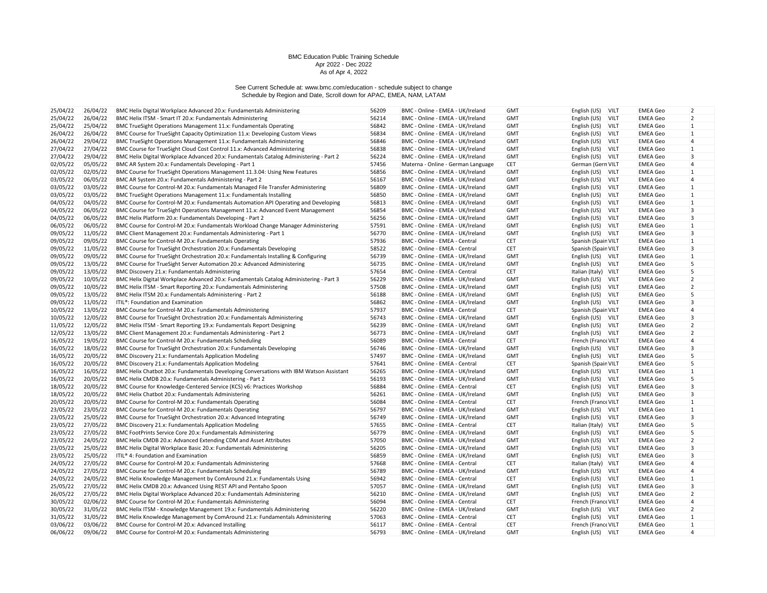BMC Education Public Training Schedule
Apr 2022 - Dec 2022
As of Apr 4, 2022

See Current Schedule at: www.bmc.com/education - schedule subject to change
Schedule by Region and Date, Scroll down for APAC, EMEA, NAM, LATAM

| | | | | | | | | | |
|---|---|---|---|---|---|---|---|---|---|
| 25/04/22 | 26/04/22 | BMC Helix Digital Workplace Advanced 20.x: Fundamentals Administering | 56209 | BMC - Online - EMEA - UK/Ireland | GMT | English (US) | VILT | EMEA Geo | 2 |
| 25/04/22 | 26/04/22 | BMC Helix ITSM - Smart IT 20.x: Fundamentals Administering | 56214 | BMC - Online - EMEA - UK/Ireland | GMT | English (US) | VILT | EMEA Geo | 2 |
| 25/04/22 | 25/04/22 | BMC TrueSight Operations Management 11.x: Fundamentals Operating | 56842 | BMC - Online - EMEA - UK/Ireland | GMT | English (US) | VILT | EMEA Geo | 1 |
| 26/04/22 | 26/04/22 | BMC Course for TrueSight Capacity Optimization 11.x: Developing Custom Views | 56834 | BMC - Online - EMEA - UK/Ireland | GMT | English (US) | VILT | EMEA Geo | 1 |
| 26/04/22 | 29/04/22 | BMC TrueSight Operations Management 11.x: Fundamentals Administering | 56846 | BMC - Online - EMEA - UK/Ireland | GMT | English (US) | VILT | EMEA Geo | 4 |
| 27/04/22 | 27/04/22 | BMC Course for TrueSight Cloud Cost Control 11.x: Advanced Administering | 56838 | BMC - Online - EMEA - UK/Ireland | GMT | English (US) | VILT | EMEA Geo | 1 |
| 27/04/22 | 29/04/22 | BMC Helix Digital Workplace Advanced 20.x: Fundamentals Catalog Administering - Part 2 | 56224 | BMC - Online - EMEA - UK/Ireland | GMT | English (US) | VILT | EMEA Geo | 3 |
| 02/05/22 | 05/05/22 | BMC AR System 20.x: Fundamentals Developing - Part 1 | 57456 | Materna - Online - German Language | CET | German (Germ | VILT | EMEA Geo | 4 |
| 02/05/22 | 02/05/22 | BMC Course for TrueSight Operations Management 11.3.04: Using New Features | 56856 | BMC - Online - EMEA - UK/Ireland | GMT | English (US) | VILT | EMEA Geo | 1 |
| 03/05/22 | 06/05/22 | BMC AR System 20.x: Fundamentals Administering - Part 2 | 56167 | BMC - Online - EMEA - UK/Ireland | GMT | English (US) | VILT | EMEA Geo | 4 |
| 03/05/22 | 03/05/22 | BMC Course for Control-M 20.x: Fundamentals Managed File Transfer Administering | 56809 | BMC - Online - EMEA - UK/Ireland | GMT | English (US) | VILT | EMEA Geo | 1 |
| 03/05/22 | 03/05/22 | BMC TrueSight Operations Management 11.x: Fundamentals Installing | 56850 | BMC - Online - EMEA - UK/Ireland | GMT | English (US) | VILT | EMEA Geo | 1 |
| 04/05/22 | 04/05/22 | BMC Course for Control-M 20.x: Fundamentals Automation API Operating and Developing | 56813 | BMC - Online - EMEA - UK/Ireland | GMT | English (US) | VILT | EMEA Geo | 1 |
| 04/05/22 | 06/05/22 | BMC Course for TrueSight Operations Management 11.x: Advanced Event Management | 56854 | BMC - Online - EMEA - UK/Ireland | GMT | English (US) | VILT | EMEA Geo | 3 |
| 04/05/22 | 06/05/22 | BMC Helix Platform 20.x: Fundamentals Developing - Part 2 | 56256 | BMC - Online - EMEA - UK/Ireland | GMT | English (US) | VILT | EMEA Geo | 3 |
| 06/05/22 | 06/05/22 | BMC Course for Control-M 20.x: Fundamentals Workload Change Manager Administering | 57591 | BMC - Online - EMEA - UK/Ireland | GMT | English (US) | VILT | EMEA Geo | 1 |
| 09/05/22 | 11/05/22 | BMC Client Management 20.x: Fundamentals Administering - Part 1 | 56770 | BMC - Online - EMEA - UK/Ireland | GMT | English (US) | VILT | EMEA Geo | 3 |
| 09/05/22 | 09/05/22 | BMC Course for Control-M 20.x: Fundamentals Operating | 57936 | BMC - Online - EMEA - Central | CET | Spanish (Spain | VILT | EMEA Geo | 1 |
| 09/05/22 | 11/05/22 | BMC Course for TrueSight Orchestration 20.x: Fundamentals Developing | 58522 | BMC - Online - EMEA - Central | CET | Spanish (Spain | VILT | EMEA Geo | 3 |
| 09/05/22 | 09/05/22 | BMC Course for TrueSight Orchestration 20.x: Fundamentals Installing & Configuring | 56739 | BMC - Online - EMEA - UK/Ireland | GMT | English (US) | VILT | EMEA Geo | 1 |
| 09/05/22 | 13/05/22 | BMC Course for TrueSight Server Automation 20.x: Advanced Administering | 56735 | BMC - Online - EMEA - UK/Ireland | GMT | English (US) | VILT | EMEA Geo | 5 |
| 09/05/22 | 13/05/22 | BMC Discovery 21.x: Fundamentals Administering | 57654 | BMC - Online - EMEA - Central | CET | Italian (Italy) | VILT | EMEA Geo | 5 |
| 09/05/22 | 10/05/22 | BMC Helix Digital Workplace Advanced 20.x: Fundamentals Catalog Administering - Part 3 | 56229 | BMC - Online - EMEA - UK/Ireland | GMT | English (US) | VILT | EMEA Geo | 2 |
| 09/05/22 | 10/05/22 | BMC Helix ITSM - Smart Reporting 20.x: Fundamentals Administering | 57508 | BMC - Online - EMEA - UK/Ireland | GMT | English (US) | VILT | EMEA Geo | 2 |
| 09/05/22 | 13/05/22 | BMC Helix ITSM 20.x: Fundamentals Administering - Part 2 | 56188 | BMC - Online - EMEA - UK/Ireland | GMT | English (US) | VILT | EMEA Geo | 5 |
| 09/05/22 | 11/05/22 | ITIL®: Foundation and Examination | 56862 | BMC - Online - EMEA - UK/Ireland | GMT | English (US) | VILT | EMEA Geo | 3 |
| 10/05/22 | 13/05/22 | BMC Course for Control-M 20.x: Fundamentals Administering | 57937 | BMC - Online - EMEA - Central | CET | Spanish (Spain | VILT | EMEA Geo | 4 |
| 10/05/22 | 12/05/22 | BMC Course for TrueSight Orchestration 20.x: Fundamentals Administering | 56743 | BMC - Online - EMEA - UK/Ireland | GMT | English (US) | VILT | EMEA Geo | 3 |
| 11/05/22 | 12/05/22 | BMC Helix ITSM - Smart Reporting 19.x: Fundamentals Report Designing | 56239 | BMC - Online - EMEA - UK/Ireland | GMT | English (US) | VILT | EMEA Geo | 2 |
| 12/05/22 | 13/05/22 | BMC Client Management 20.x: Fundamentals Administering - Part 2 | 56773 | BMC - Online - EMEA - UK/Ireland | GMT | English (US) | VILT | EMEA Geo | 2 |
| 16/05/22 | 19/05/22 | BMC Course for Control-M 20.x: Fundamentals Scheduling | 56089 | BMC - Online - EMEA - Central | CET | French (France | VILT | EMEA Geo | 4 |
| 16/05/22 | 18/05/22 | BMC Course for TrueSight Orchestration 20.x: Fundamentals Developing | 56746 | BMC - Online - EMEA - UK/Ireland | GMT | English (US) | VILT | EMEA Geo | 3 |
| 16/05/22 | 20/05/22 | BMC Discovery 21.x: Fundamentals Application Modeling | 57497 | BMC - Online - EMEA - UK/Ireland | GMT | English (US) | VILT | EMEA Geo | 5 |
| 16/05/22 | 20/05/22 | BMC Discovery 21.x: Fundamentals Application Modeling | 57641 | BMC - Online - EMEA - Central | CET | Spanish (Spain | VILT | EMEA Geo | 5 |
| 16/05/22 | 16/05/22 | BMC Helix Chatbot 20.x: Fundamentals Developing Conversations with IBM Watson Assistant | 56265 | BMC - Online - EMEA - UK/Ireland | GMT | English (US) | VILT | EMEA Geo | 1 |
| 16/05/22 | 20/05/22 | BMC Helix CMDB 20.x: Fundamentals Administering - Part 2 | 56193 | BMC - Online - EMEA - UK/Ireland | GMT | English (US) | VILT | EMEA Geo | 5 |
| 18/05/22 | 20/05/22 | BMC Course for Knowledge-Centered Service (KCS) v6: Practices Workshop | 56884 | BMC - Online - EMEA - Central | CET | English (US) | VILT | EMEA Geo | 3 |
| 18/05/22 | 20/05/22 | BMC Helix Chatbot 20.x: Fundamentals Administering | 56261 | BMC - Online - EMEA - UK/Ireland | GMT | English (US) | VILT | EMEA Geo | 3 |
| 20/05/22 | 20/05/22 | BMC Course for Control-M 20.x: Fundamentals Operating | 56084 | BMC - Online - EMEA - Central | CET | French (France | VILT | EMEA Geo | 1 |
| 23/05/22 | 23/05/22 | BMC Course for Control-M 20.x: Fundamentals Operating | 56797 | BMC - Online - EMEA - UK/Ireland | GMT | English (US) | VILT | EMEA Geo | 1 |
| 23/05/22 | 25/05/22 | BMC Course for TrueSight Orchestration 20.x: Advanced Integrating | 56749 | BMC - Online - EMEA - UK/Ireland | GMT | English (US) | VILT | EMEA Geo | 3 |
| 23/05/22 | 27/05/22 | BMC Discovery 21.x: Fundamentals Application Modeling | 57655 | BMC - Online - EMEA - Central | CET | Italian (Italy) | VILT | EMEA Geo | 5 |
| 23/05/22 | 27/05/22 | BMC FootPrints Service Core 20.x: Fundamentals Administering | 56779 | BMC - Online - EMEA - UK/Ireland | GMT | English (US) | VILT | EMEA Geo | 5 |
| 23/05/22 | 24/05/22 | BMC Helix CMDB 20.x: Advanced Extending CDM and Asset Attributes | 57050 | BMC - Online - EMEA - UK/Ireland | GMT | English (US) | VILT | EMEA Geo | 2 |
| 23/05/22 | 25/05/22 | BMC Helix Digital Workplace Basic 20.x: Fundamentals Administering | 56205 | BMC - Online - EMEA - UK/Ireland | GMT | English (US) | VILT | EMEA Geo | 3 |
| 23/05/22 | 25/05/22 | ITIL® 4: Foundation and Examination | 56859 | BMC - Online - EMEA - UK/Ireland | GMT | English (US) | VILT | EMEA Geo | 3 |
| 24/05/22 | 27/05/22 | BMC Course for Control-M 20.x: Fundamentals Administering | 57668 | BMC - Online - EMEA - Central | CET | Italian (Italy) | VILT | EMEA Geo | 4 |
| 24/05/22 | 27/05/22 | BMC Course for Control-M 20.x: Fundamentals Scheduling | 56789 | BMC - Online - EMEA - UK/Ireland | GMT | English (US) | VILT | EMEA Geo | 4 |
| 24/05/22 | 24/05/22 | BMC Helix Knowledge Management by ComAround 21.x: Fundamentals Using | 56942 | BMC - Online - EMEA - Central | CET | English (US) | VILT | EMEA Geo | 1 |
| 25/05/22 | 27/05/22 | BMC Helix CMDB 20.x: Advanced Using REST API and Pentaho Spoon | 57057 | BMC - Online - EMEA - UK/Ireland | GMT | English (US) | VILT | EMEA Geo | 3 |
| 26/05/22 | 27/05/22 | BMC Helix Digital Workplace Advanced 20.x: Fundamentals Administering | 56210 | BMC - Online - EMEA - UK/Ireland | GMT | English (US) | VILT | EMEA Geo | 2 |
| 30/05/22 | 02/06/22 | BMC Course for Control-M 20.x: Fundamentals Administering | 56094 | BMC - Online - EMEA - Central | CET | French (France | VILT | EMEA Geo | 4 |
| 30/05/22 | 31/05/22 | BMC Helix ITSM - Knowledge Management 19.x: Fundamentals Administering | 56220 | BMC - Online - EMEA - UK/Ireland | GMT | English (US) | VILT | EMEA Geo | 2 |
| 31/05/22 | 31/05/22 | BMC Helix Knowledge Management by ComAround 21.x: Fundamentals Administering | 57063 | BMC - Online - EMEA - Central | CET | English (US) | VILT | EMEA Geo | 1 |
| 03/06/22 | 03/06/22 | BMC Course for Control-M 20.x: Advanced Installing | 56117 | BMC - Online - EMEA - Central | CET | French (France | VILT | EMEA Geo | 1 |
| 06/06/22 | 09/06/22 | BMC Course for Control-M 20.x: Fundamentals Administering | 56793 | BMC - Online - EMEA - UK/Ireland | GMT | English (US) | VILT | EMEA Geo | 4 |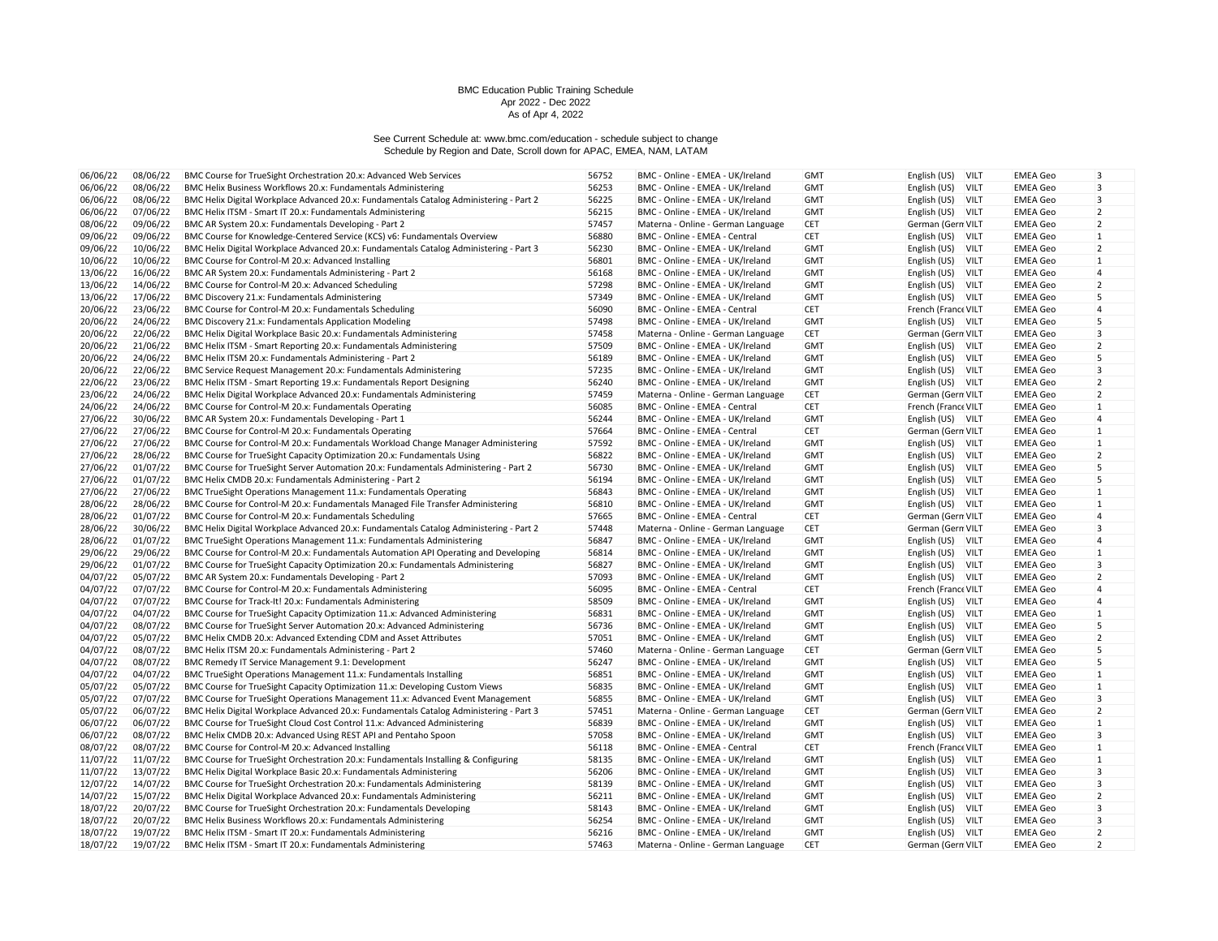BMC Education Public Training Schedule
Apr 2022 - Dec 2022
As of Apr 4, 2022

See Current Schedule at: www.bmc.com/education - schedule subject to change
Schedule by Region and Date, Scroll down for APAC, EMEA, NAM, LATAM

| | | | | | | | | | |
|---|---|---|---|---|---|---|---|---|---|
| 06/06/22 | 08/06/22 | BMC Course for TrueSight Orchestration 20.x: Advanced Web Services | 56752 | BMC - Online - EMEA - UK/Ireland | GMT | English (US) | VILT | EMEA Geo | 3 |
| 06/06/22 | 08/06/22 | BMC Helix Business Workflows 20.x: Fundamentals Administering | 56253 | BMC - Online - EMEA - UK/Ireland | GMT | English (US) | VILT | EMEA Geo | 3 |
| 06/06/22 | 08/06/22 | BMC Helix Digital Workplace Advanced 20.x: Fundamentals Catalog Administering - Part 2 | 56225 | BMC - Online - EMEA - UK/Ireland | GMT | English (US) | VILT | EMEA Geo | 3 |
| 06/06/22 | 07/06/22 | BMC Helix ITSM - Smart IT 20.x: Fundamentals Administering | 56215 | BMC - Online - EMEA - UK/Ireland | GMT | English (US) | VILT | EMEA Geo | 2 |
| 08/06/22 | 09/06/22 | BMC AR System 20.x: Fundamentals Developing - Part 2 | 57457 | Materna - Online - German Language | CET | German (Gern | VILT | EMEA Geo | 2 |
| 09/06/22 | 09/06/22 | BMC Course for Knowledge-Centered Service (KCS) v6: Fundamentals Overview | 56880 | BMC - Online - EMEA - Central | CET | English (US) | VILT | EMEA Geo | 1 |
| 09/06/22 | 10/06/22 | BMC Helix Digital Workplace Advanced 20.x: Fundamentals Catalog Administering - Part 3 | 56230 | BMC - Online - EMEA - UK/Ireland | GMT | English (US) | VILT | EMEA Geo | 2 |
| 10/06/22 | 10/06/22 | BMC Course for Control-M 20.x: Advanced Installing | 56801 | BMC - Online - EMEA - UK/Ireland | GMT | English (US) | VILT | EMEA Geo | 1 |
| 13/06/22 | 16/06/22 | BMC AR System 20.x: Fundamentals Administering - Part 2 | 56168 | BMC - Online - EMEA - UK/Ireland | GMT | English (US) | VILT | EMEA Geo | 4 |
| 13/06/22 | 14/06/22 | BMC Course for Control-M 20.x: Advanced Scheduling | 57298 | BMC - Online - EMEA - UK/Ireland | GMT | English (US) | VILT | EMEA Geo | 2 |
| 13/06/22 | 17/06/22 | BMC Discovery 21.x: Fundamentals Administering | 57349 | BMC - Online - EMEA - UK/Ireland | GMT | English (US) | VILT | EMEA Geo | 5 |
| 20/06/22 | 23/06/22 | BMC Course for Control-M 20.x: Fundamentals Scheduling | 56090 | BMC - Online - EMEA - Central | CET | French (France | VILT | EMEA Geo | 4 |
| 20/06/22 | 24/06/22 | BMC Discovery 21.x: Fundamentals Application Modeling | 57498 | BMC - Online - EMEA - UK/Ireland | GMT | English (US) | VILT | EMEA Geo | 5 |
| 20/06/22 | 22/06/22 | BMC Helix Digital Workplace Basic 20.x: Fundamentals Administering | 57458 | Materna - Online - German Language | CET | German (Gern | VILT | EMEA Geo | 3 |
| 20/06/22 | 21/06/22 | BMC Helix ITSM - Smart Reporting 20.x: Fundamentals Administering | 57509 | BMC - Online - EMEA - UK/Ireland | GMT | English (US) | VILT | EMEA Geo | 2 |
| 20/06/22 | 24/06/22 | BMC Helix ITSM 20.x: Fundamentals Administering - Part 2 | 56189 | BMC - Online - EMEA - UK/Ireland | GMT | English (US) | VILT | EMEA Geo | 5 |
| 20/06/22 | 22/06/22 | BMC Service Request Management 20.x: Fundamentals Administering | 57235 | BMC - Online - EMEA - UK/Ireland | GMT | English (US) | VILT | EMEA Geo | 3 |
| 22/06/22 | 23/06/22 | BMC Helix ITSM - Smart Reporting 19.x: Fundamentals Report Designing | 56240 | BMC - Online - EMEA - UK/Ireland | GMT | English (US) | VILT | EMEA Geo | 2 |
| 23/06/22 | 24/06/22 | BMC Helix Digital Workplace Advanced 20.x: Fundamentals Administering | 57459 | Materna - Online - German Language | CET | German (Gern | VILT | EMEA Geo | 2 |
| 24/06/22 | 24/06/22 | BMC Course for Control-M 20.x: Fundamentals Operating | 56085 | BMC - Online - EMEA - Central | CET | French (France | VILT | EMEA Geo | 1 |
| 27/06/22 | 30/06/22 | BMC AR System 20.x: Fundamentals Developing - Part 1 | 56244 | BMC - Online - EMEA - UK/Ireland | GMT | English (US) | VILT | EMEA Geo | 4 |
| 27/06/22 | 27/06/22 | BMC Course for Control-M 20.x: Fundamentals Operating | 57664 | BMC - Online - EMEA - Central | CET | German (Gern | VILT | EMEA Geo | 1 |
| 27/06/22 | 27/06/22 | BMC Course for Control-M 20.x: Fundamentals Workload Change Manager Administering | 57592 | BMC - Online - EMEA - UK/Ireland | GMT | English (US) | VILT | EMEA Geo | 1 |
| 27/06/22 | 28/06/22 | BMC Course for TrueSight Capacity Optimization 20.x: Fundamentals Using | 56822 | BMC - Online - EMEA - UK/Ireland | GMT | English (US) | VILT | EMEA Geo | 2 |
| 27/06/22 | 01/07/22 | BMC Course for TrueSight Server Automation 20.x: Fundamentals Administering - Part 2 | 56730 | BMC - Online - EMEA - UK/Ireland | GMT | English (US) | VILT | EMEA Geo | 5 |
| 27/06/22 | 01/07/22 | BMC Helix CMDB 20.x: Fundamentals Administering - Part 2 | 56194 | BMC - Online - EMEA - UK/Ireland | GMT | English (US) | VILT | EMEA Geo | 5 |
| 27/06/22 | 27/06/22 | BMC TrueSight Operations Management 11.x: Fundamentals Operating | 56843 | BMC - Online - EMEA - UK/Ireland | GMT | English (US) | VILT | EMEA Geo | 1 |
| 28/06/22 | 28/06/22 | BMC Course for Control-M 20.x: Fundamentals Managed File Transfer Administering | 56810 | BMC - Online - EMEA - UK/Ireland | GMT | English (US) | VILT | EMEA Geo | 1 |
| 28/06/22 | 01/07/22 | BMC Course for Control-M 20.x: Fundamentals Scheduling | 57665 | BMC - Online - EMEA - Central | CET | German (Gern | VILT | EMEA Geo | 4 |
| 28/06/22 | 30/06/22 | BMC Helix Digital Workplace Advanced 20.x: Fundamentals Catalog Administering - Part 2 | 57448 | Materna - Online - German Language | CET | German (Gern | VILT | EMEA Geo | 3 |
| 28/06/22 | 01/07/22 | BMC TrueSight Operations Management 11.x: Fundamentals Administering | 56847 | BMC - Online - EMEA - UK/Ireland | GMT | English (US) | VILT | EMEA Geo | 4 |
| 29/06/22 | 29/06/22 | BMC Course for Control-M 20.x: Fundamentals Automation API Operating and Developing | 56814 | BMC - Online - EMEA - UK/Ireland | GMT | English (US) | VILT | EMEA Geo | 1 |
| 29/06/22 | 01/07/22 | BMC Course for TrueSight Capacity Optimization 20.x: Fundamentals Administering | 56827 | BMC - Online - EMEA - UK/Ireland | GMT | English (US) | VILT | EMEA Geo | 3 |
| 04/07/22 | 05/07/22 | BMC AR System 20.x: Fundamentals Developing - Part 2 | 57093 | BMC - Online - EMEA - UK/Ireland | GMT | English (US) | VILT | EMEA Geo | 2 |
| 04/07/22 | 07/07/22 | BMC Course for Control-M 20.x: Fundamentals Administering | 56095 | BMC - Online - EMEA - Central | CET | French (France | VILT | EMEA Geo | 4 |
| 04/07/22 | 07/07/22 | BMC Course for Track-It! 20.x: Fundamentals Administering | 58509 | BMC - Online - EMEA - UK/Ireland | GMT | English (US) | VILT | EMEA Geo | 4 |
| 04/07/22 | 04/07/22 | BMC Course for TrueSight Capacity Optimization 11.x: Advanced Administering | 56831 | BMC - Online - EMEA - UK/Ireland | GMT | English (US) | VILT | EMEA Geo | 1 |
| 04/07/22 | 08/07/22 | BMC Course for TrueSight Server Automation 20.x: Advanced Administering | 56736 | BMC - Online - EMEA - UK/Ireland | GMT | English (US) | VILT | EMEA Geo | 5 |
| 04/07/22 | 05/07/22 | BMC Helix CMDB 20.x: Advanced Extending CDM and Asset Attributes | 57051 | BMC - Online - EMEA - UK/Ireland | GMT | English (US) | VILT | EMEA Geo | 2 |
| 04/07/22 | 08/07/22 | BMC Helix ITSM 20.x: Fundamentals Administering - Part 2 | 57460 | Materna - Online - German Language | CET | German (Gern | VILT | EMEA Geo | 5 |
| 04/07/22 | 08/07/22 | BMC Remedy IT Service Management 9.1: Development | 56247 | BMC - Online - EMEA - UK/Ireland | GMT | English (US) | VILT | EMEA Geo | 5 |
| 04/07/22 | 04/07/22 | BMC TrueSight Operations Management 11.x: Fundamentals Installing | 56851 | BMC - Online - EMEA - UK/Ireland | GMT | English (US) | VILT | EMEA Geo | 1 |
| 05/07/22 | 05/07/22 | BMC Course for TrueSight Capacity Optimization 11.x: Developing Custom Views | 56835 | BMC - Online - EMEA - UK/Ireland | GMT | English (US) | VILT | EMEA Geo | 1 |
| 05/07/22 | 07/07/22 | BMC Course for TrueSight Operations Management 11.x: Advanced Event Management | 56855 | BMC - Online - EMEA - UK/Ireland | GMT | English (US) | VILT | EMEA Geo | 3 |
| 05/07/22 | 06/07/22 | BMC Helix Digital Workplace Advanced 20.x: Fundamentals Catalog Administering - Part 3 | 57451 | Materna - Online - German Language | CET | German (Gern | VILT | EMEA Geo | 2 |
| 06/07/22 | 06/07/22 | BMC Course for TrueSight Cloud Cost Control 11.x: Advanced Administering | 56839 | BMC - Online - EMEA - UK/Ireland | GMT | English (US) | VILT | EMEA Geo | 1 |
| 06/07/22 | 08/07/22 | BMC Helix CMDB 20.x: Advanced Using REST API and Pentaho Spoon | 57058 | BMC - Online - EMEA - UK/Ireland | GMT | English (US) | VILT | EMEA Geo | 3 |
| 08/07/22 | 08/07/22 | BMC Course for Control-M 20.x: Advanced Installing | 56118 | BMC - Online - EMEA - Central | CET | French (France | VILT | EMEA Geo | 1 |
| 11/07/22 | 11/07/22 | BMC Course for TrueSight Orchestration 20.x: Fundamentals Installing & Configuring | 58135 | BMC - Online - EMEA - UK/Ireland | GMT | English (US) | VILT | EMEA Geo | 1 |
| 11/07/22 | 13/07/22 | BMC Helix Digital Workplace Basic 20.x: Fundamentals Administering | 56206 | BMC - Online - EMEA - UK/Ireland | GMT | English (US) | VILT | EMEA Geo | 3 |
| 12/07/22 | 14/07/22 | BMC Course for TrueSight Orchestration 20.x: Fundamentals Administering | 58139 | BMC - Online - EMEA - UK/Ireland | GMT | English (US) | VILT | EMEA Geo | 3 |
| 14/07/22 | 15/07/22 | BMC Helix Digital Workplace Advanced 20.x: Fundamentals Administering | 56211 | BMC - Online - EMEA - UK/Ireland | GMT | English (US) | VILT | EMEA Geo | 2 |
| 18/07/22 | 20/07/22 | BMC Course for TrueSight Orchestration 20.x: Fundamentals Developing | 58143 | BMC - Online - EMEA - UK/Ireland | GMT | English (US) | VILT | EMEA Geo | 3 |
| 18/07/22 | 20/07/22 | BMC Helix Business Workflows 20.x: Fundamentals Administering | 56254 | BMC - Online - EMEA - UK/Ireland | GMT | English (US) | VILT | EMEA Geo | 3 |
| 18/07/22 | 19/07/22 | BMC Helix ITSM - Smart IT 20.x: Fundamentals Administering | 56216 | BMC - Online - EMEA - UK/Ireland | GMT | English (US) | VILT | EMEA Geo | 2 |
| 18/07/22 | 19/07/22 | BMC Helix ITSM - Smart IT 20.x: Fundamentals Administering | 57463 | Materna - Online - German Language | CET | German (Gern | VILT | EMEA Geo | 2 |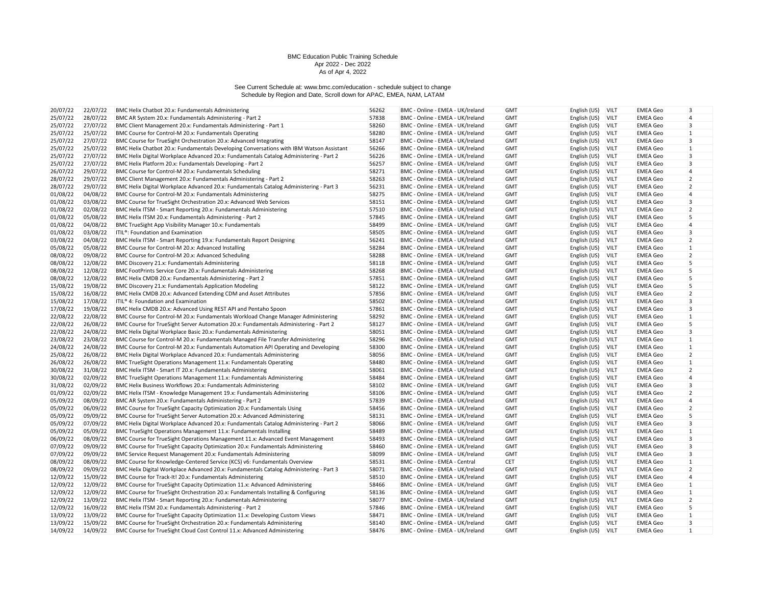BMC Education Public Training Schedule
Apr 2022 - Dec 2022
As of Apr 4, 2022

See Current Schedule at: www.bmc.com/education - schedule subject to change
Schedule by Region and Date, Scroll down for APAC, EMEA, NAM, LATAM

| | | | | | | | | | |
|---|---|---|---|---|---|---|---|---|---|
| 20/07/22 | 22/07/22 | BMC Helix Chatbot 20.x: Fundamentals Administering | 56262 | BMC - Online - EMEA - UK/Ireland | GMT | English (US) | VILT | EMEA Geo | 3 |
| 25/07/22 | 28/07/22 | BMC AR System 20.x: Fundamentals Administering - Part 2 | 57838 | BMC - Online - EMEA - UK/Ireland | GMT | English (US) | VILT | EMEA Geo | 4 |
| 25/07/22 | 27/07/22 | BMC Client Management 20.x: Fundamentals Administering - Part 1 | 58260 | BMC - Online - EMEA - UK/Ireland | GMT | English (US) | VILT | EMEA Geo | 3 |
| 25/07/22 | 25/07/22 | BMC Course for Control-M 20.x: Fundamentals Operating | 58280 | BMC - Online - EMEA - UK/Ireland | GMT | English (US) | VILT | EMEA Geo | 1 |
| 25/07/22 | 27/07/22 | BMC Course for TrueSight Orchestration 20.x: Advanced Integrating | 58147 | BMC - Online - EMEA - UK/Ireland | GMT | English (US) | VILT | EMEA Geo | 3 |
| 25/07/22 | 25/07/22 | BMC Helix Chatbot 20.x: Fundamentals Developing Conversations with IBM Watson Assistant | 56266 | BMC - Online - EMEA - UK/Ireland | GMT | English (US) | VILT | EMEA Geo | 1 |
| 25/07/22 | 27/07/22 | BMC Helix Digital Workplace Advanced 20.x: Fundamentals Catalog Administering - Part 2 | 56226 | BMC - Online - EMEA - UK/Ireland | GMT | English (US) | VILT | EMEA Geo | 3 |
| 25/07/22 | 27/07/22 | BMC Helix Platform 20.x: Fundamentals Developing - Part 2 | 56257 | BMC - Online - EMEA - UK/Ireland | GMT | English (US) | VILT | EMEA Geo | 3 |
| 26/07/22 | 29/07/22 | BMC Course for Control-M 20.x: Fundamentals Scheduling | 58271 | BMC - Online - EMEA - UK/Ireland | GMT | English (US) | VILT | EMEA Geo | 4 |
| 28/07/22 | 29/07/22 | BMC Client Management 20.x: Fundamentals Administering - Part 2 | 58263 | BMC - Online - EMEA - UK/Ireland | GMT | English (US) | VILT | EMEA Geo | 2 |
| 28/07/22 | 29/07/22 | BMC Helix Digital Workplace Advanced 20.x: Fundamentals Catalog Administering - Part 3 | 56231 | BMC - Online - EMEA - UK/Ireland | GMT | English (US) | VILT | EMEA Geo | 2 |
| 01/08/22 | 04/08/22 | BMC Course for Control-M 20.x: Fundamentals Administering | 58275 | BMC - Online - EMEA - UK/Ireland | GMT | English (US) | VILT | EMEA Geo | 4 |
| 01/08/22 | 03/08/22 | BMC Course for TrueSight Orchestration 20.x: Advanced Web Services | 58151 | BMC - Online - EMEA - UK/Ireland | GMT | English (US) | VILT | EMEA Geo | 3 |
| 01/08/22 | 02/08/22 | BMC Helix ITSM - Smart Reporting 20.x: Fundamentals Administering | 57510 | BMC - Online - EMEA - UK/Ireland | GMT | English (US) | VILT | EMEA Geo | 2 |
| 01/08/22 | 05/08/22 | BMC Helix ITSM 20.x: Fundamentals Administering - Part 2 | 57845 | BMC - Online - EMEA - UK/Ireland | GMT | English (US) | VILT | EMEA Geo | 5 |
| 01/08/22 | 04/08/22 | BMC TrueSight App Visibility Manager 10.x: Fundamentals | 58499 | BMC - Online - EMEA - UK/Ireland | GMT | English (US) | VILT | EMEA Geo | 4 |
| 01/08/22 | 03/08/22 | ITIL®: Foundation and Examination | 58505 | BMC - Online - EMEA - UK/Ireland | GMT | English (US) | VILT | EMEA Geo | 3 |
| 03/08/22 | 04/08/22 | BMC Helix ITSM - Smart Reporting 19.x: Fundamentals Report Designing | 56241 | BMC - Online - EMEA - UK/Ireland | GMT | English (US) | VILT | EMEA Geo | 2 |
| 05/08/22 | 05/08/22 | BMC Course for Control-M 20.x: Advanced Installing | 58284 | BMC - Online - EMEA - UK/Ireland | GMT | English (US) | VILT | EMEA Geo | 1 |
| 08/08/22 | 09/08/22 | BMC Course for Control-M 20.x: Advanced Scheduling | 58288 | BMC - Online - EMEA - UK/Ireland | GMT | English (US) | VILT | EMEA Geo | 2 |
| 08/08/22 | 12/08/22 | BMC Discovery 21.x: Fundamentals Administering | 58118 | BMC - Online - EMEA - UK/Ireland | GMT | English (US) | VILT | EMEA Geo | 5 |
| 08/08/22 | 12/08/22 | BMC FootPrints Service Core 20.x: Fundamentals Administering | 58268 | BMC - Online - EMEA - UK/Ireland | GMT | English (US) | VILT | EMEA Geo | 5 |
| 08/08/22 | 12/08/22 | BMC Helix CMDB 20.x: Fundamentals Administering - Part 2 | 57851 | BMC - Online - EMEA - UK/Ireland | GMT | English (US) | VILT | EMEA Geo | 5 |
| 15/08/22 | 19/08/22 | BMC Discovery 21.x: Fundamentals Application Modeling | 58122 | BMC - Online - EMEA - UK/Ireland | GMT | English (US) | VILT | EMEA Geo | 5 |
| 15/08/22 | 16/08/22 | BMC Helix CMDB 20.x: Advanced Extending CDM and Asset Attributes | 57856 | BMC - Online - EMEA - UK/Ireland | GMT | English (US) | VILT | EMEA Geo | 2 |
| 15/08/22 | 17/08/22 | ITIL® 4: Foundation and Examination | 58502 | BMC - Online - EMEA - UK/Ireland | GMT | English (US) | VILT | EMEA Geo | 3 |
| 17/08/22 | 19/08/22 | BMC Helix CMDB 20.x: Advanced Using REST API and Pentaho Spoon | 57861 | BMC - Online - EMEA - UK/Ireland | GMT | English (US) | VILT | EMEA Geo | 3 |
| 22/08/22 | 22/08/22 | BMC Course for Control-M 20.x: Fundamentals Workload Change Manager Administering | 58292 | BMC - Online - EMEA - UK/Ireland | GMT | English (US) | VILT | EMEA Geo | 1 |
| 22/08/22 | 26/08/22 | BMC Course for TrueSight Server Automation 20.x: Fundamentals Administering - Part 2 | 58127 | BMC - Online - EMEA - UK/Ireland | GMT | English (US) | VILT | EMEA Geo | 5 |
| 22/08/22 | 24/08/22 | BMC Helix Digital Workplace Basic 20.x: Fundamentals Administering | 58051 | BMC - Online - EMEA - UK/Ireland | GMT | English (US) | VILT | EMEA Geo | 3 |
| 23/08/22 | 23/08/22 | BMC Course for Control-M 20.x: Fundamentals Managed File Transfer Administering | 58296 | BMC - Online - EMEA - UK/Ireland | GMT | English (US) | VILT | EMEA Geo | 1 |
| 24/08/22 | 24/08/22 | BMC Course for Control-M 20.x: Fundamentals Automation API Operating and Developing | 58300 | BMC - Online - EMEA - UK/Ireland | GMT | English (US) | VILT | EMEA Geo | 1 |
| 25/08/22 | 26/08/22 | BMC Helix Digital Workplace Advanced 20.x: Fundamentals Administering | 58056 | BMC - Online - EMEA - UK/Ireland | GMT | English (US) | VILT | EMEA Geo | 2 |
| 26/08/22 | 26/08/22 | BMC TrueSight Operations Management 11.x: Fundamentals Operating | 58480 | BMC - Online - EMEA - UK/Ireland | GMT | English (US) | VILT | EMEA Geo | 1 |
| 30/08/22 | 31/08/22 | BMC Helix ITSM - Smart IT 20.x: Fundamentals Administering | 58061 | BMC - Online - EMEA - UK/Ireland | GMT | English (US) | VILT | EMEA Geo | 2 |
| 30/08/22 | 02/09/22 | BMC TrueSight Operations Management 11.x: Fundamentals Administering | 58484 | BMC - Online - EMEA - UK/Ireland | GMT | English (US) | VILT | EMEA Geo | 4 |
| 31/08/22 | 02/09/22 | BMC Helix Business Workflows 20.x: Fundamentals Administering | 58102 | BMC - Online - EMEA - UK/Ireland | GMT | English (US) | VILT | EMEA Geo | 3 |
| 01/09/22 | 02/09/22 | BMC Helix ITSM - Knowledge Management 19.x: Fundamentals Administering | 58106 | BMC - Online - EMEA - UK/Ireland | GMT | English (US) | VILT | EMEA Geo | 2 |
| 05/09/22 | 08/09/22 | BMC AR System 20.x: Fundamentals Administering - Part 2 | 57839 | BMC - Online - EMEA - UK/Ireland | GMT | English (US) | VILT | EMEA Geo | 4 |
| 05/09/22 | 06/09/22 | BMC Course for TrueSight Capacity Optimization 20.x: Fundamentals Using | 58456 | BMC - Online - EMEA - UK/Ireland | GMT | English (US) | VILT | EMEA Geo | 2 |
| 05/09/22 | 09/09/22 | BMC Course for TrueSight Server Automation 20.x: Advanced Administering | 58131 | BMC - Online - EMEA - UK/Ireland | GMT | English (US) | VILT | EMEA Geo | 5 |
| 05/09/22 | 07/09/22 | BMC Helix Digital Workplace Advanced 20.x: Fundamentals Catalog Administering - Part 2 | 58066 | BMC - Online - EMEA - UK/Ireland | GMT | English (US) | VILT | EMEA Geo | 3 |
| 05/09/22 | 05/09/22 | BMC TrueSight Operations Management 11.x: Fundamentals Installing | 58489 | BMC - Online - EMEA - UK/Ireland | GMT | English (US) | VILT | EMEA Geo | 1 |
| 06/09/22 | 08/09/22 | BMC Course for TrueSight Operations Management 11.x: Advanced Event Management | 58493 | BMC - Online - EMEA - UK/Ireland | GMT | English (US) | VILT | EMEA Geo | 3 |
| 07/09/22 | 09/09/22 | BMC Course for TrueSight Capacity Optimization 20.x: Fundamentals Administering | 58460 | BMC - Online - EMEA - UK/Ireland | GMT | English (US) | VILT | EMEA Geo | 3 |
| 07/09/22 | 09/09/22 | BMC Service Request Management 20.x: Fundamentals Administering | 58099 | BMC - Online - EMEA - UK/Ireland | GMT | English (US) | VILT | EMEA Geo | 3 |
| 08/09/22 | 08/09/22 | BMC Course for Knowledge-Centered Service (KCS) v6: Fundamentals Overview | 58531 | BMC - Online - EMEA - Central | CET | English (US) | VILT | EMEA Geo | 1 |
| 08/09/22 | 09/09/22 | BMC Helix Digital Workplace Advanced 20.x: Fundamentals Catalog Administering - Part 3 | 58071 | BMC - Online - EMEA - UK/Ireland | GMT | English (US) | VILT | EMEA Geo | 2 |
| 12/09/22 | 15/09/22 | BMC Course for Track-It! 20.x: Fundamentals Administering | 58510 | BMC - Online - EMEA - UK/Ireland | GMT | English (US) | VILT | EMEA Geo | 4 |
| 12/09/22 | 12/09/22 | BMC Course for TrueSight Capacity Optimization 11.x: Advanced Administering | 58466 | BMC - Online - EMEA - UK/Ireland | GMT | English (US) | VILT | EMEA Geo | 1 |
| 12/09/22 | 12/09/22 | BMC Course for TrueSight Orchestration 20.x: Fundamentals Installing & Configuring | 58136 | BMC - Online - EMEA - UK/Ireland | GMT | English (US) | VILT | EMEA Geo | 1 |
| 12/09/22 | 13/09/22 | BMC Helix ITSM - Smart Reporting 20.x: Fundamentals Administering | 58077 | BMC - Online - EMEA - UK/Ireland | GMT | English (US) | VILT | EMEA Geo | 2 |
| 12/09/22 | 16/09/22 | BMC Helix ITSM 20.x: Fundamentals Administering - Part 2 | 57846 | BMC - Online - EMEA - UK/Ireland | GMT | English (US) | VILT | EMEA Geo | 5 |
| 13/09/22 | 13/09/22 | BMC Course for TrueSight Capacity Optimization 11.x: Developing Custom Views | 58471 | BMC - Online - EMEA - UK/Ireland | GMT | English (US) | VILT | EMEA Geo | 1 |
| 13/09/22 | 15/09/22 | BMC Course for TrueSight Orchestration 20.x: Fundamentals Administering | 58140 | BMC - Online - EMEA - UK/Ireland | GMT | English (US) | VILT | EMEA Geo | 3 |
| 14/09/22 | 14/09/22 | BMC Course for TrueSight Cloud Cost Control 11.x: Advanced Administering | 58476 | BMC - Online - EMEA - UK/Ireland | GMT | English (US) | VILT | EMEA Geo | 1 |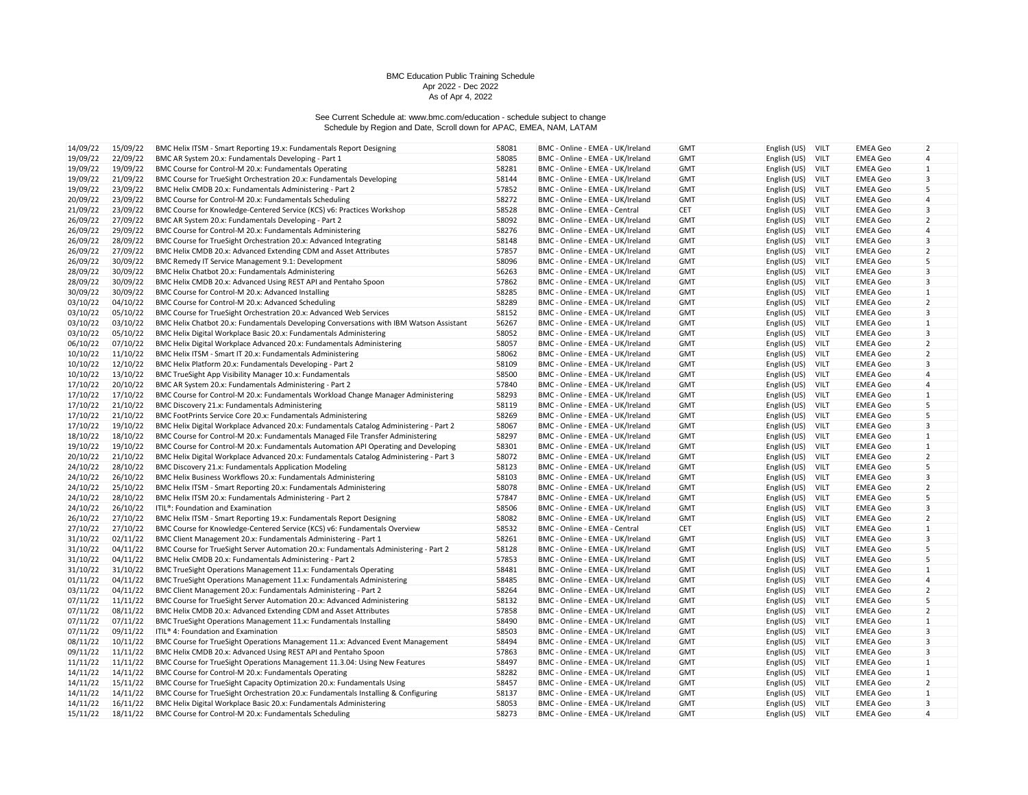BMC Education Public Training Schedule
Apr 2022 - Dec 2022
As of Apr 4, 2022

See Current Schedule at: www.bmc.com/education - schedule subject to change
Schedule by Region and Date, Scroll down for APAC, EMEA, NAM, LATAM

| | | | | | | | | | |
|---|---|---|---|---|---|---|---|---|---|
| 14/09/22 | 15/09/22 | BMC Helix ITSM - Smart Reporting 19.x: Fundamentals Report Designing | 58081 | BMC - Online - EMEA - UK/Ireland | GMT | English (US) | VILT | EMEA Geo | 2 |
| 19/09/22 | 22/09/22 | BMC AR System 20.x: Fundamentals Developing - Part 1 | 58085 | BMC - Online - EMEA - UK/Ireland | GMT | English (US) | VILT | EMEA Geo | 4 |
| 19/09/22 | 19/09/22 | BMC Course for Control-M 20.x: Fundamentals Operating | 58281 | BMC - Online - EMEA - UK/Ireland | GMT | English (US) | VILT | EMEA Geo | 1 |
| 19/09/22 | 21/09/22 | BMC Course for TrueSight Orchestration 20.x: Fundamentals Developing | 58144 | BMC - Online - EMEA - UK/Ireland | GMT | English (US) | VILT | EMEA Geo | 3 |
| 19/09/22 | 23/09/22 | BMC Helix CMDB 20.x: Fundamentals Administering - Part 2 | 57852 | BMC - Online - EMEA - UK/Ireland | GMT | English (US) | VILT | EMEA Geo | 5 |
| 20/09/22 | 23/09/22 | BMC Course for Control-M 20.x: Fundamentals Scheduling | 58272 | BMC - Online - EMEA - UK/Ireland | GMT | English (US) | VILT | EMEA Geo | 4 |
| 21/09/22 | 23/09/22 | BMC Course for Knowledge-Centered Service (KCS) v6: Practices Workshop | 58528 | BMC - Online - EMEA - Central | CET | English (US) | VILT | EMEA Geo | 3 |
| 26/09/22 | 27/09/22 | BMC AR System 20.x: Fundamentals Developing - Part 2 | 58092 | BMC - Online - EMEA - UK/Ireland | GMT | English (US) | VILT | EMEA Geo | 2 |
| 26/09/22 | 29/09/22 | BMC Course for Control-M 20.x: Fundamentals Administering | 58276 | BMC - Online - EMEA - UK/Ireland | GMT | English (US) | VILT | EMEA Geo | 4 |
| 26/09/22 | 28/09/22 | BMC Course for TrueSight Orchestration 20.x: Advanced Integrating | 58148 | BMC - Online - EMEA - UK/Ireland | GMT | English (US) | VILT | EMEA Geo | 3 |
| 26/09/22 | 27/09/22 | BMC Helix CMDB 20.x: Advanced Extending CDM and Asset Attributes | 57857 | BMC - Online - EMEA - UK/Ireland | GMT | English (US) | VILT | EMEA Geo | 2 |
| 26/09/22 | 30/09/22 | BMC Remedy IT Service Management 9.1: Development | 58096 | BMC - Online - EMEA - UK/Ireland | GMT | English (US) | VILT | EMEA Geo | 5 |
| 28/09/22 | 30/09/22 | BMC Helix Chatbot 20.x: Fundamentals Administering | 56263 | BMC - Online - EMEA - UK/Ireland | GMT | English (US) | VILT | EMEA Geo | 3 |
| 28/09/22 | 30/09/22 | BMC Helix CMDB 20.x: Advanced Using REST API and Pentaho Spoon | 57862 | BMC - Online - EMEA - UK/Ireland | GMT | English (US) | VILT | EMEA Geo | 3 |
| 30/09/22 | 30/09/22 | BMC Course for Control-M 20.x: Advanced Installing | 58285 | BMC - Online - EMEA - UK/Ireland | GMT | English (US) | VILT | EMEA Geo | 1 |
| 03/10/22 | 04/10/22 | BMC Course for Control-M 20.x: Advanced Scheduling | 58289 | BMC - Online - EMEA - UK/Ireland | GMT | English (US) | VILT | EMEA Geo | 2 |
| 03/10/22 | 05/10/22 | BMC Course for TrueSight Orchestration 20.x: Advanced Web Services | 58152 | BMC - Online - EMEA - UK/Ireland | GMT | English (US) | VILT | EMEA Geo | 3 |
| 03/10/22 | 03/10/22 | BMC Helix Chatbot 20.x: Fundamentals Developing Conversations with IBM Watson Assistant | 56267 | BMC - Online - EMEA - UK/Ireland | GMT | English (US) | VILT | EMEA Geo | 1 |
| 03/10/22 | 05/10/22 | BMC Helix Digital Workplace Basic 20.x: Fundamentals Administering | 58052 | BMC - Online - EMEA - UK/Ireland | GMT | English (US) | VILT | EMEA Geo | 3 |
| 06/10/22 | 07/10/22 | BMC Helix Digital Workplace Advanced 20.x: Fundamentals Administering | 58057 | BMC - Online - EMEA - UK/Ireland | GMT | English (US) | VILT | EMEA Geo | 2 |
| 10/10/22 | 11/10/22 | BMC Helix ITSM - Smart IT 20.x: Fundamentals Administering | 58062 | BMC - Online - EMEA - UK/Ireland | GMT | English (US) | VILT | EMEA Geo | 2 |
| 10/10/22 | 12/10/22 | BMC Helix Platform 20.x: Fundamentals Developing - Part 2 | 58109 | BMC - Online - EMEA - UK/Ireland | GMT | English (US) | VILT | EMEA Geo | 3 |
| 10/10/22 | 13/10/22 | BMC TrueSight App Visibility Manager 10.x: Fundamentals | 58500 | BMC - Online - EMEA - UK/Ireland | GMT | English (US) | VILT | EMEA Geo | 4 |
| 17/10/22 | 20/10/22 | BMC AR System 20.x: Fundamentals Administering - Part 2 | 57840 | BMC - Online - EMEA - UK/Ireland | GMT | English (US) | VILT | EMEA Geo | 4 |
| 17/10/22 | 17/10/22 | BMC Course for Control-M 20.x: Fundamentals Workload Change Manager Administering | 58293 | BMC - Online - EMEA - UK/Ireland | GMT | English (US) | VILT | EMEA Geo | 1 |
| 17/10/22 | 21/10/22 | BMC Discovery 21.x: Fundamentals Administering | 58119 | BMC - Online - EMEA - UK/Ireland | GMT | English (US) | VILT | EMEA Geo | 5 |
| 17/10/22 | 21/10/22 | BMC FootPrints Service Core 20.x: Fundamentals Administering | 58269 | BMC - Online - EMEA - UK/Ireland | GMT | English (US) | VILT | EMEA Geo | 5 |
| 17/10/22 | 19/10/22 | BMC Helix Digital Workplace Advanced 20.x: Fundamentals Catalog Administering - Part 2 | 58067 | BMC - Online - EMEA - UK/Ireland | GMT | English (US) | VILT | EMEA Geo | 3 |
| 18/10/22 | 18/10/22 | BMC Course for Control-M 20.x: Fundamentals Managed File Transfer Administering | 58297 | BMC - Online - EMEA - UK/Ireland | GMT | English (US) | VILT | EMEA Geo | 1 |
| 19/10/22 | 19/10/22 | BMC Course for Control-M 20.x: Fundamentals Automation API Operating and Developing | 58301 | BMC - Online - EMEA - UK/Ireland | GMT | English (US) | VILT | EMEA Geo | 1 |
| 20/10/22 | 21/10/22 | BMC Helix Digital Workplace Advanced 20.x: Fundamentals Catalog Administering - Part 3 | 58072 | BMC - Online - EMEA - UK/Ireland | GMT | English (US) | VILT | EMEA Geo | 2 |
| 24/10/22 | 28/10/22 | BMC Discovery 21.x: Fundamentals Application Modeling | 58123 | BMC - Online - EMEA - UK/Ireland | GMT | English (US) | VILT | EMEA Geo | 5 |
| 24/10/22 | 26/10/22 | BMC Helix Business Workflows 20.x: Fundamentals Administering | 58103 | BMC - Online - EMEA - UK/Ireland | GMT | English (US) | VILT | EMEA Geo | 3 |
| 24/10/22 | 25/10/22 | BMC Helix ITSM - Smart Reporting 20.x: Fundamentals Administering | 58078 | BMC - Online - EMEA - UK/Ireland | GMT | English (US) | VILT | EMEA Geo | 2 |
| 24/10/22 | 28/10/22 | BMC Helix ITSM 20.x: Fundamentals Administering - Part 2 | 57847 | BMC - Online - EMEA - UK/Ireland | GMT | English (US) | VILT | EMEA Geo | 5 |
| 24/10/22 | 26/10/22 | ITIL®: Foundation and Examination | 58506 | BMC - Online - EMEA - UK/Ireland | GMT | English (US) | VILT | EMEA Geo | 3 |
| 26/10/22 | 27/10/22 | BMC Helix ITSM - Smart Reporting 19.x: Fundamentals Report Designing | 58082 | BMC - Online - EMEA - UK/Ireland | GMT | English (US) | VILT | EMEA Geo | 2 |
| 27/10/22 | 27/10/22 | BMC Course for Knowledge-Centered Service (KCS) v6: Fundamentals Overview | 58532 | BMC - Online - EMEA - Central | CET | English (US) | VILT | EMEA Geo | 1 |
| 31/10/22 | 02/11/22 | BMC Client Management 20.x: Fundamentals Administering - Part 1 | 58261 | BMC - Online - EMEA - UK/Ireland | GMT | English (US) | VILT | EMEA Geo | 3 |
| 31/10/22 | 04/11/22 | BMC Course for TrueSight Server Automation 20.x: Fundamentals Administering - Part 2 | 58128 | BMC - Online - EMEA - UK/Ireland | GMT | English (US) | VILT | EMEA Geo | 5 |
| 31/10/22 | 04/11/22 | BMC Helix CMDB 20.x: Fundamentals Administering - Part 2 | 57853 | BMC - Online - EMEA - UK/Ireland | GMT | English (US) | VILT | EMEA Geo | 5 |
| 31/10/22 | 31/10/22 | BMC TrueSight Operations Management 11.x: Fundamentals Operating | 58481 | BMC - Online - EMEA - UK/Ireland | GMT | English (US) | VILT | EMEA Geo | 1 |
| 01/11/22 | 04/11/22 | BMC TrueSight Operations Management 11.x: Fundamentals Administering | 58485 | BMC - Online - EMEA - UK/Ireland | GMT | English (US) | VILT | EMEA Geo | 4 |
| 03/11/22 | 04/11/22 | BMC Client Management 20.x: Fundamentals Administering - Part 2 | 58264 | BMC - Online - EMEA - UK/Ireland | GMT | English (US) | VILT | EMEA Geo | 2 |
| 07/11/22 | 11/11/22 | BMC Course for TrueSight Server Automation 20.x: Advanced Administering | 58132 | BMC - Online - EMEA - UK/Ireland | GMT | English (US) | VILT | EMEA Geo | 5 |
| 07/11/22 | 08/11/22 | BMC Helix CMDB 20.x: Advanced Extending CDM and Asset Attributes | 57858 | BMC - Online - EMEA - UK/Ireland | GMT | English (US) | VILT | EMEA Geo | 2 |
| 07/11/22 | 07/11/22 | BMC TrueSight Operations Management 11.x: Fundamentals Installing | 58490 | BMC - Online - EMEA - UK/Ireland | GMT | English (US) | VILT | EMEA Geo | 1 |
| 07/11/22 | 09/11/22 | ITIL® 4: Foundation and Examination | 58503 | BMC - Online - EMEA - UK/Ireland | GMT | English (US) | VILT | EMEA Geo | 3 |
| 08/11/22 | 10/11/22 | BMC Course for TrueSight Operations Management 11.x: Advanced Event Management | 58494 | BMC - Online - EMEA - UK/Ireland | GMT | English (US) | VILT | EMEA Geo | 3 |
| 09/11/22 | 11/11/22 | BMC Helix CMDB 20.x: Advanced Using REST API and Pentaho Spoon | 57863 | BMC - Online - EMEA - UK/Ireland | GMT | English (US) | VILT | EMEA Geo | 3 |
| 11/11/22 | 11/11/22 | BMC Course for TrueSight Operations Management 11.3.04: Using New Features | 58497 | BMC - Online - EMEA - UK/Ireland | GMT | English (US) | VILT | EMEA Geo | 1 |
| 14/11/22 | 14/11/22 | BMC Course for Control-M 20.x: Fundamentals Operating | 58282 | BMC - Online - EMEA - UK/Ireland | GMT | English (US) | VILT | EMEA Geo | 1 |
| 14/11/22 | 15/11/22 | BMC Course for TrueSight Capacity Optimization 20.x: Fundamentals Using | 58457 | BMC - Online - EMEA - UK/Ireland | GMT | English (US) | VILT | EMEA Geo | 2 |
| 14/11/22 | 14/11/22 | BMC Course for TrueSight Orchestration 20.x: Fundamentals Installing & Configuring | 58137 | BMC - Online - EMEA - UK/Ireland | GMT | English (US) | VILT | EMEA Geo | 1 |
| 14/11/22 | 16/11/22 | BMC Helix Digital Workplace Basic 20.x: Fundamentals Administering | 58053 | BMC - Online - EMEA - UK/Ireland | GMT | English (US) | VILT | EMEA Geo | 3 |
| 15/11/22 | 18/11/22 | BMC Course for Control-M 20.x: Fundamentals Scheduling | 58273 | BMC - Online - EMEA - UK/Ireland | GMT | English (US) | VILT | EMEA Geo | 4 |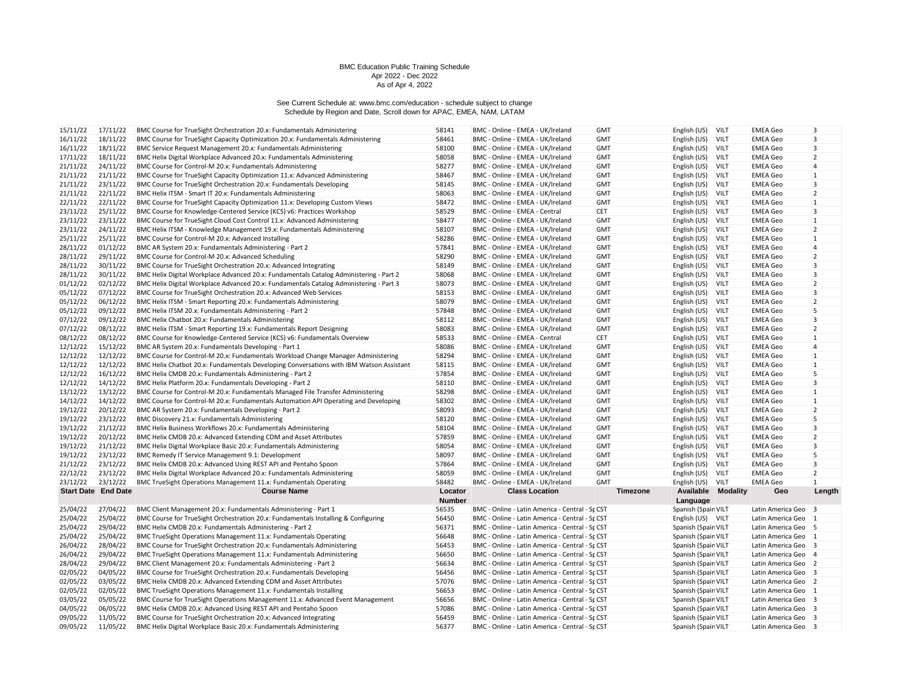BMC Education Public Training Schedule
Apr 2022 - Dec 2022
As of Apr 4, 2022

See Current Schedule at: www.bmc.com/education - schedule subject to change
Schedule by Region and Date, Scroll down for APAC, EMEA, NAM, LATAM

| Start Date | End Date | Course Name | Locator Number | Class Location | Timezone | Available Language | Modality | Geo | Length |
|---|---|---|---|---|---|---|---|---|---|
| 15/11/22 | 17/11/22 | BMC Course for TrueSight Orchestration 20.x: Fundamentals Administering | 58141 | BMC - Online - EMEA - UK/Ireland | GMT | English (US) | VILT | EMEA Geo | 3 |
| 16/11/22 | 18/11/22 | BMC Course for TrueSight Capacity Optimization 20.x: Fundamentals Administering | 58461 | BMC - Online - EMEA - UK/Ireland | GMT | English (US) | VILT | EMEA Geo | 3 |
| 16/11/22 | 18/11/22 | BMC Service Request Management 20.x: Fundamentals Administering | 58100 | BMC - Online - EMEA - UK/Ireland | GMT | English (US) | VILT | EMEA Geo | 3 |
| 17/11/22 | 18/11/22 | BMC Helix Digital Workplace Advanced 20.x: Fundamentals Administering | 58058 | BMC - Online - EMEA - UK/Ireland | GMT | English (US) | VILT | EMEA Geo | 2 |
| 21/11/22 | 24/11/22 | BMC Course for Control-M 20.x: Fundamentals Administering | 58277 | BMC - Online - EMEA - UK/Ireland | GMT | English (US) | VILT | EMEA Geo | 4 |
| 21/11/22 | 21/11/22 | BMC Course for TrueSight Capacity Optimization 11.x: Advanced Administering | 58467 | BMC - Online - EMEA - UK/Ireland | GMT | English (US) | VILT | EMEA Geo | 1 |
| 21/11/22 | 23/11/22 | BMC Course for TrueSight Orchestration 20.x: Fundamentals Developing | 58145 | BMC - Online - EMEA - UK/Ireland | GMT | English (US) | VILT | EMEA Geo | 3 |
| 21/11/22 | 22/11/22 | BMC Helix ITSM - Smart IT 20.x: Fundamentals Administering | 58063 | BMC - Online - EMEA - UK/Ireland | GMT | English (US) | VILT | EMEA Geo | 2 |
| 22/11/22 | 22/11/22 | BMC Course for TrueSight Capacity Optimization 11.x: Developing Custom Views | 58472 | BMC - Online - EMEA - UK/Ireland | GMT | English (US) | VILT | EMEA Geo | 1 |
| 23/11/22 | 25/11/22 | BMC Course for Knowledge-Centered Service (KCS) v6: Practices Workshop | 58529 | BMC - Online - EMEA - Central | CET | English (US) | VILT | EMEA Geo | 3 |
| 23/11/22 | 23/11/22 | BMC Course for TrueSight Cloud Cost Control 11.x: Advanced Administering | 58477 | BMC - Online - EMEA - UK/Ireland | GMT | English (US) | VILT | EMEA Geo | 1 |
| 23/11/22 | 24/11/22 | BMC Helix ITSM - Knowledge Management 19.x: Fundamentals Administering | 58107 | BMC - Online - EMEA - UK/Ireland | GMT | English (US) | VILT | EMEA Geo | 2 |
| 25/11/22 | 25/11/22 | BMC Course for Control-M 20.x: Advanced Installing | 58286 | BMC - Online - EMEA - UK/Ireland | GMT | English (US) | VILT | EMEA Geo | 1 |
| 28/11/22 | 01/12/22 | BMC AR System 20.x: Fundamentals Administering - Part 2 | 57841 | BMC - Online - EMEA - UK/Ireland | GMT | English (US) | VILT | EMEA Geo | 4 |
| 28/11/22 | 29/11/22 | BMC Course for Control-M 20.x: Advanced Scheduling | 58290 | BMC - Online - EMEA - UK/Ireland | GMT | English (US) | VILT | EMEA Geo | 2 |
| 28/11/22 | 30/11/22 | BMC Course for TrueSight Orchestration 20.x: Advanced Integrating | 58149 | BMC - Online - EMEA - UK/Ireland | GMT | English (US) | VILT | EMEA Geo | 3 |
| 28/11/22 | 30/11/22 | BMC Helix Digital Workplace Advanced 20.x: Fundamentals Catalog Administering - Part 2 | 58068 | BMC - Online - EMEA - UK/Ireland | GMT | English (US) | VILT | EMEA Geo | 3 |
| 01/12/22 | 02/12/22 | BMC Helix Digital Workplace Advanced 20.x: Fundamentals Catalog Administering - Part 3 | 58073 | BMC - Online - EMEA - UK/Ireland | GMT | English (US) | VILT | EMEA Geo | 2 |
| 05/12/22 | 07/12/22 | BMC Course for TrueSight Orchestration 20.x: Advanced Web Services | 58153 | BMC - Online - EMEA - UK/Ireland | GMT | English (US) | VILT | EMEA Geo | 3 |
| 05/12/22 | 06/12/22 | BMC Helix ITSM - Smart Reporting 20.x: Fundamentals Administering | 58079 | BMC - Online - EMEA - UK/Ireland | GMT | English (US) | VILT | EMEA Geo | 2 |
| 05/12/22 | 09/12/22 | BMC Helix ITSM 20.x: Fundamentals Administering - Part 2 | 57848 | BMC - Online - EMEA - UK/Ireland | GMT | English (US) | VILT | EMEA Geo | 5 |
| 07/12/22 | 09/12/22 | BMC Helix Chatbot 20.x: Fundamentals Administering | 58112 | BMC - Online - EMEA - UK/Ireland | GMT | English (US) | VILT | EMEA Geo | 3 |
| 07/12/22 | 08/12/22 | BMC Helix ITSM - Smart Reporting 19.x: Fundamentals Report Designing | 58083 | BMC - Online - EMEA - UK/Ireland | GMT | English (US) | VILT | EMEA Geo | 2 |
| 08/12/22 | 08/12/22 | BMC Course for Knowledge-Centered Service (KCS) v6: Fundamentals Overview | 58533 | BMC - Online - EMEA - Central | CET | English (US) | VILT | EMEA Geo | 1 |
| 12/12/22 | 15/12/22 | BMC AR System 20.x: Fundamentals Developing - Part 1 | 58086 | BMC - Online - EMEA - UK/Ireland | GMT | English (US) | VILT | EMEA Geo | 4 |
| 12/12/22 | 12/12/22 | BMC Course for Control-M 20.x: Fundamentals Workload Change Manager Administering | 58294 | BMC - Online - EMEA - UK/Ireland | GMT | English (US) | VILT | EMEA Geo | 1 |
| 12/12/22 | 12/12/22 | BMC Helix Chatbot 20.x: Fundamentals Developing Conversations with IBM Watson Assistant | 58115 | BMC - Online - EMEA - UK/Ireland | GMT | English (US) | VILT | EMEA Geo | 1 |
| 12/12/22 | 16/12/22 | BMC Helix CMDB 20.x: Fundamentals Administering - Part 2 | 57854 | BMC - Online - EMEA - UK/Ireland | GMT | English (US) | VILT | EMEA Geo | 5 |
| 12/12/22 | 14/12/22 | BMC Helix Platform 20.x: Fundamentals Developing - Part 2 | 58110 | BMC - Online - EMEA - UK/Ireland | GMT | English (US) | VILT | EMEA Geo | 3 |
| 13/12/22 | 13/12/22 | BMC Course for Control-M 20.x: Fundamentals Managed File Transfer Administering | 58298 | BMC - Online - EMEA - UK/Ireland | GMT | English (US) | VILT | EMEA Geo | 1 |
| 14/12/22 | 14/12/22 | BMC Course for Control-M 20.x: Fundamentals Automation API Operating and Developing | 58302 | BMC - Online - EMEA - UK/Ireland | GMT | English (US) | VILT | EMEA Geo | 1 |
| 19/12/22 | 20/12/22 | BMC AR System 20.x: Fundamentals Developing - Part 2 | 58093 | BMC - Online - EMEA - UK/Ireland | GMT | English (US) | VILT | EMEA Geo | 2 |
| 19/12/22 | 23/12/22 | BMC Discovery 21.x: Fundamentals Administering | 58120 | BMC - Online - EMEA - UK/Ireland | GMT | English (US) | VILT | EMEA Geo | 5 |
| 19/12/22 | 21/12/22 | BMC Helix Business Workflows 20.x: Fundamentals Administering | 58104 | BMC - Online - EMEA - UK/Ireland | GMT | English (US) | VILT | EMEA Geo | 3 |
| 19/12/22 | 20/12/22 | BMC Helix CMDB 20.x: Advanced Extending CDM and Asset Attributes | 57859 | BMC - Online - EMEA - UK/Ireland | GMT | English (US) | VILT | EMEA Geo | 2 |
| 19/12/22 | 21/12/22 | BMC Helix Digital Workplace Basic 20.x: Fundamentals Administering | 58054 | BMC - Online - EMEA - UK/Ireland | GMT | English (US) | VILT | EMEA Geo | 3 |
| 19/12/22 | 23/12/22 | BMC Remedy IT Service Management 9.1: Development | 58097 | BMC - Online - EMEA - UK/Ireland | GMT | English (US) | VILT | EMEA Geo | 5 |
| 21/12/22 | 23/12/22 | BMC Helix CMDB 20.x: Advanced Using REST API and Pentaho Spoon | 57864 | BMC - Online - EMEA - UK/Ireland | GMT | English (US) | VILT | EMEA Geo | 3 |
| 22/12/22 | 23/12/22 | BMC Helix Digital Workplace Advanced 20.x: Fundamentals Administering | 58059 | BMC - Online - EMEA - UK/Ireland | GMT | English (US) | VILT | EMEA Geo | 2 |
| 23/12/22 | 23/12/22 | BMC TrueSight Operations Management 11.x: Fundamentals Operating | 58482 | BMC - Online - EMEA - UK/Ireland | GMT | English (US) | VILT | EMEA Geo | 1 |

| Start Date | End Date | Course Name | Locator Number | Class Location | Timezone | Available Language | Modality | Geo | Length |
|---|---|---|---|---|---|---|---|---|---|
| 25/04/22 | 27/04/22 | BMC Client Management 20.x: Fundamentals Administering - Part 1 | 56535 | BMC - Online - Latin America - Central - Sp | CST | Spanish (Spain | VILT | Latin America Geo | 3 |
| 25/04/22 | 25/04/22 | BMC Course for TrueSight Orchestration 20.x: Fundamentals Installing & Configuring | 56450 | BMC - Online - Latin America - Central - Sp | CST | English (US) | VILT | Latin America Geo | 1 |
| 25/04/22 | 29/04/22 | BMC Helix CMDB 20.x: Fundamentals Administering - Part 2 | 56371 | BMC - Online - Latin America - Central - Sp | CST | Spanish (Spain | VILT | Latin America Geo | 5 |
| 25/04/22 | 25/04/22 | BMC TrueSight Operations Management 11.x: Fundamentals Operating | 56648 | BMC - Online - Latin America - Central - Sp | CST | Spanish (Spain | VILT | Latin America Geo | 1 |
| 26/04/22 | 28/04/22 | BMC Course for TrueSight Orchestration 20.x: Fundamentals Administering | 56453 | BMC - Online - Latin America - Central - Sp | CST | Spanish (Spain | VILT | Latin America Geo | 3 |
| 26/04/22 | 29/04/22 | BMC TrueSight Operations Management 11.x: Fundamentals Administering | 56650 | BMC - Online - Latin America - Central - Sp | CST | Spanish (Spain | VILT | Latin America Geo | 4 |
| 28/04/22 | 29/04/22 | BMC Client Management 20.x: Fundamentals Administering - Part 2 | 56634 | BMC - Online - Latin America - Central - Sp | CST | Spanish (Spain | VILT | Latin America Geo | 2 |
| 02/05/22 | 04/05/22 | BMC Course for TrueSight Orchestration 20.x: Fundamentals Developing | 56456 | BMC - Online - Latin America - Central - Sp | CST | Spanish (Spain | VILT | Latin America Geo | 3 |
| 02/05/22 | 03/05/22 | BMC Helix CMDB 20.x: Advanced Extending CDM and Asset Attributes | 57076 | BMC - Online - Latin America - Central - Sp | CST | Spanish (Spain | VILT | Latin America Geo | 2 |
| 02/05/22 | 02/05/22 | BMC TrueSight Operations Management 11.x: Fundamentals Installing | 56653 | BMC - Online - Latin America - Central - Sp | CST | Spanish (Spain | VILT | Latin America Geo | 1 |
| 03/05/22 | 05/05/22 | BMC Course for TrueSight Operations Management 11.x: Advanced Event Management | 56656 | BMC - Online - Latin America - Central - Sp | CST | Spanish (Spain | VILT | Latin America Geo | 3 |
| 04/05/22 | 06/05/22 | BMC Helix CMDB 20.x: Advanced Using REST API and Pentaho Spoon | 57086 | BMC - Online - Latin America - Central - Sp | CST | Spanish (Spain | VILT | Latin America Geo | 3 |
| 09/05/22 | 11/05/22 | BMC Course for TrueSight Orchestration 20.x: Advanced Integrating | 56459 | BMC - Online - Latin America - Central - Sp | CST | Spanish (Spain | VILT | Latin America Geo | 3 |
| 09/05/22 | 11/05/22 | BMC Helix Digital Workplace Basic 20.x: Fundamentals Administering | 56377 | BMC - Online - Latin America - Central - Sp | CST | Spanish (Spain | VILT | Latin America Geo | 3 |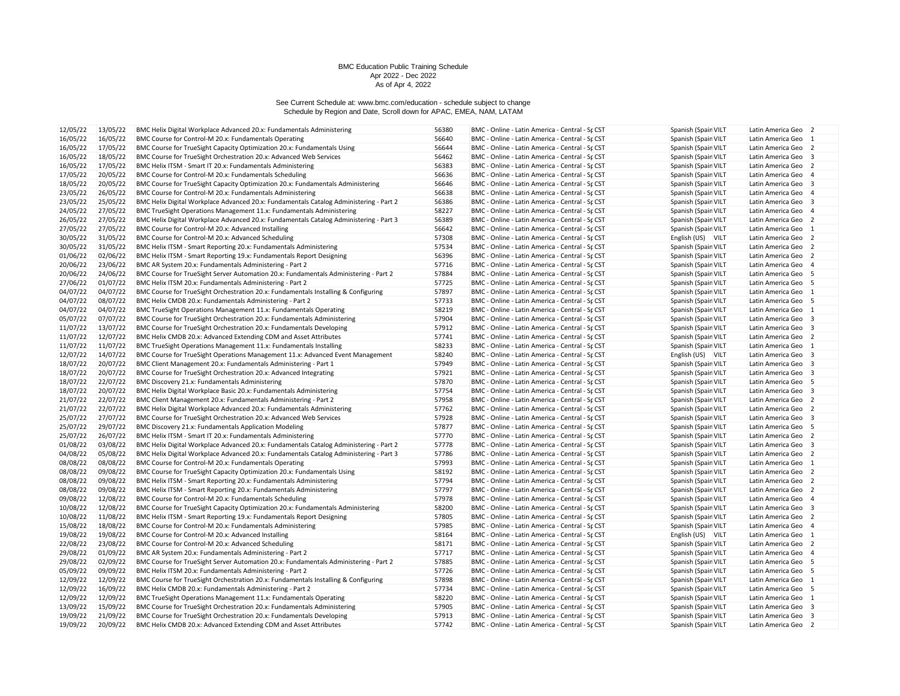BMC Education Public Training Schedule
Apr 2022 - Dec 2022
As of Apr 4, 2022

See Current Schedule at: www.bmc.com/education - schedule subject to change
Schedule by Region and Date, Scroll down for APAC, EMEA, NAM, LATAM

| | | | | | | | | | |
|---|---|---|---|---|---|---|---|---|---|
| 12/05/22 | 13/05/22 | BMC Helix Digital Workplace Advanced 20.x: Fundamentals Administering | 56380 | BMC - Online - Latin America - Central - Sp | CST | Spanish (Spain | VILT | Latin America Geo | 2 |
| 16/05/22 | 16/05/22 | BMC Course for Control-M 20.x: Fundamentals Operating | 56640 | BMC - Online - Latin America - Central - Sp | CST | Spanish (Spain | VILT | Latin America Geo | 1 |
| 16/05/22 | 17/05/22 | BMC Course for TrueSight Capacity Optimization 20.x: Fundamentals Using | 56644 | BMC - Online - Latin America - Central - Sp | CST | Spanish (Spain | VILT | Latin America Geo | 2 |
| 16/05/22 | 18/05/22 | BMC Course for TrueSight Orchestration 20.x: Advanced Web Services | 56462 | BMC - Online - Latin America - Central - Sp | CST | Spanish (Spain | VILT | Latin America Geo | 3 |
| 16/05/22 | 17/05/22 | BMC Helix ITSM - Smart IT 20.x: Fundamentals Administering | 56383 | BMC - Online - Latin America - Central - Sp | CST | Spanish (Spain | VILT | Latin America Geo | 2 |
| 17/05/22 | 20/05/22 | BMC Course for Control-M 20.x: Fundamentals Scheduling | 56636 | BMC - Online - Latin America - Central - Sp | CST | Spanish (Spain | VILT | Latin America Geo | 4 |
| 18/05/22 | 20/05/22 | BMC Course for TrueSight Capacity Optimization 20.x: Fundamentals Administering | 56646 | BMC - Online - Latin America - Central - Sp | CST | Spanish (Spain | VILT | Latin America Geo | 3 |
| 23/05/22 | 26/05/22 | BMC Course for Control-M 20.x: Fundamentals Administering | 56638 | BMC - Online - Latin America - Central - Sp | CST | Spanish (Spain | VILT | Latin America Geo | 4 |
| 23/05/22 | 25/05/22 | BMC Helix Digital Workplace Advanced 20.x: Fundamentals Catalog Administering - Part 2 | 56386 | BMC - Online - Latin America - Central - Sp | CST | Spanish (Spain | VILT | Latin America Geo | 3 |
| 24/05/22 | 27/05/22 | BMC TrueSight Operations Management 11.x: Fundamentals Administering | 58227 | BMC - Online - Latin America - Central - Sp | CST | Spanish (Spain | VILT | Latin America Geo | 4 |
| 26/05/22 | 27/05/22 | BMC Helix Digital Workplace Advanced 20.x: Fundamentals Catalog Administering - Part 3 | 56389 | BMC - Online - Latin America - Central - Sp | CST | Spanish (Spain | VILT | Latin America Geo | 2 |
| 27/05/22 | 27/05/22 | BMC Course for Control-M 20.x: Advanced Installing | 56642 | BMC - Online - Latin America - Central - Sp | CST | Spanish (Spain | VILT | Latin America Geo | 1 |
| 30/05/22 | 31/05/22 | BMC Course for Control-M 20.x: Advanced Scheduling | 57308 | BMC - Online - Latin America - Central - Sp | CST | English (US) | VILT | Latin America Geo | 2 |
| 30/05/22 | 31/05/22 | BMC Helix ITSM - Smart Reporting 20.x: Fundamentals Administering | 57534 | BMC - Online - Latin America - Central - Sp | CST | Spanish (Spain | VILT | Latin America Geo | 2 |
| 01/06/22 | 02/06/22 | BMC Helix ITSM - Smart Reporting 19.x: Fundamentals Report Designing | 56396 | BMC - Online - Latin America - Central - Sp | CST | Spanish (Spain | VILT | Latin America Geo | 2 |
| 20/06/22 | 23/06/22 | BMC AR System 20.x: Fundamentals Administering - Part 2 | 57716 | BMC - Online - Latin America - Central - Sp | CST | Spanish (Spain | VILT | Latin America Geo | 4 |
| 20/06/22 | 24/06/22 | BMC Course for TrueSight Server Automation 20.x: Fundamentals Administering - Part 2 | 57884 | BMC - Online - Latin America - Central - Sp | CST | Spanish (Spain | VILT | Latin America Geo | 5 |
| 27/06/22 | 01/07/22 | BMC Helix ITSM 20.x: Fundamentals Administering - Part 2 | 57725 | BMC - Online - Latin America - Central - Sp | CST | Spanish (Spain | VILT | Latin America Geo | 5 |
| 04/07/22 | 04/07/22 | BMC Course for TrueSight Orchestration 20.x: Fundamentals Installing & Configuring | 57897 | BMC - Online - Latin America - Central - Sp | CST | Spanish (Spain | VILT | Latin America Geo | 1 |
| 04/07/22 | 08/07/22 | BMC Helix CMDB 20.x: Fundamentals Administering - Part 2 | 57733 | BMC - Online - Latin America - Central - Sp | CST | Spanish (Spain | VILT | Latin America Geo | 5 |
| 04/07/22 | 04/07/22 | BMC TrueSight Operations Management 11.x: Fundamentals Operating | 58219 | BMC - Online - Latin America - Central - Sp | CST | Spanish (Spain | VILT | Latin America Geo | 1 |
| 05/07/22 | 07/07/22 | BMC Course for TrueSight Orchestration 20.x: Fundamentals Administering | 57904 | BMC - Online - Latin America - Central - Sp | CST | Spanish (Spain | VILT | Latin America Geo | 3 |
| 11/07/22 | 13/07/22 | BMC Course for TrueSight Orchestration 20.x: Fundamentals Developing | 57912 | BMC - Online - Latin America - Central - Sp | CST | Spanish (Spain | VILT | Latin America Geo | 3 |
| 11/07/22 | 12/07/22 | BMC Helix CMDB 20.x: Advanced Extending CDM and Asset Attributes | 57741 | BMC - Online - Latin America - Central - Sp | CST | Spanish (Spain | VILT | Latin America Geo | 2 |
| 11/07/22 | 11/07/22 | BMC TrueSight Operations Management 11.x: Fundamentals Installing | 58233 | BMC - Online - Latin America - Central - Sp | CST | Spanish (Spain | VILT | Latin America Geo | 1 |
| 12/07/22 | 14/07/22 | BMC Course for TrueSight Operations Management 11.x: Advanced Event Management | 58240 | BMC - Online - Latin America - Central - Sp | CST | English (US) | VILT | Latin America Geo | 3 |
| 18/07/22 | 20/07/22 | BMC Client Management 20.x: Fundamentals Administering - Part 1 | 57949 | BMC - Online - Latin America - Central - Sp | CST | Spanish (Spain | VILT | Latin America Geo | 3 |
| 18/07/22 | 20/07/22 | BMC Course for TrueSight Orchestration 20.x: Advanced Integrating | 57921 | BMC - Online - Latin America - Central - Sp | CST | Spanish (Spain | VILT | Latin America Geo | 3 |
| 18/07/22 | 22/07/22 | BMC Discovery 21.x: Fundamentals Administering | 57870 | BMC - Online - Latin America - Central - Sp | CST | Spanish (Spain | VILT | Latin America Geo | 5 |
| 18/07/22 | 20/07/22 | BMC Helix Digital Workplace Basic 20.x: Fundamentals Administering | 57754 | BMC - Online - Latin America - Central - Sp | CST | Spanish (Spain | VILT | Latin America Geo | 3 |
| 21/07/22 | 22/07/22 | BMC Client Management 20.x: Fundamentals Administering - Part 2 | 57958 | BMC - Online - Latin America - Central - Sp | CST | Spanish (Spain | VILT | Latin America Geo | 2 |
| 21/07/22 | 22/07/22 | BMC Helix Digital Workplace Advanced 20.x: Fundamentals Administering | 57762 | BMC - Online - Latin America - Central - Sp | CST | Spanish (Spain | VILT | Latin America Geo | 2 |
| 25/07/22 | 27/07/22 | BMC Course for TrueSight Orchestration 20.x: Advanced Web Services | 57928 | BMC - Online - Latin America - Central - Sp | CST | Spanish (Spain | VILT | Latin America Geo | 3 |
| 25/07/22 | 29/07/22 | BMC Discovery 21.x: Fundamentals Application Modeling | 57877 | BMC - Online - Latin America - Central - Sp | CST | Spanish (Spain | VILT | Latin America Geo | 5 |
| 25/07/22 | 26/07/22 | BMC Helix ITSM - Smart IT 20.x: Fundamentals Administering | 57770 | BMC - Online - Latin America - Central - Sp | CST | Spanish (Spain | VILT | Latin America Geo | 2 |
| 01/08/22 | 03/08/22 | BMC Helix Digital Workplace Advanced 20.x: Fundamentals Catalog Administering - Part 2 | 57778 | BMC - Online - Latin America - Central - Sp | CST | Spanish (Spain | VILT | Latin America Geo | 3 |
| 04/08/22 | 05/08/22 | BMC Helix Digital Workplace Advanced 20.x: Fundamentals Catalog Administering - Part 3 | 57786 | BMC - Online - Latin America - Central - Sp | CST | Spanish (Spain | VILT | Latin America Geo | 2 |
| 08/08/22 | 08/08/22 | BMC Course for Control-M 20.x: Fundamentals Operating | 57993 | BMC - Online - Latin America - Central - Sp | CST | Spanish (Spain | VILT | Latin America Geo | 1 |
| 08/08/22 | 09/08/22 | BMC Course for TrueSight Capacity Optimization 20.x: Fundamentals Using | 58192 | BMC - Online - Latin America - Central - Sp | CST | Spanish (Spain | VILT | Latin America Geo | 2 |
| 08/08/22 | 09/08/22 | BMC Helix ITSM - Smart Reporting 20.x: Fundamentals Administering | 57794 | BMC - Online - Latin America - Central - Sp | CST | Spanish (Spain | VILT | Latin America Geo | 2 |
| 08/08/22 | 09/08/22 | BMC Helix ITSM - Smart Reporting 20.x: Fundamentals Administering | 57797 | BMC - Online - Latin America - Central - Sp | CST | Spanish (Spain | VILT | Latin America Geo | 2 |
| 09/08/22 | 12/08/22 | BMC Course for Control-M 20.x: Fundamentals Scheduling | 57978 | BMC - Online - Latin America - Central - Sp | CST | Spanish (Spain | VILT | Latin America Geo | 4 |
| 10/08/22 | 12/08/22 | BMC Course for TrueSight Capacity Optimization 20.x: Fundamentals Administering | 58200 | BMC - Online - Latin America - Central - Sp | CST | Spanish (Spain | VILT | Latin America Geo | 3 |
| 10/08/22 | 11/08/22 | BMC Helix ITSM - Smart Reporting 19.x: Fundamentals Report Designing | 57805 | BMC - Online - Latin America - Central - Sp | CST | Spanish (Spain | VILT | Latin America Geo | 2 |
| 15/08/22 | 18/08/22 | BMC Course for Control-M 20.x: Fundamentals Administering | 57985 | BMC - Online - Latin America - Central - Sp | CST | Spanish (Spain | VILT | Latin America Geo | 4 |
| 19/08/22 | 19/08/22 | BMC Course for Control-M 20.x: Advanced Installing | 58164 | BMC - Online - Latin America - Central - Sp | CST | English (US) | VILT | Latin America Geo | 1 |
| 22/08/22 | 23/08/22 | BMC Course for Control-M 20.x: Advanced Scheduling | 58171 | BMC - Online - Latin America - Central - Sp | CST | Spanish (Spain | VILT | Latin America Geo | 2 |
| 29/08/22 | 01/09/22 | BMC AR System 20.x: Fundamentals Administering - Part 2 | 57717 | BMC - Online - Latin America - Central - Sp | CST | Spanish (Spain | VILT | Latin America Geo | 4 |
| 29/08/22 | 02/09/22 | BMC Course for TrueSight Server Automation 20.x: Fundamentals Administering - Part 2 | 57885 | BMC - Online - Latin America - Central - Sp | CST | Spanish (Spain | VILT | Latin America Geo | 5 |
| 05/09/22 | 09/09/22 | BMC Helix ITSM 20.x: Fundamentals Administering - Part 2 | 57726 | BMC - Online - Latin America - Central - Sp | CST | Spanish (Spain | VILT | Latin America Geo | 5 |
| 12/09/22 | 12/09/22 | BMC Course for TrueSight Orchestration 20.x: Fundamentals Installing & Configuring | 57898 | BMC - Online - Latin America - Central - Sp | CST | Spanish (Spain | VILT | Latin America Geo | 1 |
| 12/09/22 | 16/09/22 | BMC Helix CMDB 20.x: Fundamentals Administering - Part 2 | 57734 | BMC - Online - Latin America - Central - Sp | CST | Spanish (Spain | VILT | Latin America Geo | 5 |
| 12/09/22 | 12/09/22 | BMC TrueSight Operations Management 11.x: Fundamentals Operating | 58220 | BMC - Online - Latin America - Central - Sp | CST | Spanish (Spain | VILT | Latin America Geo | 1 |
| 13/09/22 | 15/09/22 | BMC Course for TrueSight Orchestration 20.x: Fundamentals Administering | 57905 | BMC - Online - Latin America - Central - Sp | CST | Spanish (Spain | VILT | Latin America Geo | 3 |
| 19/09/22 | 21/09/22 | BMC Course for TrueSight Orchestration 20.x: Fundamentals Developing | 57913 | BMC - Online - Latin America - Central - Sp | CST | Spanish (Spain | VILT | Latin America Geo | 3 |
| 19/09/22 | 20/09/22 | BMC Helix CMDB 20.x: Advanced Extending CDM and Asset Attributes | 57742 | BMC - Online - Latin America - Central - Sp | CST | Spanish (Spain | VILT | Latin America Geo | 2 |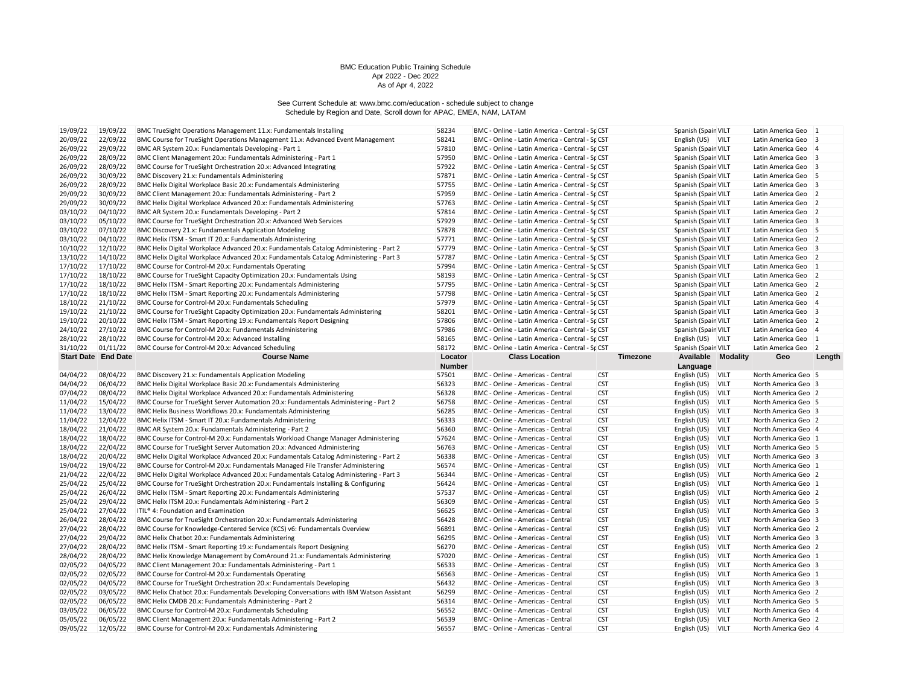BMC Education Public Training Schedule
Apr 2022 - Dec 2022
As of Apr 4, 2022

See Current Schedule at: www.bmc.com/education - schedule subject to change
Schedule by Region and Date, Scroll down for APAC, EMEA, NAM, LATAM

| Start Date | End Date | Course Name | Locator Number | Class Location | Timezone | Available Language | Modality | Geo | Length |
|---|---|---|---|---|---|---|---|---|---|
| 19/09/22 | 19/09/22 | BMC TrueSight Operations Management 11.x: Fundamentals Installing | 58234 | BMC - Online - Latin America - Central - Sp | CST | Spanish (Spain | VILT | Latin America Geo | 1 |
| 20/09/22 | 22/09/22 | BMC Course for TrueSight Operations Management 11.x: Advanced Event Management | 58241 | BMC - Online - Latin America - Central - Sp | CST | English (US) | VILT | Latin America Geo | 3 |
| 26/09/22 | 29/09/22 | BMC AR System 20.x: Fundamentals Developing - Part 1 | 57810 | BMC - Online - Latin America - Central - Sp | CST | Spanish (Spain | VILT | Latin America Geo | 4 |
| 26/09/22 | 28/09/22 | BMC Client Management 20.x: Fundamentals Administering - Part 1 | 57950 | BMC - Online - Latin America - Central - Sp | CST | Spanish (Spain | VILT | Latin America Geo | 3 |
| 26/09/22 | 28/09/22 | BMC Course for TrueSight Orchestration 20.x: Advanced Integrating | 57922 | BMC - Online - Latin America - Central - Sp | CST | Spanish (Spain | VILT | Latin America Geo | 3 |
| 26/09/22 | 30/09/22 | BMC Discovery 21.x: Fundamentals Administering | 57871 | BMC - Online - Latin America - Central - Sp | CST | Spanish (Spain | VILT | Latin America Geo | 5 |
| 26/09/22 | 28/09/22 | BMC Helix Digital Workplace Basic 20.x: Fundamentals Administering | 57755 | BMC - Online - Latin America - Central - Sp | CST | Spanish (Spain | VILT | Latin America Geo | 3 |
| 29/09/22 | 30/09/22 | BMC Client Management 20.x: Fundamentals Administering - Part 2 | 57959 | BMC - Online - Latin America - Central - Sp | CST | Spanish (Spain | VILT | Latin America Geo | 2 |
| 29/09/22 | 30/09/22 | BMC Helix Digital Workplace Advanced 20.x: Fundamentals Administering | 57763 | BMC - Online - Latin America - Central - Sp | CST | Spanish (Spain | VILT | Latin America Geo | 2 |
| 03/10/22 | 04/10/22 | BMC AR System 20.x: Fundamentals Developing - Part 2 | 57814 | BMC - Online - Latin America - Central - Sp | CST | Spanish (Spain | VILT | Latin America Geo | 2 |
| 03/10/22 | 05/10/22 | BMC Course for TrueSight Orchestration 20.x: Advanced Web Services | 57929 | BMC - Online - Latin America - Central - Sp | CST | Spanish (Spain | VILT | Latin America Geo | 3 |
| 03/10/22 | 07/10/22 | BMC Discovery 21.x: Fundamentals Application Modeling | 57878 | BMC - Online - Latin America - Central - Sp | CST | Spanish (Spain | VILT | Latin America Geo | 5 |
| 03/10/22 | 04/10/22 | BMC Helix ITSM - Smart IT 20.x: Fundamentals Administering | 57771 | BMC - Online - Latin America - Central - Sp | CST | Spanish (Spain | VILT | Latin America Geo | 2 |
| 10/10/22 | 12/10/22 | BMC Helix Digital Workplace Advanced 20.x: Fundamentals Catalog Administering - Part 2 | 57779 | BMC - Online - Latin America - Central - Sp | CST | Spanish (Spain | VILT | Latin America Geo | 3 |
| 13/10/22 | 14/10/22 | BMC Helix Digital Workplace Advanced 20.x: Fundamentals Catalog Administering - Part 3 | 57787 | BMC - Online - Latin America - Central - Sp | CST | Spanish (Spain | VILT | Latin America Geo | 2 |
| 17/10/22 | 17/10/22 | BMC Course for Control-M 20.x: Fundamentals Operating | 57994 | BMC - Online - Latin America - Central - Sp | CST | Spanish (Spain | VILT | Latin America Geo | 1 |
| 17/10/22 | 18/10/22 | BMC Course for TrueSight Capacity Optimization 20.x: Fundamentals Using | 58193 | BMC - Online - Latin America - Central - Sp | CST | Spanish (Spain | VILT | Latin America Geo | 2 |
| 17/10/22 | 18/10/22 | BMC Helix ITSM - Smart Reporting 20.x: Fundamentals Administering | 57795 | BMC - Online - Latin America - Central - Sp | CST | Spanish (Spain | VILT | Latin America Geo | 2 |
| 17/10/22 | 18/10/22 | BMC Helix ITSM - Smart Reporting 20.x: Fundamentals Administering | 57798 | BMC - Online - Latin America - Central - Sp | CST | Spanish (Spain | VILT | Latin America Geo | 2 |
| 18/10/22 | 21/10/22 | BMC Course for Control-M 20.x: Fundamentals Scheduling | 57979 | BMC - Online - Latin America - Central - Sp | CST | Spanish (Spain | VILT | Latin America Geo | 4 |
| 19/10/22 | 21/10/22 | BMC Course for TrueSight Capacity Optimization 20.x: Fundamentals Administering | 58201 | BMC - Online - Latin America - Central - Sp | CST | Spanish (Spain | VILT | Latin America Geo | 3 |
| 19/10/22 | 20/10/22 | BMC Helix ITSM - Smart Reporting 19.x: Fundamentals Report Designing | 57806 | BMC - Online - Latin America - Central - Sp | CST | Spanish (Spain | VILT | Latin America Geo | 2 |
| 24/10/22 | 27/10/22 | BMC Course for Control-M 20.x: Fundamentals Administering | 57986 | BMC - Online - Latin America - Central - Sp | CST | Spanish (Spain | VILT | Latin America Geo | 4 |
| 28/10/22 | 28/10/22 | BMC Course for Control-M 20.x: Advanced Installing | 58165 | BMC - Online - Latin America - Central - Sp | CST | English (US) | VILT | Latin America Geo | 1 |
| 31/10/22 | 01/11/22 | BMC Course for Control-M 20.x: Advanced Scheduling | 58172 | BMC - Online - Latin America - Central - Sp | CST | Spanish (Spain | VILT | Latin America Geo | 2 |

| Start Date | End Date | Course Name | Locator Number | Class Location | Timezone | Available Language | Modality | Geo | Length |
|---|---|---|---|---|---|---|---|---|---|
| 04/04/22 | 08/04/22 | BMC Discovery 21.x: Fundamentals Application Modeling | 57501 | BMC - Online - Americas - Central | CST | English (US) | VILT | North America Geo | 5 |
| 04/04/22 | 06/04/22 | BMC Helix Digital Workplace Basic 20.x: Fundamentals Administering | 56323 | BMC - Online - Americas - Central | CST | English (US) | VILT | North America Geo | 3 |
| 07/04/22 | 08/04/22 | BMC Helix Digital Workplace Advanced 20.x: Fundamentals Administering | 56328 | BMC - Online - Americas - Central | CST | English (US) | VILT | North America Geo | 2 |
| 11/04/22 | 15/04/22 | BMC Course for TrueSight Server Automation 20.x: Fundamentals Administering - Part 2 | 56758 | BMC - Online - Americas - Central | CST | English (US) | VILT | North America Geo | 5 |
| 11/04/22 | 13/04/22 | BMC Helix Business Workflows 20.x: Fundamentals Administering | 56285 | BMC - Online - Americas - Central | CST | English (US) | VILT | North America Geo | 3 |
| 11/04/22 | 12/04/22 | BMC Helix ITSM - Smart IT 20.x: Fundamentals Administering | 56333 | BMC - Online - Americas - Central | CST | English (US) | VILT | North America Geo | 2 |
| 18/04/22 | 21/04/22 | BMC AR System 20.x: Fundamentals Administering - Part 2 | 56360 | BMC - Online - Americas - Central | CST | English (US) | VILT | North America Geo | 4 |
| 18/04/22 | 18/04/22 | BMC Course for Control-M 20.x: Fundamentals Workload Change Manager Administering | 57624 | BMC - Online - Americas - Central | CST | English (US) | VILT | North America Geo | 1 |
| 18/04/22 | 22/04/22 | BMC Course for TrueSight Server Automation 20.x: Advanced Administering | 56763 | BMC - Online - Americas - Central | CST | English (US) | VILT | North America Geo | 5 |
| 18/04/22 | 20/04/22 | BMC Helix Digital Workplace Advanced 20.x: Fundamentals Catalog Administering - Part 2 | 56338 | BMC - Online - Americas - Central | CST | English (US) | VILT | North America Geo | 3 |
| 19/04/22 | 19/04/22 | BMC Course for Control-M 20.x: Fundamentals Managed File Transfer Administering | 56574 | BMC - Online - Americas - Central | CST | English (US) | VILT | North America Geo | 1 |
| 21/04/22 | 22/04/22 | BMC Helix Digital Workplace Advanced 20.x: Fundamentals Catalog Administering - Part 3 | 56344 | BMC - Online - Americas - Central | CST | English (US) | VILT | North America Geo | 2 |
| 25/04/22 | 25/04/22 | BMC Course for TrueSight Orchestration 20.x: Fundamentals Installing & Configuring | 56424 | BMC - Online - Americas - Central | CST | English (US) | VILT | North America Geo | 1 |
| 25/04/22 | 26/04/22 | BMC Helix ITSM - Smart Reporting 20.x: Fundamentals Administering | 57537 | BMC - Online - Americas - Central | CST | English (US) | VILT | North America Geo | 2 |
| 25/04/22 | 29/04/22 | BMC Helix ITSM 20.x: Fundamentals Administering - Part 2 | 56309 | BMC - Online - Americas - Central | CST | English (US) | VILT | North America Geo | 5 |
| 25/04/22 | 27/04/22 | ITIL® 4: Foundation and Examination | 56625 | BMC - Online - Americas - Central | CST | English (US) | VILT | North America Geo | 3 |
| 26/04/22 | 28/04/22 | BMC Course for TrueSight Orchestration 20.x: Fundamentals Administering | 56428 | BMC - Online - Americas - Central | CST | English (US) | VILT | North America Geo | 3 |
| 27/04/22 | 28/04/22 | BMC Course for Knowledge-Centered Service (KCS) v6: Fundamentals Overview | 56891 | BMC - Online - Americas - Central | CST | English (US) | VILT | North America Geo | 2 |
| 27/04/22 | 29/04/22 | BMC Helix Chatbot 20.x: Fundamentals Administering | 56295 | BMC - Online - Americas - Central | CST | English (US) | VILT | North America Geo | 3 |
| 27/04/22 | 28/04/22 | BMC Helix ITSM - Smart Reporting 19.x: Fundamentals Report Designing | 56270 | BMC - Online - Americas - Central | CST | English (US) | VILT | North America Geo | 2 |
| 28/04/22 | 28/04/22 | BMC Helix Knowledge Management by ComAround 21.x: Fundamentals Administering | 57020 | BMC - Online - Americas - Central | CST | English (US) | VILT | North America Geo | 1 |
| 02/05/22 | 04/05/22 | BMC Client Management 20.x: Fundamentals Administering - Part 1 | 56533 | BMC - Online - Americas - Central | CST | English (US) | VILT | North America Geo | 3 |
| 02/05/22 | 02/05/22 | BMC Course for Control-M 20.x: Fundamentals Operating | 56563 | BMC - Online - Americas - Central | CST | English (US) | VILT | North America Geo | 1 |
| 02/05/22 | 04/05/22 | BMC Course for TrueSight Orchestration 20.x: Fundamentals Developing | 56432 | BMC - Online - Americas - Central | CST | English (US) | VILT | North America Geo | 3 |
| 02/05/22 | 03/05/22 | BMC Helix Chatbot 20.x: Fundamentals Developing Conversations with IBM Watson Assistant | 56299 | BMC - Online - Americas - Central | CST | English (US) | VILT | North America Geo | 2 |
| 02/05/22 | 06/05/22 | BMC Helix CMDB 20.x: Fundamentals Administering - Part 2 | 56314 | BMC - Online - Americas - Central | CST | English (US) | VILT | North America Geo | 5 |
| 03/05/22 | 06/05/22 | BMC Course for Control-M 20.x: Fundamentals Scheduling | 56552 | BMC - Online - Americas - Central | CST | English (US) | VILT | North America Geo | 4 |
| 05/05/22 | 06/05/22 | BMC Client Management 20.x: Fundamentals Administering - Part 2 | 56539 | BMC - Online - Americas - Central | CST | English (US) | VILT | North America Geo | 2 |
| 09/05/22 | 12/05/22 | BMC Course for Control-M 20.x: Fundamentals Administering | 56557 | BMC - Online - Americas - Central | CST | English (US) | VILT | North America Geo | 4 |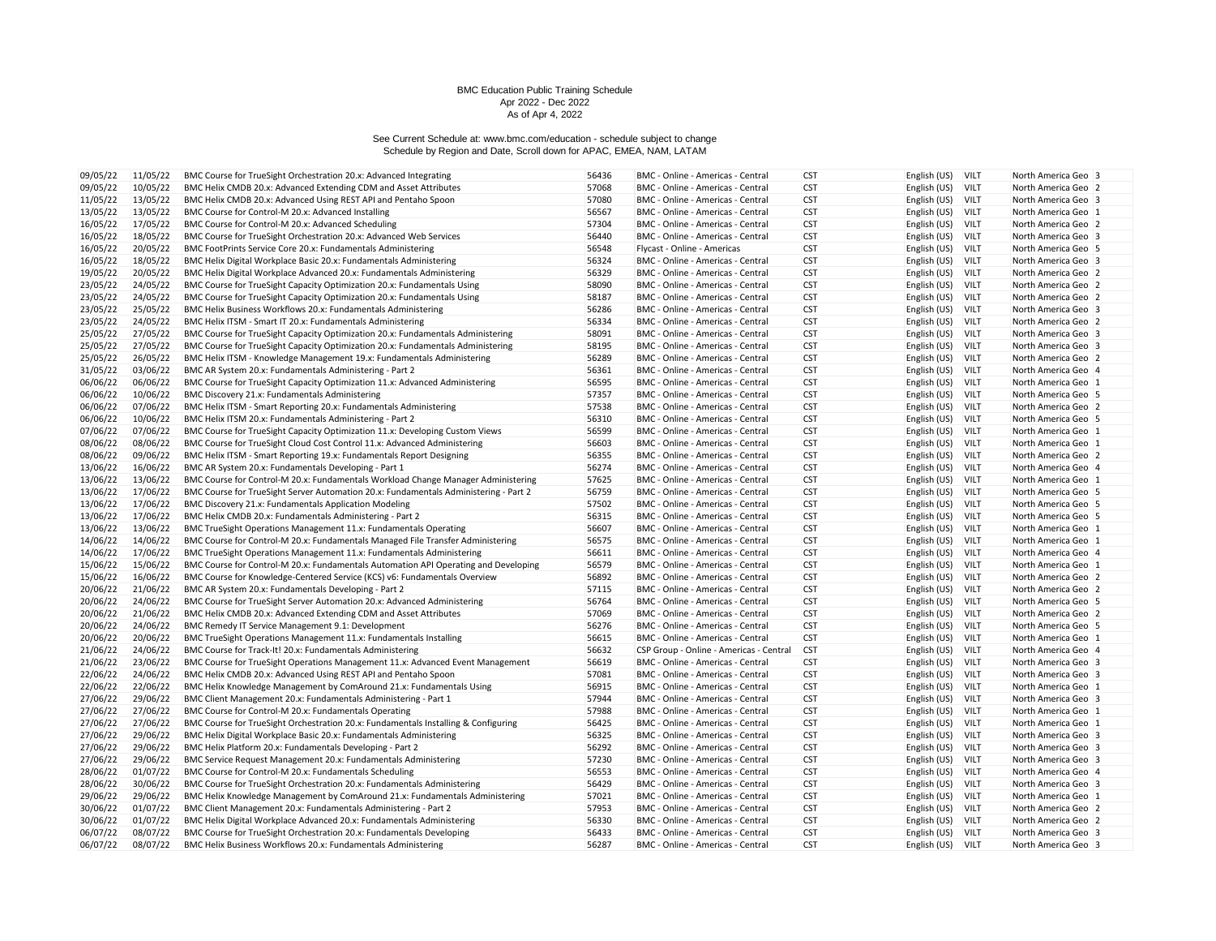BMC Education Public Training Schedule
Apr 2022 - Dec 2022
As of Apr 4, 2022

See Current Schedule at: www.bmc.com/education - schedule subject to change
Schedule by Region and Date, Scroll down for APAC, EMEA, NAM, LATAM

| | | | | | | | | | |
|---|---|---|---|---|---|---|---|---|---|
| 09/05/22 | 11/05/22 | BMC Course for TrueSight Orchestration 20.x: Advanced Integrating | 56436 | BMC - Online - Americas - Central | CST | English (US) | VILT | North America Geo | 3 |
| 09/05/22 | 10/05/22 | BMC Helix CMDB 20.x: Advanced Extending CDM and Asset Attributes | 57068 | BMC - Online - Americas - Central | CST | English (US) | VILT | North America Geo | 2 |
| 11/05/22 | 13/05/22 | BMC Helix CMDB 20.x: Advanced Using REST API and Pentaho Spoon | 57080 | BMC - Online - Americas - Central | CST | English (US) | VILT | North America Geo | 3 |
| 13/05/22 | 13/05/22 | BMC Course for Control-M 20.x: Advanced Installing | 56567 | BMC - Online - Americas - Central | CST | English (US) | VILT | North America Geo | 1 |
| 16/05/22 | 17/05/22 | BMC Course for Control-M 20.x: Advanced Scheduling | 57304 | BMC - Online - Americas - Central | CST | English (US) | VILT | North America Geo | 2 |
| 16/05/22 | 18/05/22 | BMC Course for TrueSight Orchestration 20.x: Advanced Web Services | 56440 | BMC - Online - Americas - Central | CST | English (US) | VILT | North America Geo | 3 |
| 16/05/22 | 20/05/22 | BMC FootPrints Service Core 20.x: Fundamentals Administering | 56548 | Flycast - Online - Americas | CST | English (US) | VILT | North America Geo | 5 |
| 16/05/22 | 18/05/22 | BMC Helix Digital Workplace Basic 20.x: Fundamentals Administering | 56324 | BMC - Online - Americas - Central | CST | English (US) | VILT | North America Geo | 3 |
| 19/05/22 | 20/05/22 | BMC Helix Digital Workplace Advanced 20.x: Fundamentals Administering | 56329 | BMC - Online - Americas - Central | CST | English (US) | VILT | North America Geo | 2 |
| 23/05/22 | 24/05/22 | BMC Course for TrueSight Capacity Optimization 20.x: Fundamentals Using | 58090 | BMC - Online - Americas - Central | CST | English (US) | VILT | North America Geo | 2 |
| 23/05/22 | 24/05/22 | BMC Course for TrueSight Capacity Optimization 20.x: Fundamentals Using | 58187 | BMC - Online - Americas - Central | CST | English (US) | VILT | North America Geo | 2 |
| 23/05/22 | 25/05/22 | BMC Helix Business Workflows 20.x: Fundamentals Administering | 56286 | BMC - Online - Americas - Central | CST | English (US) | VILT | North America Geo | 3 |
| 23/05/22 | 24/05/22 | BMC Helix ITSM - Smart IT 20.x: Fundamentals Administering | 56334 | BMC - Online - Americas - Central | CST | English (US) | VILT | North America Geo | 2 |
| 25/05/22 | 27/05/22 | BMC Course for TrueSight Capacity Optimization 20.x: Fundamentals Administering | 58091 | BMC - Online - Americas - Central | CST | English (US) | VILT | North America Geo | 3 |
| 25/05/22 | 27/05/22 | BMC Course for TrueSight Capacity Optimization 20.x: Fundamentals Administering | 58195 | BMC - Online - Americas - Central | CST | English (US) | VILT | North America Geo | 3 |
| 25/05/22 | 26/05/22 | BMC Helix ITSM - Knowledge Management 19.x: Fundamentals Administering | 56289 | BMC - Online - Americas - Central | CST | English (US) | VILT | North America Geo | 2 |
| 31/05/22 | 03/06/22 | BMC AR System 20.x: Fundamentals Administering - Part 2 | 56361 | BMC - Online - Americas - Central | CST | English (US) | VILT | North America Geo | 4 |
| 06/06/22 | 06/06/22 | BMC Course for TrueSight Capacity Optimization 11.x: Advanced Administering | 56595 | BMC - Online - Americas - Central | CST | English (US) | VILT | North America Geo | 1 |
| 06/06/22 | 10/06/22 | BMC Discovery 21.x: Fundamentals Administering | 57357 | BMC - Online - Americas - Central | CST | English (US) | VILT | North America Geo | 5 |
| 06/06/22 | 07/06/22 | BMC Helix ITSM - Smart Reporting 20.x: Fundamentals Administering | 57538 | BMC - Online - Americas - Central | CST | English (US) | VILT | North America Geo | 2 |
| 06/06/22 | 10/06/22 | BMC Helix ITSM 20.x: Fundamentals Administering - Part 2 | 56310 | BMC - Online - Americas - Central | CST | English (US) | VILT | North America Geo | 5 |
| 07/06/22 | 07/06/22 | BMC Course for TrueSight Capacity Optimization 11.x: Developing Custom Views | 56599 | BMC - Online - Americas - Central | CST | English (US) | VILT | North America Geo | 1 |
| 08/06/22 | 08/06/22 | BMC Course for TrueSight Cloud Cost Control 11.x: Advanced Administering | 56603 | BMC - Online - Americas - Central | CST | English (US) | VILT | North America Geo | 1 |
| 08/06/22 | 09/06/22 | BMC Helix ITSM - Smart Reporting 19.x: Fundamentals Report Designing | 56355 | BMC - Online - Americas - Central | CST | English (US) | VILT | North America Geo | 2 |
| 13/06/22 | 16/06/22 | BMC AR System 20.x: Fundamentals Developing - Part 1 | 56274 | BMC - Online - Americas - Central | CST | English (US) | VILT | North America Geo | 4 |
| 13/06/22 | 13/06/22 | BMC Course for Control-M 20.x: Fundamentals Workload Change Manager Administering | 57625 | BMC - Online - Americas - Central | CST | English (US) | VILT | North America Geo | 1 |
| 13/06/22 | 17/06/22 | BMC Course for TrueSight Server Automation 20.x: Fundamentals Administering - Part 2 | 56759 | BMC - Online - Americas - Central | CST | English (US) | VILT | North America Geo | 5 |
| 13/06/22 | 17/06/22 | BMC Discovery 21.x: Fundamentals Application Modeling | 57502 | BMC - Online - Americas - Central | CST | English (US) | VILT | North America Geo | 5 |
| 13/06/22 | 17/06/22 | BMC Helix CMDB 20.x: Fundamentals Administering - Part 2 | 56315 | BMC - Online - Americas - Central | CST | English (US) | VILT | North America Geo | 5 |
| 13/06/22 | 13/06/22 | BMC TrueSight Operations Management 11.x: Fundamentals Operating | 56607 | BMC - Online - Americas - Central | CST | English (US) | VILT | North America Geo | 1 |
| 14/06/22 | 14/06/22 | BMC Course for Control-M 20.x: Fundamentals Managed File Transfer Administering | 56575 | BMC - Online - Americas - Central | CST | English (US) | VILT | North America Geo | 1 |
| 14/06/22 | 17/06/22 | BMC TrueSight Operations Management 11.x: Fundamentals Administering | 56611 | BMC - Online - Americas - Central | CST | English (US) | VILT | North America Geo | 4 |
| 15/06/22 | 15/06/22 | BMC Course for Control-M 20.x: Fundamentals Automation API Operating and Developing | 56579 | BMC - Online - Americas - Central | CST | English (US) | VILT | North America Geo | 1 |
| 15/06/22 | 16/06/22 | BMC Course for Knowledge-Centered Service (KCS) v6: Fundamentals Overview | 56892 | BMC - Online - Americas - Central | CST | English (US) | VILT | North America Geo | 2 |
| 20/06/22 | 21/06/22 | BMC AR System 20.x: Fundamentals Developing - Part 2 | 57115 | BMC - Online - Americas - Central | CST | English (US) | VILT | North America Geo | 2 |
| 20/06/22 | 24/06/22 | BMC Course for TrueSight Server Automation 20.x: Advanced Administering | 56764 | BMC - Online - Americas - Central | CST | English (US) | VILT | North America Geo | 5 |
| 20/06/22 | 21/06/22 | BMC Helix CMDB 20.x: Advanced Extending CDM and Asset Attributes | 57069 | BMC - Online - Americas - Central | CST | English (US) | VILT | North America Geo | 2 |
| 20/06/22 | 24/06/22 | BMC Remedy IT Service Management 9.1: Development | 56276 | BMC - Online - Americas - Central | CST | English (US) | VILT | North America Geo | 5 |
| 20/06/22 | 20/06/22 | BMC TrueSight Operations Management 11.x: Fundamentals Installing | 56615 | BMC - Online - Americas - Central | CST | English (US) | VILT | North America Geo | 1 |
| 21/06/22 | 24/06/22 | BMC Course for Track-It! 20.x: Fundamentals Administering | 56632 | CSP Group - Online - Americas - Central | CST | English (US) | VILT | North America Geo | 4 |
| 21/06/22 | 23/06/22 | BMC Course for TrueSight Operations Management 11.x: Advanced Event Management | 56619 | BMC - Online - Americas - Central | CST | English (US) | VILT | North America Geo | 3 |
| 22/06/22 | 24/06/22 | BMC Helix CMDB 20.x: Advanced Using REST API and Pentaho Spoon | 57081 | BMC - Online - Americas - Central | CST | English (US) | VILT | North America Geo | 3 |
| 22/06/22 | 22/06/22 | BMC Helix Knowledge Management by ComAround 21.x: Fundamentals Using | 56915 | BMC - Online - Americas - Central | CST | English (US) | VILT | North America Geo | 1 |
| 27/06/22 | 29/06/22 | BMC Client Management 20.x: Fundamentals Administering - Part 1 | 57944 | BMC - Online - Americas - Central | CST | English (US) | VILT | North America Geo | 3 |
| 27/06/22 | 27/06/22 | BMC Course for Control-M 20.x: Fundamentals Operating | 57988 | BMC - Online - Americas - Central | CST | English (US) | VILT | North America Geo | 1 |
| 27/06/22 | 27/06/22 | BMC Course for TrueSight Orchestration 20.x: Fundamentals Installing & Configuring | 56425 | BMC - Online - Americas - Central | CST | English (US) | VILT | North America Geo | 1 |
| 27/06/22 | 29/06/22 | BMC Helix Digital Workplace Basic 20.x: Fundamentals Administering | 56325 | BMC - Online - Americas - Central | CST | English (US) | VILT | North America Geo | 3 |
| 27/06/22 | 29/06/22 | BMC Helix Platform 20.x: Fundamentals Developing - Part 2 | 56292 | BMC - Online - Americas - Central | CST | English (US) | VILT | North America Geo | 3 |
| 27/06/22 | 29/06/22 | BMC Service Request Management 20.x: Fundamentals Administering | 57230 | BMC - Online - Americas - Central | CST | English (US) | VILT | North America Geo | 3 |
| 28/06/22 | 01/07/22 | BMC Course for Control-M 20.x: Fundamentals Scheduling | 56553 | BMC - Online - Americas - Central | CST | English (US) | VILT | North America Geo | 4 |
| 28/06/22 | 30/06/22 | BMC Course for TrueSight Orchestration 20.x: Fundamentals Administering | 56429 | BMC - Online - Americas - Central | CST | English (US) | VILT | North America Geo | 3 |
| 29/06/22 | 29/06/22 | BMC Helix Knowledge Management by ComAround 21.x: Fundamentals Administering | 57021 | BMC - Online - Americas - Central | CST | English (US) | VILT | North America Geo | 1 |
| 30/06/22 | 01/07/22 | BMC Client Management 20.x: Fundamentals Administering - Part 2 | 57953 | BMC - Online - Americas - Central | CST | English (US) | VILT | North America Geo | 2 |
| 30/06/22 | 01/07/22 | BMC Helix Digital Workplace Advanced 20.x: Fundamentals Administering | 56330 | BMC - Online - Americas - Central | CST | English (US) | VILT | North America Geo | 2 |
| 06/07/22 | 08/07/22 | BMC Course for TrueSight Orchestration 20.x: Fundamentals Developing | 56433 | BMC - Online - Americas - Central | CST | English (US) | VILT | North America Geo | 3 |
| 06/07/22 | 08/07/22 | BMC Helix Business Workflows 20.x: Fundamentals Administering | 56287 | BMC - Online - Americas - Central | CST | English (US) | VILT | North America Geo | 3 |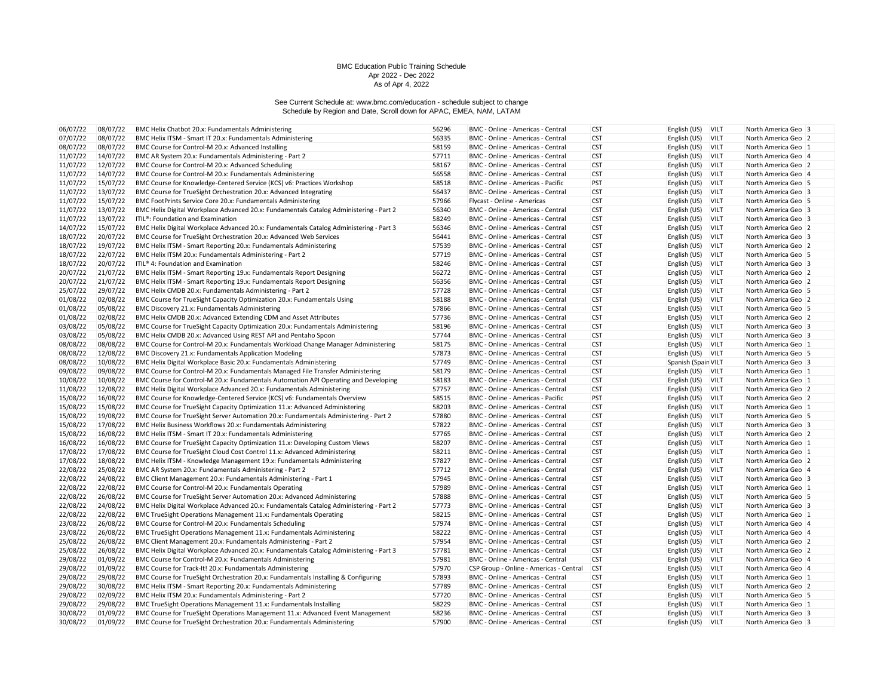BMC Education Public Training Schedule
Apr 2022 - Dec 2022
As of Apr 4, 2022

See Current Schedule at: www.bmc.com/education - schedule subject to change
Schedule by Region and Date, Scroll down for APAC, EMEA, NAM, LATAM

| | | | | | | | | | |
|---|---|---|---|---|---|---|---|---|---|
| 06/07/22 | 08/07/22 | BMC Helix Chatbot 20.x: Fundamentals Administering | 56296 | BMC - Online - Americas - Central | CST | English (US) | VILT | North America Geo | 3 |
| 07/07/22 | 08/07/22 | BMC Helix ITSM - Smart IT 20.x: Fundamentals Administering | 56335 | BMC - Online - Americas - Central | CST | English (US) | VILT | North America Geo | 2 |
| 08/07/22 | 08/07/22 | BMC Course for Control-M 20.x: Advanced Installing | 58159 | BMC - Online - Americas - Central | CST | English (US) | VILT | North America Geo | 1 |
| 11/07/22 | 14/07/22 | BMC AR System 20.x: Fundamentals Administering - Part 2 | 57711 | BMC - Online - Americas - Central | CST | English (US) | VILT | North America Geo | 4 |
| 11/07/22 | 12/07/22 | BMC Course for Control-M 20.x: Advanced Scheduling | 58167 | BMC - Online - Americas - Central | CST | English (US) | VILT | North America Geo | 2 |
| 11/07/22 | 14/07/22 | BMC Course for Control-M 20.x: Fundamentals Administering | 56558 | BMC - Online - Americas - Central | CST | English (US) | VILT | North America Geo | 4 |
| 11/07/22 | 15/07/22 | BMC Course for Knowledge-Centered Service (KCS) v6: Practices Workshop | 58518 | BMC - Online - Americas - Pacific | PST | English (US) | VILT | North America Geo | 5 |
| 11/07/22 | 13/07/22 | BMC Course for TrueSight Orchestration 20.x: Advanced Integrating | 56437 | BMC - Online - Americas - Central | CST | English (US) | VILT | North America Geo | 3 |
| 11/07/22 | 15/07/22 | BMC FootPrints Service Core 20.x: Fundamentals Administering | 57966 | Flycast - Online - Americas | CST | English (US) | VILT | North America Geo | 5 |
| 11/07/22 | 13/07/22 | BMC Helix Digital Workplace Advanced 20.x: Fundamentals Catalog Administering - Part 2 | 56340 | BMC - Online - Americas - Central | CST | English (US) | VILT | North America Geo | 3 |
| 11/07/22 | 13/07/22 | ITIL®: Foundation and Examination | 58249 | BMC - Online - Americas - Central | CST | English (US) | VILT | North America Geo | 3 |
| 14/07/22 | 15/07/22 | BMC Helix Digital Workplace Advanced 20.x: Fundamentals Catalog Administering - Part 3 | 56346 | BMC - Online - Americas - Central | CST | English (US) | VILT | North America Geo | 2 |
| 18/07/22 | 20/07/22 | BMC Course for TrueSight Orchestration 20.x: Advanced Web Services | 56441 | BMC - Online - Americas - Central | CST | English (US) | VILT | North America Geo | 3 |
| 18/07/22 | 19/07/22 | BMC Helix ITSM - Smart Reporting 20.x: Fundamentals Administering | 57539 | BMC - Online - Americas - Central | CST | English (US) | VILT | North America Geo | 2 |
| 18/07/22 | 22/07/22 | BMC Helix ITSM 20.x: Fundamentals Administering - Part 2 | 57719 | BMC - Online - Americas - Central | CST | English (US) | VILT | North America Geo | 5 |
| 18/07/22 | 20/07/22 | ITIL® 4: Foundation and Examination | 58246 | BMC - Online - Americas - Central | CST | English (US) | VILT | North America Geo | 3 |
| 20/07/22 | 21/07/22 | BMC Helix ITSM - Smart Reporting 19.x: Fundamentals Report Designing | 56272 | BMC - Online - Americas - Central | CST | English (US) | VILT | North America Geo | 2 |
| 20/07/22 | 21/07/22 | BMC Helix ITSM - Smart Reporting 19.x: Fundamentals Report Designing | 56356 | BMC - Online - Americas - Central | CST | English (US) | VILT | North America Geo | 2 |
| 25/07/22 | 29/07/22 | BMC Helix CMDB 20.x: Fundamentals Administering - Part 2 | 57728 | BMC - Online - Americas - Central | CST | English (US) | VILT | North America Geo | 5 |
| 01/08/22 | 02/08/22 | BMC Course for TrueSight Capacity Optimization 20.x: Fundamentals Using | 58188 | BMC - Online - Americas - Central | CST | English (US) | VILT | North America Geo | 2 |
| 01/08/22 | 05/08/22 | BMC Discovery 21.x: Fundamentals Administering | 57866 | BMC - Online - Americas - Central | CST | English (US) | VILT | North America Geo | 5 |
| 01/08/22 | 02/08/22 | BMC Helix CMDB 20.x: Advanced Extending CDM and Asset Attributes | 57736 | BMC - Online - Americas - Central | CST | English (US) | VILT | North America Geo | 2 |
| 03/08/22 | 05/08/22 | BMC Course for TrueSight Capacity Optimization 20.x: Fundamentals Administering | 58196 | BMC - Online - Americas - Central | CST | English (US) | VILT | North America Geo | 3 |
| 03/08/22 | 05/08/22 | BMC Helix CMDB 20.x: Advanced Using REST API and Pentaho Spoon | 57744 | BMC - Online - Americas - Central | CST | English (US) | VILT | North America Geo | 3 |
| 08/08/22 | 08/08/22 | BMC Course for Control-M 20.x: Fundamentals Workload Change Manager Administering | 58175 | BMC - Online - Americas - Central | CST | English (US) | VILT | North America Geo | 1 |
| 08/08/22 | 12/08/22 | BMC Discovery 21.x: Fundamentals Application Modeling | 57873 | BMC - Online - Americas - Central | CST | English (US) | VILT | North America Geo | 5 |
| 08/08/22 | 10/08/22 | BMC Helix Digital Workplace Basic 20.x: Fundamentals Administering | 57749 | BMC - Online - Americas - Central | CST | Spanish (Spain | VILT | North America Geo | 3 |
| 09/08/22 | 09/08/22 | BMC Course for Control-M 20.x: Fundamentals Managed File Transfer Administering | 58179 | BMC - Online - Americas - Central | CST | English (US) | VILT | North America Geo | 1 |
| 10/08/22 | 10/08/22 | BMC Course for Control-M 20.x: Fundamentals Automation API Operating and Developing | 58183 | BMC - Online - Americas - Central | CST | English (US) | VILT | North America Geo | 1 |
| 11/08/22 | 12/08/22 | BMC Helix Digital Workplace Advanced 20.x: Fundamentals Administering | 57757 | BMC - Online - Americas - Central | CST | English (US) | VILT | North America Geo | 2 |
| 15/08/22 | 16/08/22 | BMC Course for Knowledge-Centered Service (KCS) v6: Fundamentals Overview | 58515 | BMC - Online - Americas - Pacific | PST | English (US) | VILT | North America Geo | 2 |
| 15/08/22 | 15/08/22 | BMC Course for TrueSight Capacity Optimization 11.x: Advanced Administering | 58203 | BMC - Online - Americas - Central | CST | English (US) | VILT | North America Geo | 1 |
| 15/08/22 | 19/08/22 | BMC Course for TrueSight Server Automation 20.x: Fundamentals Administering - Part 2 | 57880 | BMC - Online - Americas - Central | CST | English (US) | VILT | North America Geo | 5 |
| 15/08/22 | 17/08/22 | BMC Helix Business Workflows 20.x: Fundamentals Administering | 57822 | BMC - Online - Americas - Central | CST | English (US) | VILT | North America Geo | 3 |
| 15/08/22 | 16/08/22 | BMC Helix ITSM - Smart IT 20.x: Fundamentals Administering | 57765 | BMC - Online - Americas - Central | CST | English (US) | VILT | North America Geo | 2 |
| 16/08/22 | 16/08/22 | BMC Course for TrueSight Capacity Optimization 11.x: Developing Custom Views | 58207 | BMC - Online - Americas - Central | CST | English (US) | VILT | North America Geo | 1 |
| 17/08/22 | 17/08/22 | BMC Course for TrueSight Cloud Cost Control 11.x: Advanced Administering | 58211 | BMC - Online - Americas - Central | CST | English (US) | VILT | North America Geo | 1 |
| 17/08/22 | 18/08/22 | BMC Helix ITSM - Knowledge Management 19.x: Fundamentals Administering | 57827 | BMC - Online - Americas - Central | CST | English (US) | VILT | North America Geo | 2 |
| 22/08/22 | 25/08/22 | BMC AR System 20.x: Fundamentals Administering - Part 2 | 57712 | BMC - Online - Americas - Central | CST | English (US) | VILT | North America Geo | 4 |
| 22/08/22 | 24/08/22 | BMC Client Management 20.x: Fundamentals Administering - Part 1 | 57945 | BMC - Online - Americas - Central | CST | English (US) | VILT | North America Geo | 3 |
| 22/08/22 | 22/08/22 | BMC Course for Control-M 20.x: Fundamentals Operating | 57989 | BMC - Online - Americas - Central | CST | English (US) | VILT | North America Geo | 1 |
| 22/08/22 | 26/08/22 | BMC Course for TrueSight Server Automation 20.x: Advanced Administering | 57888 | BMC - Online - Americas - Central | CST | English (US) | VILT | North America Geo | 5 |
| 22/08/22 | 24/08/22 | BMC Helix Digital Workplace Advanced 20.x: Fundamentals Catalog Administering - Part 2 | 57773 | BMC - Online - Americas - Central | CST | English (US) | VILT | North America Geo | 3 |
| 22/08/22 | 22/08/22 | BMC TrueSight Operations Management 11.x: Fundamentals Operating | 58215 | BMC - Online - Americas - Central | CST | English (US) | VILT | North America Geo | 1 |
| 23/08/22 | 26/08/22 | BMC Course for Control-M 20.x: Fundamentals Scheduling | 57974 | BMC - Online - Americas - Central | CST | English (US) | VILT | North America Geo | 4 |
| 23/08/22 | 26/08/22 | BMC TrueSight Operations Management 11.x: Fundamentals Administering | 58222 | BMC - Online - Americas - Central | CST | English (US) | VILT | North America Geo | 4 |
| 25/08/22 | 26/08/22 | BMC Client Management 20.x: Fundamentals Administering - Part 2 | 57954 | BMC - Online - Americas - Central | CST | English (US) | VILT | North America Geo | 2 |
| 25/08/22 | 26/08/22 | BMC Helix Digital Workplace Advanced 20.x: Fundamentals Catalog Administering - Part 3 | 57781 | BMC - Online - Americas - Central | CST | English (US) | VILT | North America Geo | 2 |
| 29/08/22 | 01/09/22 | BMC Course for Control-M 20.x: Fundamentals Administering | 57981 | BMC - Online - Americas - Central | CST | English (US) | VILT | North America Geo | 4 |
| 29/08/22 | 01/09/22 | BMC Course for Track-It! 20.x: Fundamentals Administering | 57970 | CSP Group - Online - Americas - Central | CST | English (US) | VILT | North America Geo | 4 |
| 29/08/22 | 29/08/22 | BMC Course for TrueSight Orchestration 20.x: Fundamentals Installing & Configuring | 57893 | BMC - Online - Americas - Central | CST | English (US) | VILT | North America Geo | 1 |
| 29/08/22 | 30/08/22 | BMC Helix ITSM - Smart Reporting 20.x: Fundamentals Administering | 57789 | BMC - Online - Americas - Central | CST | English (US) | VILT | North America Geo | 2 |
| 29/08/22 | 02/09/22 | BMC Helix ITSM 20.x: Fundamentals Administering - Part 2 | 57720 | BMC - Online - Americas - Central | CST | English (US) | VILT | North America Geo | 5 |
| 29/08/22 | 29/08/22 | BMC TrueSight Operations Management 11.x: Fundamentals Installing | 58229 | BMC - Online - Americas - Central | CST | English (US) | VILT | North America Geo | 1 |
| 30/08/22 | 01/09/22 | BMC Course for TrueSight Operations Management 11.x: Advanced Event Management | 58236 | BMC - Online - Americas - Central | CST | English (US) | VILT | North America Geo | 3 |
| 30/08/22 | 01/09/22 | BMC Course for TrueSight Orchestration 20.x: Fundamentals Administering | 57900 | BMC - Online - Americas - Central | CST | English (US) | VILT | North America Geo | 3 |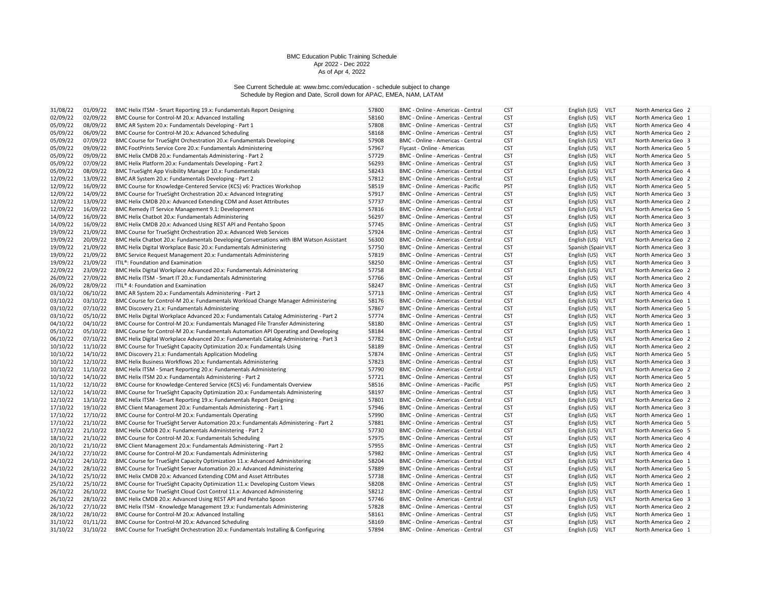BMC Education Public Training Schedule
Apr 2022 - Dec 2022
As of Apr 4, 2022

See Current Schedule at: www.bmc.com/education - schedule subject to change
Schedule by Region and Date, Scroll down for APAC, EMEA, NAM, LATAM

| | | | | | | | | | |
|---|---|---|---|---|---|---|---|---|---|
| 31/08/22 | 01/09/22 | BMC Helix ITSM - Smart Reporting 19.x: Fundamentals Report Designing | 57800 | BMC - Online - Americas - Central | CST | English (US) | VILT | North America Geo | 2 |
| 02/09/22 | 02/09/22 | BMC Course for Control-M 20.x: Advanced Installing | 58160 | BMC - Online - Americas - Central | CST | English (US) | VILT | North America Geo | 1 |
| 05/09/22 | 08/09/22 | BMC AR System 20.x: Fundamentals Developing - Part 1 | 57808 | BMC - Online - Americas - Central | CST | English (US) | VILT | North America Geo | 4 |
| 05/09/22 | 06/09/22 | BMC Course for Control-M 20.x: Advanced Scheduling | 58168 | BMC - Online - Americas - Central | CST | English (US) | VILT | North America Geo | 2 |
| 05/09/22 | 07/09/22 | BMC Course for TrueSight Orchestration 20.x: Fundamentals Developing | 57908 | BMC - Online - Americas - Central | CST | English (US) | VILT | North America Geo | 3 |
| 05/09/22 | 09/09/22 | BMC FootPrints Service Core 20.x: Fundamentals Administering | 57967 | Flycast - Online - Americas | CST | English (US) | VILT | North America Geo | 5 |
| 05/09/22 | 09/09/22 | BMC Helix CMDB 20.x: Fundamentals Administering - Part 2 | 57729 | BMC - Online - Americas - Central | CST | English (US) | VILT | North America Geo | 5 |
| 05/09/22 | 07/09/22 | BMC Helix Platform 20.x: Fundamentals Developing - Part 2 | 56293 | BMC - Online - Americas - Central | CST | English (US) | VILT | North America Geo | 3 |
| 05/09/22 | 08/09/22 | BMC TrueSight App Visibility Manager 10.x: Fundamentals | 58243 | BMC - Online - Americas - Central | CST | English (US) | VILT | North America Geo | 4 |
| 12/09/22 | 13/09/22 | BMC AR System 20.x: Fundamentals Developing - Part 2 | 57812 | BMC - Online - Americas - Central | CST | English (US) | VILT | North America Geo | 2 |
| 12/09/22 | 16/09/22 | BMC Course for Knowledge-Centered Service (KCS) v6: Practices Workshop | 58519 | BMC - Online - Americas - Pacific | PST | English (US) | VILT | North America Geo | 5 |
| 12/09/22 | 14/09/22 | BMC Course for TrueSight Orchestration 20.x: Advanced Integrating | 57917 | BMC - Online - Americas - Central | CST | English (US) | VILT | North America Geo | 3 |
| 12/09/22 | 13/09/22 | BMC Helix CMDB 20.x: Advanced Extending CDM and Asset Attributes | 57737 | BMC - Online - Americas - Central | CST | English (US) | VILT | North America Geo | 2 |
| 12/09/22 | 16/09/22 | BMC Remedy IT Service Management 9.1: Development | 57816 | BMC - Online - Americas - Central | CST | English (US) | VILT | North America Geo | 5 |
| 14/09/22 | 16/09/22 | BMC Helix Chatbot 20.x: Fundamentals Administering | 56297 | BMC - Online - Americas - Central | CST | English (US) | VILT | North America Geo | 3 |
| 14/09/22 | 16/09/22 | BMC Helix CMDB 20.x: Advanced Using REST API and Pentaho Spoon | 57745 | BMC - Online - Americas - Central | CST | English (US) | VILT | North America Geo | 3 |
| 19/09/22 | 21/09/22 | BMC Course for TrueSight Orchestration 20.x: Advanced Web Services | 57924 | BMC - Online - Americas - Central | CST | English (US) | VILT | North America Geo | 3 |
| 19/09/22 | 20/09/22 | BMC Helix Chatbot 20.x: Fundamentals Developing Conversations with IBM Watson Assistant | 56300 | BMC - Online - Americas - Central | CST | English (US) | VILT | North America Geo | 2 |
| 19/09/22 | 21/09/22 | BMC Helix Digital Workplace Basic 20.x: Fundamentals Administering | 57750 | BMC - Online - Americas - Central | CST | Spanish (Spain | VILT | North America Geo | 3 |
| 19/09/22 | 21/09/22 | BMC Service Request Management 20.x: Fundamentals Administering | 57819 | BMC - Online - Americas - Central | CST | English (US) | VILT | North America Geo | 3 |
| 19/09/22 | 21/09/22 | ITIL®: Foundation and Examination | 58250 | BMC - Online - Americas - Central | CST | English (US) | VILT | North America Geo | 3 |
| 22/09/22 | 23/09/22 | BMC Helix Digital Workplace Advanced 20.x: Fundamentals Administering | 57758 | BMC - Online - Americas - Central | CST | English (US) | VILT | North America Geo | 2 |
| 26/09/22 | 27/09/22 | BMC Helix ITSM - Smart IT 20.x: Fundamentals Administering | 57766 | BMC - Online - Americas - Central | CST | English (US) | VILT | North America Geo | 2 |
| 26/09/22 | 28/09/22 | ITIL® 4: Foundation and Examination | 58247 | BMC - Online - Americas - Central | CST | English (US) | VILT | North America Geo | 3 |
| 03/10/22 | 06/10/22 | BMC AR System 20.x: Fundamentals Administering - Part 2 | 57713 | BMC - Online - Americas - Central | CST | English (US) | VILT | North America Geo | 4 |
| 03/10/22 | 03/10/22 | BMC Course for Control-M 20.x: Fundamentals Workload Change Manager Administering | 58176 | BMC - Online - Americas - Central | CST | English (US) | VILT | North America Geo | 1 |
| 03/10/22 | 07/10/22 | BMC Discovery 21.x: Fundamentals Administering | 57867 | BMC - Online - Americas - Central | CST | English (US) | VILT | North America Geo | 5 |
| 03/10/22 | 05/10/22 | BMC Helix Digital Workplace Advanced 20.x: Fundamentals Catalog Administering - Part 2 | 57774 | BMC - Online - Americas - Central | CST | English (US) | VILT | North America Geo | 3 |
| 04/10/22 | 04/10/22 | BMC Course for Control-M 20.x: Fundamentals Managed File Transfer Administering | 58180 | BMC - Online - Americas - Central | CST | English (US) | VILT | North America Geo | 1 |
| 05/10/22 | 05/10/22 | BMC Course for Control-M 20.x: Fundamentals Automation API Operating and Developing | 58184 | BMC - Online - Americas - Central | CST | English (US) | VILT | North America Geo | 1 |
| 06/10/22 | 07/10/22 | BMC Helix Digital Workplace Advanced 20.x: Fundamentals Catalog Administering - Part 3 | 57782 | BMC - Online - Americas - Central | CST | English (US) | VILT | North America Geo | 2 |
| 10/10/22 | 11/10/22 | BMC Course for TrueSight Capacity Optimization 20.x: Fundamentals Using | 58189 | BMC - Online - Americas - Central | CST | English (US) | VILT | North America Geo | 2 |
| 10/10/22 | 14/10/22 | BMC Discovery 21.x: Fundamentals Application Modeling | 57874 | BMC - Online - Americas - Central | CST | English (US) | VILT | North America Geo | 5 |
| 10/10/22 | 12/10/22 | BMC Helix Business Workflows 20.x: Fundamentals Administering | 57823 | BMC - Online - Americas - Central | CST | English (US) | VILT | North America Geo | 3 |
| 10/10/22 | 11/10/22 | BMC Helix ITSM - Smart Reporting 20.x: Fundamentals Administering | 57790 | BMC - Online - Americas - Central | CST | English (US) | VILT | North America Geo | 2 |
| 10/10/22 | 14/10/22 | BMC Helix ITSM 20.x: Fundamentals Administering - Part 2 | 57721 | BMC - Online - Americas - Central | CST | English (US) | VILT | North America Geo | 5 |
| 11/10/22 | 12/10/22 | BMC Course for Knowledge-Centered Service (KCS) v6: Fundamentals Overview | 58516 | BMC - Online - Americas - Pacific | PST | English (US) | VILT | North America Geo | 2 |
| 12/10/22 | 14/10/22 | BMC Course for TrueSight Capacity Optimization 20.x: Fundamentals Administering | 58197 | BMC - Online - Americas - Central | CST | English (US) | VILT | North America Geo | 3 |
| 12/10/22 | 13/10/22 | BMC Helix ITSM - Smart Reporting 19.x: Fundamentals Report Designing | 57801 | BMC - Online - Americas - Central | CST | English (US) | VILT | North America Geo | 2 |
| 17/10/22 | 19/10/22 | BMC Client Management 20.x: Fundamentals Administering - Part 1 | 57946 | BMC - Online - Americas - Central | CST | English (US) | VILT | North America Geo | 3 |
| 17/10/22 | 17/10/22 | BMC Course for Control-M 20.x: Fundamentals Operating | 57990 | BMC - Online - Americas - Central | CST | English (US) | VILT | North America Geo | 1 |
| 17/10/22 | 21/10/22 | BMC Course for TrueSight Server Automation 20.x: Fundamentals Administering - Part 2 | 57881 | BMC - Online - Americas - Central | CST | English (US) | VILT | North America Geo | 5 |
| 17/10/22 | 21/10/22 | BMC Helix CMDB 20.x: Fundamentals Administering - Part 2 | 57730 | BMC - Online - Americas - Central | CST | English (US) | VILT | North America Geo | 5 |
| 18/10/22 | 21/10/22 | BMC Course for Control-M 20.x: Fundamentals Scheduling | 57975 | BMC - Online - Americas - Central | CST | English (US) | VILT | North America Geo | 4 |
| 20/10/22 | 21/10/22 | BMC Client Management 20.x: Fundamentals Administering - Part 2 | 57955 | BMC - Online - Americas - Central | CST | English (US) | VILT | North America Geo | 2 |
| 24/10/22 | 27/10/22 | BMC Course for Control-M 20.x: Fundamentals Administering | 57982 | BMC - Online - Americas - Central | CST | English (US) | VILT | North America Geo | 4 |
| 24/10/22 | 24/10/22 | BMC Course for TrueSight Capacity Optimization 11.x: Advanced Administering | 58204 | BMC - Online - Americas - Central | CST | English (US) | VILT | North America Geo | 1 |
| 24/10/22 | 28/10/22 | BMC Course for TrueSight Server Automation 20.x: Advanced Administering | 57889 | BMC - Online - Americas - Central | CST | English (US) | VILT | North America Geo | 5 |
| 24/10/22 | 25/10/22 | BMC Helix CMDB 20.x: Advanced Extending CDM and Asset Attributes | 57738 | BMC - Online - Americas - Central | CST | English (US) | VILT | North America Geo | 2 |
| 25/10/22 | 25/10/22 | BMC Course for TrueSight Capacity Optimization 11.x: Developing Custom Views | 58208 | BMC - Online - Americas - Central | CST | English (US) | VILT | North America Geo | 1 |
| 26/10/22 | 26/10/22 | BMC Course for TrueSight Cloud Cost Control 11.x: Advanced Administering | 58212 | BMC - Online - Americas - Central | CST | English (US) | VILT | North America Geo | 1 |
| 26/10/22 | 28/10/22 | BMC Helix CMDB 20.x: Advanced Using REST API and Pentaho Spoon | 57746 | BMC - Online - Americas - Central | CST | English (US) | VILT | North America Geo | 3 |
| 26/10/22 | 27/10/22 | BMC Helix ITSM - Knowledge Management 19.x: Fundamentals Administering | 57828 | BMC - Online - Americas - Central | CST | English (US) | VILT | North America Geo | 2 |
| 28/10/22 | 28/10/22 | BMC Course for Control-M 20.x: Advanced Installing | 58161 | BMC - Online - Americas - Central | CST | English (US) | VILT | North America Geo | 1 |
| 31/10/22 | 01/11/22 | BMC Course for Control-M 20.x: Advanced Scheduling | 58169 | BMC - Online - Americas - Central | CST | English (US) | VILT | North America Geo | 2 |
| 31/10/22 | 31/10/22 | BMC Course for TrueSight Orchestration 20.x: Fundamentals Installing & Configuring | 57894 | BMC - Online - Americas - Central | CST | English (US) | VILT | North America Geo | 1 |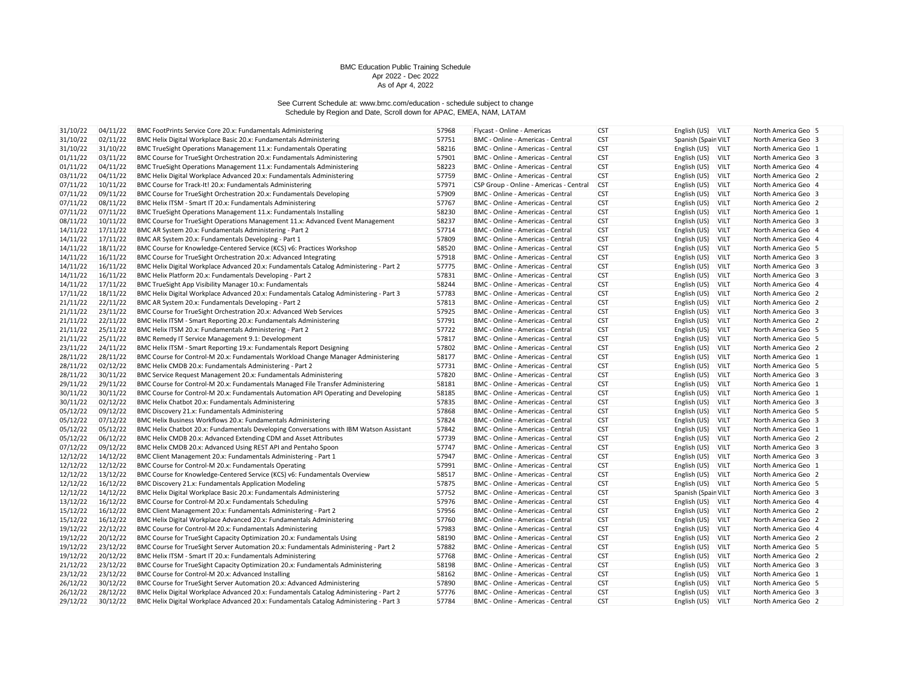BMC Education Public Training Schedule
Apr 2022 - Dec 2022
As of Apr 4, 2022

See Current Schedule at: www.bmc.com/education - schedule subject to change
Schedule by Region and Date, Scroll down for APAC, EMEA, NAM, LATAM

| | | | | | | | | | |
|---|---|---|---|---|---|---|---|---|---|
| 31/10/22 | 04/11/22 | BMC FootPrints Service Core 20.x: Fundamentals Administering | 57968 | Flycast - Online - Americas | CST | English (US) | VILT | North America Geo | 5 |
| 31/10/22 | 02/11/22 | BMC Helix Digital Workplace Basic 20.x: Fundamentals Administering | 57751 | BMC - Online - Americas - Central | CST | Spanish (Spain | VILT | North America Geo | 3 |
| 31/10/22 | 31/10/22 | BMC TrueSight Operations Management 11.x: Fundamentals Operating | 58216 | BMC - Online - Americas - Central | CST | English (US) | VILT | North America Geo | 1 |
| 01/11/22 | 03/11/22 | BMC Course for TrueSight Orchestration 20.x: Fundamentals Administering | 57901 | BMC - Online - Americas - Central | CST | English (US) | VILT | North America Geo | 3 |
| 01/11/22 | 04/11/22 | BMC TrueSight Operations Management 11.x: Fundamentals Administering | 58223 | BMC - Online - Americas - Central | CST | English (US) | VILT | North America Geo | 4 |
| 03/11/22 | 04/11/22 | BMC Helix Digital Workplace Advanced 20.x: Fundamentals Administering | 57759 | BMC - Online - Americas - Central | CST | English (US) | VILT | North America Geo | 2 |
| 07/11/22 | 10/11/22 | BMC Course for Track-It! 20.x: Fundamentals Administering | 57971 | CSP Group - Online - Americas - Central | CST | English (US) | VILT | North America Geo | 4 |
| 07/11/22 | 09/11/22 | BMC Course for TrueSight Orchestration 20.x: Fundamentals Developing | 57909 | BMC - Online - Americas - Central | CST | English (US) | VILT | North America Geo | 3 |
| 07/11/22 | 08/11/22 | BMC Helix ITSM - Smart IT 20.x: Fundamentals Administering | 57767 | BMC - Online - Americas - Central | CST | English (US) | VILT | North America Geo | 2 |
| 07/11/22 | 07/11/22 | BMC TrueSight Operations Management 11.x: Fundamentals Installing | 58230 | BMC - Online - Americas - Central | CST | English (US) | VILT | North America Geo | 1 |
| 08/11/22 | 10/11/22 | BMC Course for TrueSight Operations Management 11.x: Advanced Event Management | 58237 | BMC - Online - Americas - Central | CST | English (US) | VILT | North America Geo | 3 |
| 14/11/22 | 17/11/22 | BMC AR System 20.x: Fundamentals Administering - Part 2 | 57714 | BMC - Online - Americas - Central | CST | English (US) | VILT | North America Geo | 4 |
| 14/11/22 | 17/11/22 | BMC AR System 20.x: Fundamentals Developing - Part 1 | 57809 | BMC - Online - Americas - Central | CST | English (US) | VILT | North America Geo | 4 |
| 14/11/22 | 18/11/22 | BMC Course for Knowledge-Centered Service (KCS) v6: Practices Workshop | 58520 | BMC - Online - Americas - Central | CST | English (US) | VILT | North America Geo | 5 |
| 14/11/22 | 16/11/22 | BMC Course for TrueSight Orchestration 20.x: Advanced Integrating | 57918 | BMC - Online - Americas - Central | CST | English (US) | VILT | North America Geo | 3 |
| 14/11/22 | 16/11/22 | BMC Helix Digital Workplace Advanced 20.x: Fundamentals Catalog Administering - Part 2 | 57775 | BMC - Online - Americas - Central | CST | English (US) | VILT | North America Geo | 3 |
| 14/11/22 | 16/11/22 | BMC Helix Platform 20.x: Fundamentals Developing - Part 2 | 57831 | BMC - Online - Americas - Central | CST | English (US) | VILT | North America Geo | 3 |
| 14/11/22 | 17/11/22 | BMC TrueSight App Visibility Manager 10.x: Fundamentals | 58244 | BMC - Online - Americas - Central | CST | English (US) | VILT | North America Geo | 4 |
| 17/11/22 | 18/11/22 | BMC Helix Digital Workplace Advanced 20.x: Fundamentals Catalog Administering - Part 3 | 57783 | BMC - Online - Americas - Central | CST | English (US) | VILT | North America Geo | 2 |
| 21/11/22 | 22/11/22 | BMC AR System 20.x: Fundamentals Developing - Part 2 | 57813 | BMC - Online - Americas - Central | CST | English (US) | VILT | North America Geo | 2 |
| 21/11/22 | 23/11/22 | BMC Course for TrueSight Orchestration 20.x: Advanced Web Services | 57925 | BMC - Online - Americas - Central | CST | English (US) | VILT | North America Geo | 3 |
| 21/11/22 | 22/11/22 | BMC Helix ITSM - Smart Reporting 20.x: Fundamentals Administering | 57791 | BMC - Online - Americas - Central | CST | English (US) | VILT | North America Geo | 2 |
| 21/11/22 | 25/11/22 | BMC Helix ITSM 20.x: Fundamentals Administering - Part 2 | 57722 | BMC - Online - Americas - Central | CST | English (US) | VILT | North America Geo | 5 |
| 21/11/22 | 25/11/22 | BMC Remedy IT Service Management 9.1: Development | 57817 | BMC - Online - Americas - Central | CST | English (US) | VILT | North America Geo | 5 |
| 23/11/22 | 24/11/22 | BMC Helix ITSM - Smart Reporting 19.x: Fundamentals Report Designing | 57802 | BMC - Online - Americas - Central | CST | English (US) | VILT | North America Geo | 2 |
| 28/11/22 | 28/11/22 | BMC Course for Control-M 20.x: Fundamentals Workload Change Manager Administering | 58177 | BMC - Online - Americas - Central | CST | English (US) | VILT | North America Geo | 1 |
| 28/11/22 | 02/12/22 | BMC Helix CMDB 20.x: Fundamentals Administering - Part 2 | 57731 | BMC - Online - Americas - Central | CST | English (US) | VILT | North America Geo | 5 |
| 28/11/22 | 30/11/22 | BMC Service Request Management 20.x: Fundamentals Administering | 57820 | BMC - Online - Americas - Central | CST | English (US) | VILT | North America Geo | 3 |
| 29/11/22 | 29/11/22 | BMC Course for Control-M 20.x: Fundamentals Managed File Transfer Administering | 58181 | BMC - Online - Americas - Central | CST | English (US) | VILT | North America Geo | 1 |
| 30/11/22 | 30/11/22 | BMC Course for Control-M 20.x: Fundamentals Automation API Operating and Developing | 58185 | BMC - Online - Americas - Central | CST | English (US) | VILT | North America Geo | 1 |
| 30/11/22 | 02/12/22 | BMC Helix Chatbot 20.x: Fundamentals Administering | 57835 | BMC - Online - Americas - Central | CST | English (US) | VILT | North America Geo | 3 |
| 05/12/22 | 09/12/22 | BMC Discovery 21.x: Fundamentals Administering | 57868 | BMC - Online - Americas - Central | CST | English (US) | VILT | North America Geo | 5 |
| 05/12/22 | 07/12/22 | BMC Helix Business Workflows 20.x: Fundamentals Administering | 57824 | BMC - Online - Americas - Central | CST | English (US) | VILT | North America Geo | 3 |
| 05/12/22 | 05/12/22 | BMC Helix Chatbot 20.x: Fundamentals Developing Conversations with IBM Watson Assistant | 57842 | BMC - Online - Americas - Central | CST | English (US) | VILT | North America Geo | 1 |
| 05/12/22 | 06/12/22 | BMC Helix CMDB 20.x: Advanced Extending CDM and Asset Attributes | 57739 | BMC - Online - Americas - Central | CST | English (US) | VILT | North America Geo | 2 |
| 07/12/22 | 09/12/22 | BMC Helix CMDB 20.x: Advanced Using REST API and Pentaho Spoon | 57747 | BMC - Online - Americas - Central | CST | English (US) | VILT | North America Geo | 3 |
| 12/12/22 | 14/12/22 | BMC Client Management 20.x: Fundamentals Administering - Part 1 | 57947 | BMC - Online - Americas - Central | CST | English (US) | VILT | North America Geo | 3 |
| 12/12/22 | 12/12/22 | BMC Course for Control-M 20.x: Fundamentals Operating | 57991 | BMC - Online - Americas - Central | CST | English (US) | VILT | North America Geo | 1 |
| 12/12/22 | 13/12/22 | BMC Course for Knowledge-Centered Service (KCS) v6: Fundamentals Overview | 58517 | BMC - Online - Americas - Central | CST | English (US) | VILT | North America Geo | 2 |
| 12/12/22 | 16/12/22 | BMC Discovery 21.x: Fundamentals Application Modeling | 57875 | BMC - Online - Americas - Central | CST | English (US) | VILT | North America Geo | 5 |
| 12/12/22 | 14/12/22 | BMC Helix Digital Workplace Basic 20.x: Fundamentals Administering | 57752 | BMC - Online - Americas - Central | CST | Spanish (Spain | VILT | North America Geo | 3 |
| 13/12/22 | 16/12/22 | BMC Course for Control-M 20.x: Fundamentals Scheduling | 57976 | BMC - Online - Americas - Central | CST | English (US) | VILT | North America Geo | 4 |
| 15/12/22 | 16/12/22 | BMC Client Management 20.x: Fundamentals Administering - Part 2 | 57956 | BMC - Online - Americas - Central | CST | English (US) | VILT | North America Geo | 2 |
| 15/12/22 | 16/12/22 | BMC Helix Digital Workplace Advanced 20.x: Fundamentals Administering | 57760 | BMC - Online - Americas - Central | CST | English (US) | VILT | North America Geo | 2 |
| 19/12/22 | 22/12/22 | BMC Course for Control-M 20.x: Fundamentals Administering | 57983 | BMC - Online - Americas - Central | CST | English (US) | VILT | North America Geo | 4 |
| 19/12/22 | 20/12/22 | BMC Course for TrueSight Capacity Optimization 20.x: Fundamentals Using | 58190 | BMC - Online - Americas - Central | CST | English (US) | VILT | North America Geo | 2 |
| 19/12/22 | 23/12/22 | BMC Course for TrueSight Server Automation 20.x: Fundamentals Administering - Part 2 | 57882 | BMC - Online - Americas - Central | CST | English (US) | VILT | North America Geo | 5 |
| 19/12/22 | 20/12/22 | BMC Helix ITSM - Smart IT 20.x: Fundamentals Administering | 57768 | BMC - Online - Americas - Central | CST | English (US) | VILT | North America Geo | 2 |
| 21/12/22 | 23/12/22 | BMC Course for TrueSight Capacity Optimization 20.x: Fundamentals Administering | 58198 | BMC - Online - Americas - Central | CST | English (US) | VILT | North America Geo | 3 |
| 23/12/22 | 23/12/22 | BMC Course for Control-M 20.x: Advanced Installing | 58162 | BMC - Online - Americas - Central | CST | English (US) | VILT | North America Geo | 1 |
| 26/12/22 | 30/12/22 | BMC Course for TrueSight Server Automation 20.x: Advanced Administering | 57890 | BMC - Online - Americas - Central | CST | English (US) | VILT | North America Geo | 5 |
| 26/12/22 | 28/12/22 | BMC Helix Digital Workplace Advanced 20.x: Fundamentals Catalog Administering - Part 2 | 57776 | BMC - Online - Americas - Central | CST | English (US) | VILT | North America Geo | 3 |
| 29/12/22 | 30/12/22 | BMC Helix Digital Workplace Advanced 20.x: Fundamentals Catalog Administering - Part 3 | 57784 | BMC - Online - Americas - Central | CST | English (US) | VILT | North America Geo | 2 |